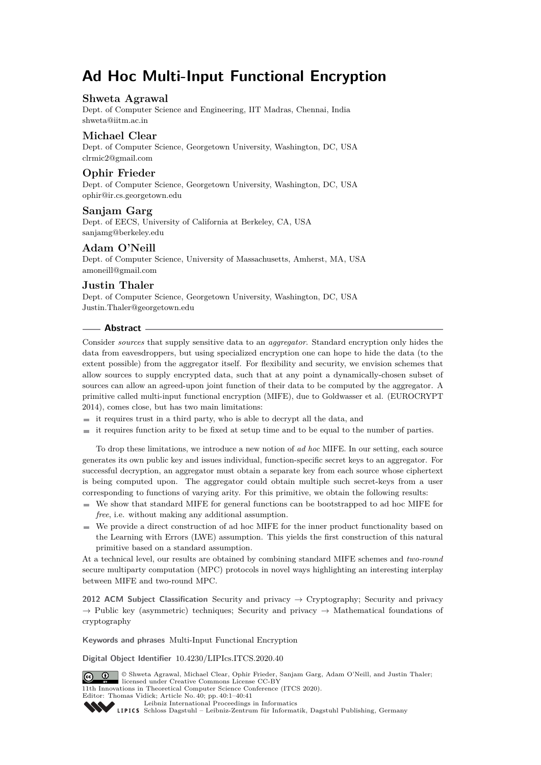# Ad Hoc Multi-Input Functional Encryption

**Shweta Agrawal**
Dept. of Computer Science and Engineering, IIT Madras, Chennai, India
shweta@iitm.ac.in

**Michael Clear**
Dept. of Computer Science, Georgetown University, Washington, DC, USA
clrmic2@gmail.com

**Ophir Frieder**
Dept. of Computer Science, Georgetown University, Washington, DC, USA
ophir@ir.cs.georgetown.edu

**Sanjam Garg**
Dept. of EECS, University of California at Berkeley, CA, USA
sanjamg@berkeley.edu

**Adam O'Neill**
Dept. of Computer Science, University of Massachusetts, Amherst, MA, USA
amoneill@gmail.com

**Justin Thaler**
Dept. of Computer Science, Georgetown University, Washington, DC, USA
Justin.Thaler@georgetown.edu

## Abstract

Consider *sources* that supply sensitive data to an *aggregator*. Standard encryption only hides the data from eavesdroppers, but using specialized encryption one can hope to hide the data (to the extent possible) from the aggregator itself. For flexibility and security, we envision schemes that allow sources to supply encrypted data, such that at any point a dynamically-chosen subset of sources can allow an agreed-upon joint function of their data to be computed by the aggregator. A primitive called multi-input functional encryption (MIFE), due to Goldwasser et al. (EUROCRYPT 2014), comes close, but has two main limitations:

- it requires trust in a third party, who is able to decrypt all the data, and
- it requires function arity to be fixed at setup time and to be equal to the number of parties.

To drop these limitations, we introduce a new notion of *ad hoc* MIFE. In our setting, each source generates its own public key and issues individual, function-specific secret keys to an aggregator. For successful decryption, an aggregator must obtain a separate key from each source whose ciphertext is being computed upon. The aggregator could obtain multiple such secret-keys from a user corresponding to functions of varying arity. For this primitive, we obtain the following results:

- We show that standard MIFE for general functions can be bootstrapped to ad hoc MIFE for *free*, i.e. without making any additional assumption.
- We provide a direct construction of ad hoc MIFE for the inner product functionality based on the Learning with Errors (LWE) assumption. This yields the first construction of this natural primitive based on a standard assumption.

At a technical level, our results are obtained by combining standard MIFE schemes and *two-round* secure multiparty computation (MPC) protocols in novel ways highlighting an interesting interplay between MIFE and two-round MPC.

**2012 ACM Subject Classification** Security and privacy → Cryptography; Security and privacy → Public key (asymmetric) techniques; Security and privacy → Mathematical foundations of cryptography

**Keywords and phrases** Multi-Input Functional Encryption

**Digital Object Identifier** 10.4230/LIPIcs.ITCS.2020.40

© Shweta Agrawal, Michael Clear, Ophir Frieder, Sanjam Garg, Adam O'Neill, and Justin Thaler; licensed under Creative Commons License CC-BY
11th Innovations in Theoretical Computer Science Conference (ITCS 2020).
Editor: Thomas Vidick; Article No. 40; pp. 40:1–40:41
Leibniz International Proceedings in Informatics
Schloss Dagstuhl – Leibniz-Zentrum für Informatik, Dagstuhl Publishing, Germany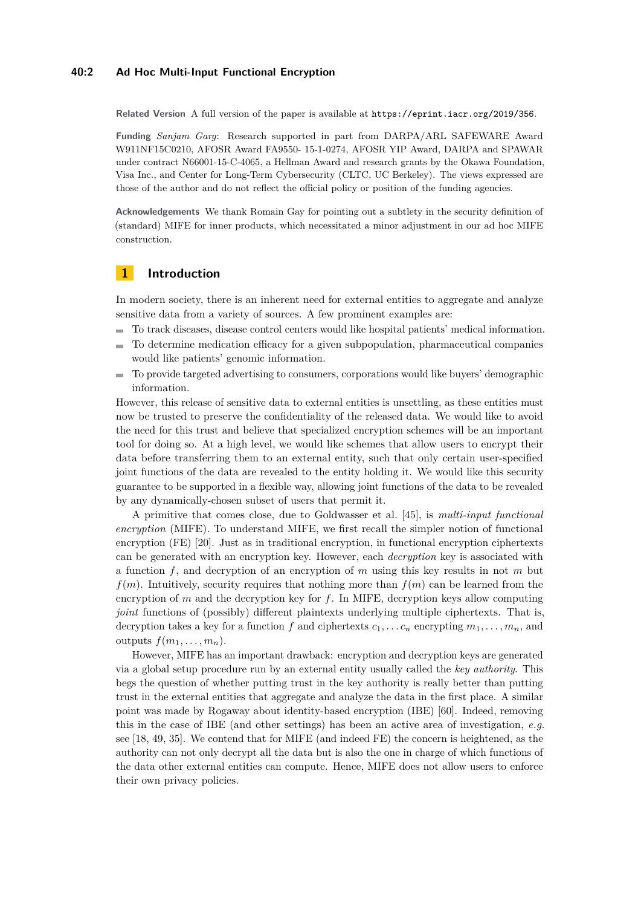**Related Version** A full version of the paper is available at https://eprint.iacr.org/2019/356.

**Funding** *Sanjam Garg*: Research supported in part from DARPA/ARL SAFEWARE Award W911NF15C0210, AFOSR Award FA9550- 15-1-0274, AFOSR YIP Award, DARPA and SPAWAR under contract N66001-15-C-4065, a Hellman Award and research grants by the Okawa Foundation, Visa Inc., and Center for Long-Term Cybersecurity (CLTC, UC Berkeley). The views expressed are those of the author and do not reflect the official policy or position of the funding agencies.

**Acknowledgements** We thank Romain Gay for pointing out a subtlety in the security definition of (standard) MIFE for inner products, which necessitated a minor adjustment in our ad hoc MIFE construction.

## 1 Introduction

In modern society, there is an inherent need for external entities to aggregate and analyze sensitive data from a variety of sources. A few prominent examples are:

- To track diseases, disease control centers would like hospital patients' medical information.
- To determine medication efficacy for a given subpopulation, pharmaceutical companies would like patients' genomic information.
- To provide targeted advertising to consumers, corporations would like buyers' demographic information.

However, this release of sensitive data to external entities is unsettling, as these entities must now be trusted to preserve the confidentiality of the released data. We would like to avoid the need for this trust and believe that specialized encryption schemes will be an important tool for doing so. At a high level, we would like schemes that allow users to encrypt their data before transferring them to an external entity, such that only certain user-specified joint functions of the data are revealed to the entity holding it. We would like this security guarantee to be supported in a flexible way, allowing joint functions of the data to be revealed by any dynamically-chosen subset of users that permit it.

A primitive that comes close, due to Goldwasser et al. [45], is *multi-input functional encryption* (MIFE). To understand MIFE, we first recall the simpler notion of functional encryption (FE) [20]. Just as in traditional encryption, in functional encryption ciphertexts can be generated with an encryption key. However, each *decryption* key is associated with a function $f$, and decryption of an encryption of $m$ using this key results in not $m$ but $f(m)$. Intuitively, security requires that nothing more than $f(m)$ can be learned from the encryption of $m$ and the decryption key for $f$. In MIFE, decryption keys allow computing *joint* functions of (possibly) different plaintexts underlying multiple ciphertexts. That is, decryption takes a key for a function $f$ and ciphertexts $c_1, \ldots c_n$ encrypting $m_1, \ldots, m_n$, and outputs $f(m_1, \ldots, m_n)$.

However, MIFE has an important drawback: encryption and decryption keys are generated via a global setup procedure run by an external entity usually called the *key authority*. This begs the question of whether putting trust in the key authority is really better than putting trust in the external entities that aggregate and analyze the data in the first place. A similar point was made by Rogaway about identity-based encryption (IBE) [60]. Indeed, removing this in the case of IBE (and other settings) has been an active area of investigation, *e.g.* see [18, 49, 35]. We contend that for MIFE (and indeed FE) the concern is heightened, as the authority can not only decrypt all the data but is also the one in charge of which functions of the data other external entities can compute. Hence, MIFE does not allow users to enforce their own privacy policies.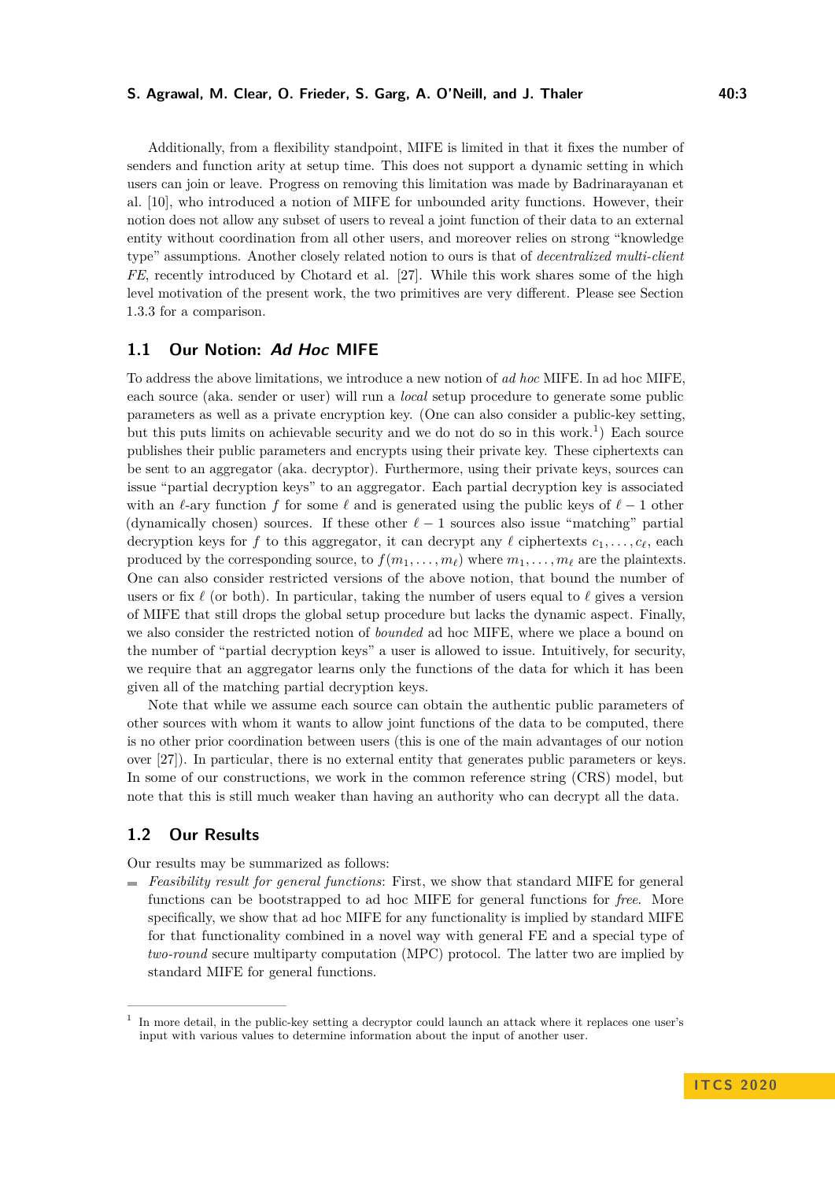Additionally, from a flexibility standpoint, MIFE is limited in that it fixes the number of senders and function arity at setup time. This does not support a dynamic setting in which users can join or leave. Progress on removing this limitation was made by Badrinarayanan et al. [10], who introduced a notion of MIFE for unbounded arity functions. However, their notion does not allow any subset of users to reveal a joint function of their data to an external entity without coordination from all other users, and moreover relies on strong "knowledge type" assumptions. Another closely related notion to ours is that of *decentralized multi-client FE*, recently introduced by Chotard et al. [27]. While this work shares some of the high level motivation of the present work, the two primitives are very different. Please see Section 1.3.3 for a comparison.

## 1.1 Our Notion: *Ad Hoc* MIFE

To address the above limitations, we introduce a new notion of *ad hoc* MIFE. In ad hoc MIFE, each source (aka. sender or user) will run a *local* setup procedure to generate some public parameters as well as a private encryption key. (One can also consider a public-key setting, but this puts limits on achievable security and we do not do so in this work.[1]) Each source publishes their public parameters and encrypts using their private key. These ciphertexts can be sent to an aggregator (aka. decryptor). Furthermore, using their private keys, sources can issue "partial decryption keys" to an aggregator. Each partial decryption key is associated with an $\ell$-ary function $f$ for some $\ell$ and is generated using the public keys of $\ell - 1$ other (dynamically chosen) sources. If these other $\ell - 1$ sources also issue "matching" partial decryption keys for $f$ to this aggregator, it can decrypt any $\ell$ ciphertexts $c_1, \ldots, c_\ell$, each produced by the corresponding source, to $f(m_1, \ldots, m_\ell)$ where $m_1, \ldots, m_\ell$ are the plaintexts. One can also consider restricted versions of the above notion, that bound the number of users or fix $\ell$ (or both). In particular, taking the number of users equal to $\ell$ gives a version of MIFE that still drops the global setup procedure but lacks the dynamic aspect. Finally, we also consider the restricted notion of *bounded* ad hoc MIFE, where we place a bound on the number of "partial decryption keys" a user is allowed to issue. Intuitively, for security, we require that an aggregator learns only the functions of the data for which it has been given all of the matching partial decryption keys.

Note that while we assume each source can obtain the authentic public parameters of other sources with whom it wants to allow joint functions of the data to be computed, there is no other prior coordination between users (this is one of the main advantages of our notion over [27]). In particular, there is no external entity that generates public parameters or keys. In some of our constructions, we work in the common reference string (CRS) model, but note that this is still much weaker than having an authority who can decrypt all the data.

## 1.2 Our Results

Our results may be summarized as follows:

- *Feasibility result for general functions*: First, we show that standard MIFE for general functions can be bootstrapped to ad hoc MIFE for general functions for *free*. More specifically, we show that ad hoc MIFE for any functionality is implied by standard MIFE for that functionality combined in a novel way with general FE and a special type of *two-round* secure multiparty computation (MPC) protocol. The latter two are implied by standard MIFE for general functions.

[1] In more detail, in the public-key setting a decryptor could launch an attack where it replaces one user's input with various values to determine information about the input of another user.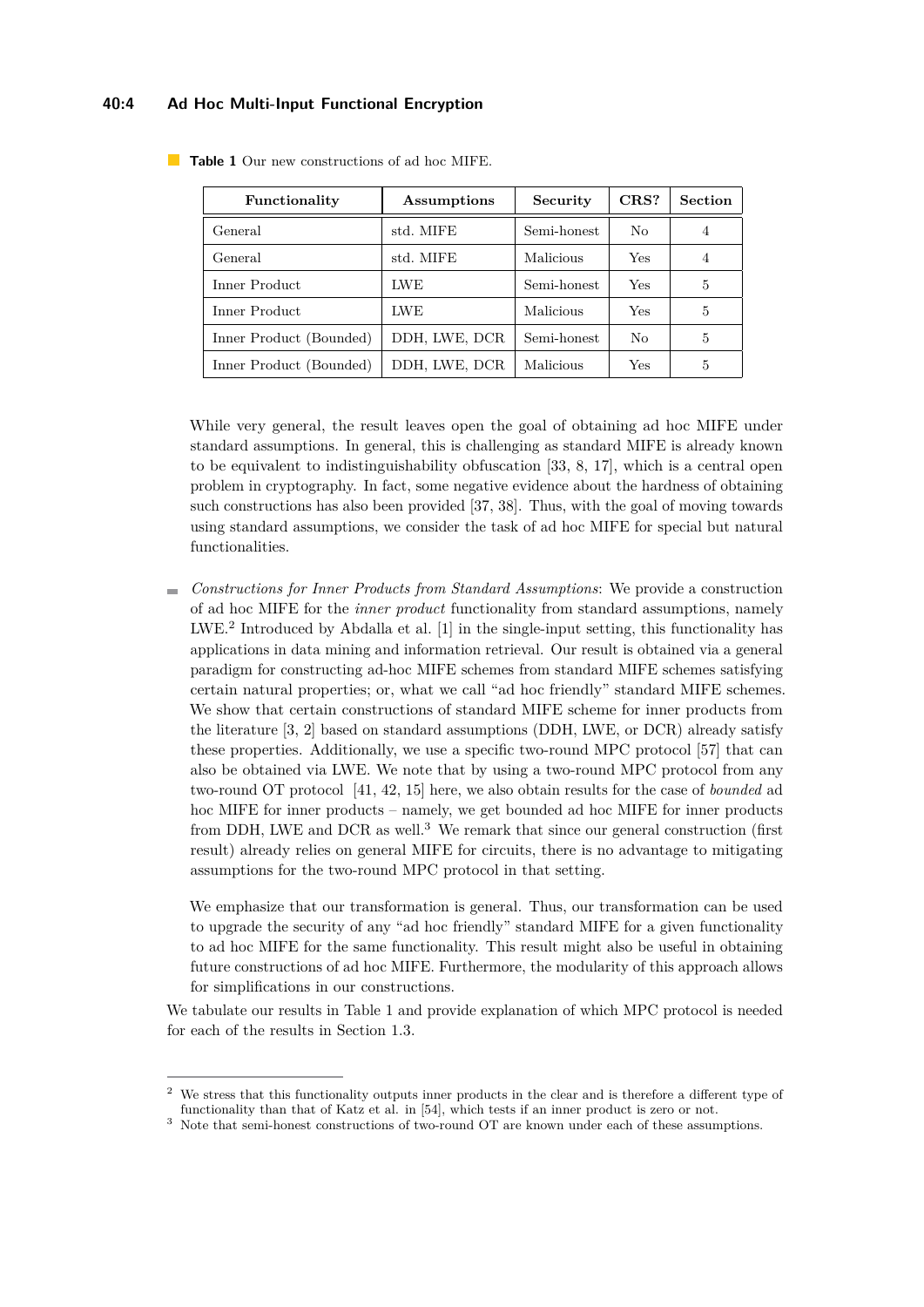**Table 1** Our new constructions of ad hoc MIFE.

| Functionality | Assumptions | Security | CRS? | Section |
|---|---|---|---|---|
| General | std. MIFE | Semi-honest | No | 4 |
| General | std. MIFE | Malicious | Yes | 4 |
| Inner Product | LWE | Semi-honest | Yes | 5 |
| Inner Product | LWE | Malicious | Yes | 5 |
| Inner Product (Bounded) | DDH, LWE, DCR | Semi-honest | No | 5 |
| Inner Product (Bounded) | DDH, LWE, DCR | Malicious | Yes | 5 |

While very general, the result leaves open the goal of obtaining ad hoc MIFE under standard assumptions. In general, this is challenging as standard MIFE is already known to be equivalent to indistinguishability obfuscation [33, 8, 17], which is a central open problem in cryptography. In fact, some negative evidence about the hardness of obtaining such constructions has also been provided [37, 38]. Thus, with the goal of moving towards using standard assumptions, we consider the task of ad hoc MIFE for special but natural functionalities.

- *Constructions for Inner Products from Standard Assumptions*: We provide a construction of ad hoc MIFE for the *inner product* functionality from standard assumptions, namely LWE.[2] Introduced by Abdalla et al. [1] in the single-input setting, this functionality has applications in data mining and information retrieval. Our result is obtained via a general paradigm for constructing ad-hoc MIFE schemes from standard MIFE schemes satisfying certain natural properties; or, what we call "ad hoc friendly" standard MIFE schemes. We show that certain constructions of standard MIFE scheme for inner products from the literature [3, 2] based on standard assumptions (DDH, LWE, or DCR) already satisfy these properties. Additionally, we use a specific two-round MPC protocol [57] that can also be obtained via LWE. We note that by using a two-round MPC protocol from any two-round OT protocol [41, 42, 15] here, we also obtain results for the case of *bounded* ad hoc MIFE for inner products – namely, we get bounded ad hoc MIFE for inner products from DDH, LWE and DCR as well.[3] We remark that since our general construction (first result) already relies on general MIFE for circuits, there is no advantage to mitigating assumptions for the two-round MPC protocol in that setting.

  We emphasize that our transformation is general. Thus, our transformation can be used to upgrade the security of any "ad hoc friendly" standard MIFE for a given functionality to ad hoc MIFE for the same functionality. This result might also be useful in obtaining future constructions of ad hoc MIFE. Furthermore, the modularity of this approach allows for simplifications in our constructions.

We tabulate our results in Table 1 and provide explanation of which MPC protocol is needed for each of the results in Section 1.3.

---

[2] We stress that this functionality outputs inner products in the clear and is therefore a different type of functionality than that of Katz et al. in [54], which tests if an inner product is zero or not.

[3] Note that semi-honest constructions of two-round OT are known under each of these assumptions.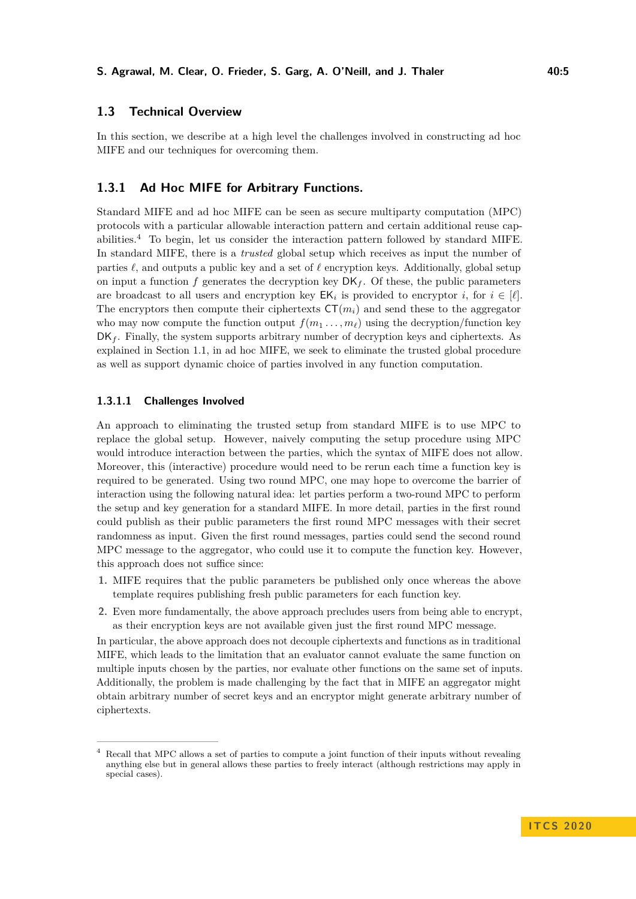## 1.3 Technical Overview

In this section, we describe at a high level the challenges involved in constructing ad hoc MIFE and our techniques for overcoming them.

### 1.3.1 Ad Hoc MIFE for Arbitrary Functions.

Standard MIFE and ad hoc MIFE can be seen as secure multiparty computation (MPC) protocols with a particular allowable interaction pattern and certain additional reuse capabilities.[4] To begin, let us consider the interaction pattern followed by standard MIFE. In standard MIFE, there is a *trusted* global setup which receives as input the number of parties $\ell$, and outputs a public key and a set of $\ell$ encryption keys. Additionally, global setup on input a function $f$ generates the decryption key $\mathsf{DK}_f$. Of these, the public parameters are broadcast to all users and encryption key $\mathsf{EK}_i$ is provided to encryptor $i$, for $i \in [\ell]$. The encryptors then compute their ciphertexts $\mathsf{CT}(m_i)$ and send these to the aggregator who may now compute the function output $f(m_1 \ldots, m_\ell)$ using the decryption/function key $\mathsf{DK}_f$. Finally, the system supports arbitrary number of decryption keys and ciphertexts. As explained in Section 1.1, in ad hoc MIFE, we seek to eliminate the trusted global procedure as well as support dynamic choice of parties involved in any function computation.

#### 1.3.1.1 Challenges Involved

An approach to eliminating the trusted setup from standard MIFE is to use MPC to replace the global setup. However, naively computing the setup procedure using MPC would introduce interaction between the parties, which the syntax of MIFE does not allow. Moreover, this (interactive) procedure would need to be rerun each time a function key is required to be generated. Using two round MPC, one may hope to overcome the barrier of interaction using the following natural idea: let parties perform a two-round MPC to perform the setup and key generation for a standard MIFE. In more detail, parties in the first round could publish as their public parameters the first round MPC messages with their secret randomness as input. Given the first round messages, parties could send the second round MPC message to the aggregator, who could use it to compute the function key. However, this approach does not suffice since:

1. MIFE requires that the public parameters be published only once whereas the above template requires publishing fresh public parameters for each function key.
2. Even more fundamentally, the above approach precludes users from being able to encrypt, as their encryption keys are not available given just the first round MPC message.

In particular, the above approach does not decouple ciphertexts and functions as in traditional MIFE, which leads to the limitation that an evaluator cannot evaluate the same function on multiple inputs chosen by the parties, nor evaluate other functions on the same set of inputs. Additionally, the problem is made challenging by the fact that in MIFE an aggregator might obtain arbitrary number of secret keys and an encryptor might generate arbitrary number of ciphertexts.

[4] Recall that MPC allows a set of parties to compute a joint function of their inputs without revealing anything else but in general allows these parties to freely interact (although restrictions may apply in special cases).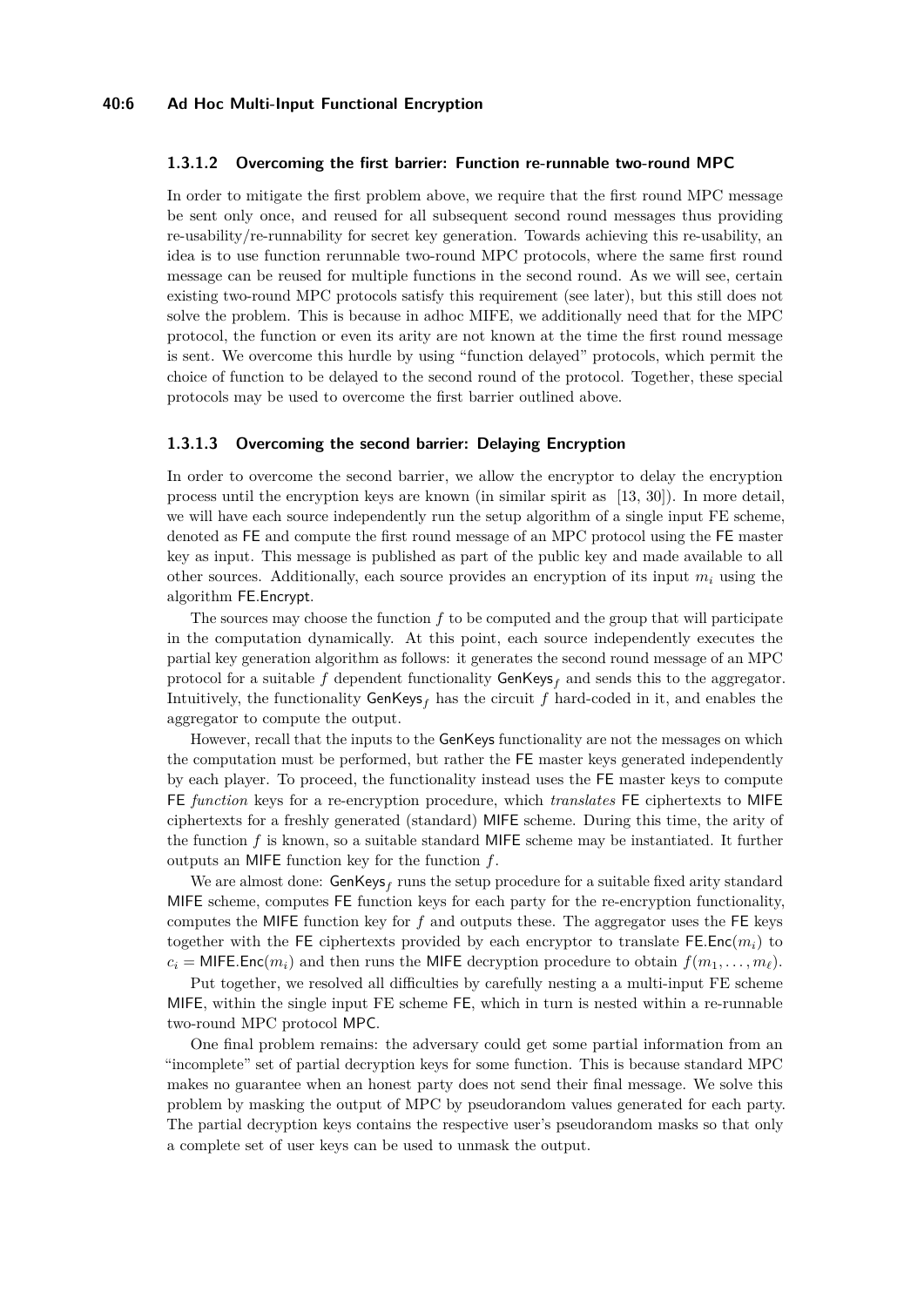#### 1.3.1.2 Overcoming the first barrier: Function re-runnable two-round MPC

In order to mitigate the first problem above, we require that the first round MPC message be sent only once, and reused for all subsequent second round messages thus providing re-usability/re-runnability for secret key generation. Towards achieving this re-usability, an idea is to use function rerunnable two-round MPC protocols, where the same first round message can be reused for multiple functions in the second round. As we will see, certain existing two-round MPC protocols satisfy this requirement (see later), but this still does not solve the problem. This is because in adhoc MIFE, we additionally need that for the MPC protocol, the function or even its arity are not known at the time the first round message is sent. We overcome this hurdle by using "function delayed" protocols, which permit the choice of function to be delayed to the second round of the protocol. Together, these special protocols may be used to overcome the first barrier outlined above.

#### 1.3.1.3 Overcoming the second barrier: Delaying Encryption

In order to overcome the second barrier, we allow the encryptor to delay the encryption process until the encryption keys are known (in similar spirit as [13, 30]). In more detail, we will have each source independently run the setup algorithm of a single input FE scheme, denoted as FE and compute the first round message of an MPC protocol using the FE master key as input. This message is published as part of the public key and made available to all other sources. Additionally, each source provides an encryption of its input $m_i$ using the algorithm FE.Encrypt.

The sources may choose the function $f$ to be computed and the group that will participate in the computation dynamically. At this point, each source independently executes the partial key generation algorithm as follows: it generates the second round message of an MPC protocol for a suitable $f$ dependent functionality $\mathsf{GenKeys}_f$ and sends this to the aggregator. Intuitively, the functionality $\mathsf{GenKeys}_f$ has the circuit $f$ hard-coded in it, and enables the aggregator to compute the output.

However, recall that the inputs to the GenKeys functionality are not the messages on which the computation must be performed, but rather the FE master keys generated independently by each player. To proceed, the functionality instead uses the FE master keys to compute FE *function* keys for a re-encryption procedure, which *translates* FE ciphertexts to MIFE ciphertexts for a freshly generated (standard) MIFE scheme. During this time, the arity of the function $f$ is known, so a suitable standard MIFE scheme may be instantiated. It further outputs an MIFE function key for the function $f$.

We are almost done: $\mathsf{GenKeys}_f$ runs the setup procedure for a suitable fixed arity standard MIFE scheme, computes FE function keys for each party for the re-encryption functionality, computes the MIFE function key for $f$ and outputs these. The aggregator uses the FE keys together with the FE ciphertexts provided by each encryptor to translate $\mathsf{FE.Enc}(m_i)$ to $c_i = \mathsf{MIFE.Enc}(m_i)$ and then runs the MIFE decryption procedure to obtain $f(m_1, \ldots, m_\ell)$.

Put together, we resolved all difficulties by carefully nesting a a multi-input FE scheme MIFE, within the single input FE scheme FE, which in turn is nested within a re-runnable two-round MPC protocol MPC.

One final problem remains: the adversary could get some partial information from an "incomplete" set of partial decryption keys for some function. This is because standard MPC makes no guarantee when an honest party does not send their final message. We solve this problem by masking the output of MPC by pseudorandom values generated for each party. The partial decryption keys contains the respective user's pseudorandom masks so that only a complete set of user keys can be used to unmask the output.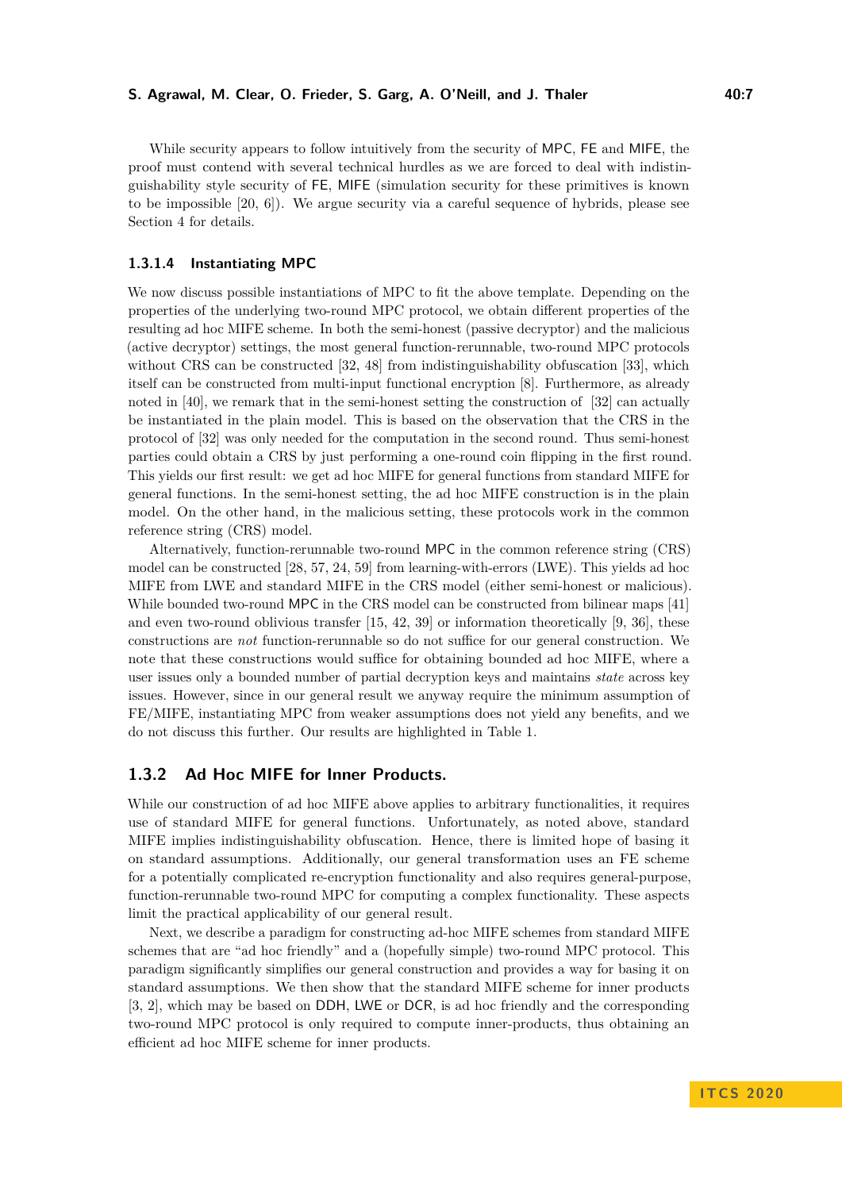While security appears to follow intuitively from the security of MPC, FE and MIFE, the proof must contend with several technical hurdles as we are forced to deal with indistinguishability style security of FE, MIFE (simulation security for these primitives is known to be impossible [20, 6]). We argue security via a careful sequence of hybrids, please see Section 4 for details.

#### 1.3.1.4 Instantiating MPC

We now discuss possible instantiations of MPC to fit the above template. Depending on the properties of the underlying two-round MPC protocol, we obtain different properties of the resulting ad hoc MIFE scheme. In both the semi-honest (passive decryptor) and the malicious (active decryptor) settings, the most general function-rerunnable, two-round MPC protocols without CRS can be constructed [32, 48] from indistinguishability obfuscation [33], which itself can be constructed from multi-input functional encryption [8]. Furthermore, as already noted in [40], we remark that in the semi-honest setting the construction of [32] can actually be instantiated in the plain model. This is based on the observation that the CRS in the protocol of [32] was only needed for the computation in the second round. Thus semi-honest parties could obtain a CRS by just performing a one-round coin flipping in the first round. This yields our first result: we get ad hoc MIFE for general functions from standard MIFE for general functions. In the semi-honest setting, the ad hoc MIFE construction is in the plain model. On the other hand, in the malicious setting, these protocols work in the common reference string (CRS) model.

Alternatively, function-rerunnable two-round MPC in the common reference string (CRS) model can be constructed [28, 57, 24, 59] from learning-with-errors (LWE). This yields ad hoc MIFE from LWE and standard MIFE in the CRS model (either semi-honest or malicious). While bounded two-round MPC in the CRS model can be constructed from bilinear maps [41] and even two-round oblivious transfer [15, 42, 39] or information theoretically [9, 36], these constructions are *not* function-rerunnable so do not suffice for our general construction. We note that these constructions would suffice for obtaining bounded ad hoc MIFE, where a user issues only a bounded number of partial decryption keys and maintains *state* across key issues. However, since in our general result we anyway require the minimum assumption of FE/MIFE, instantiating MPC from weaker assumptions does not yield any benefits, and we do not discuss this further. Our results are highlighted in Table 1.

### 1.3.2 Ad Hoc MIFE for Inner Products.

While our construction of ad hoc MIFE above applies to arbitrary functionalities, it requires use of standard MIFE for general functions. Unfortunately, as noted above, standard MIFE implies indistinguishability obfuscation. Hence, there is limited hope of basing it on standard assumptions. Additionally, our general transformation uses an FE scheme for a potentially complicated re-encryption functionality and also requires general-purpose, function-rerunnable two-round MPC for computing a complex functionality. These aspects limit the practical applicability of our general result.

Next, we describe a paradigm for constructing ad-hoc MIFE schemes from standard MIFE schemes that are "ad hoc friendly" and a (hopefully simple) two-round MPC protocol. This paradigm significantly simplifies our general construction and provides a way for basing it on standard assumptions. We then show that the standard MIFE scheme for inner products [3, 2], which may be based on DDH, LWE or DCR, is ad hoc friendly and the corresponding two-round MPC protocol is only required to compute inner-products, thus obtaining an efficient ad hoc MIFE scheme for inner products.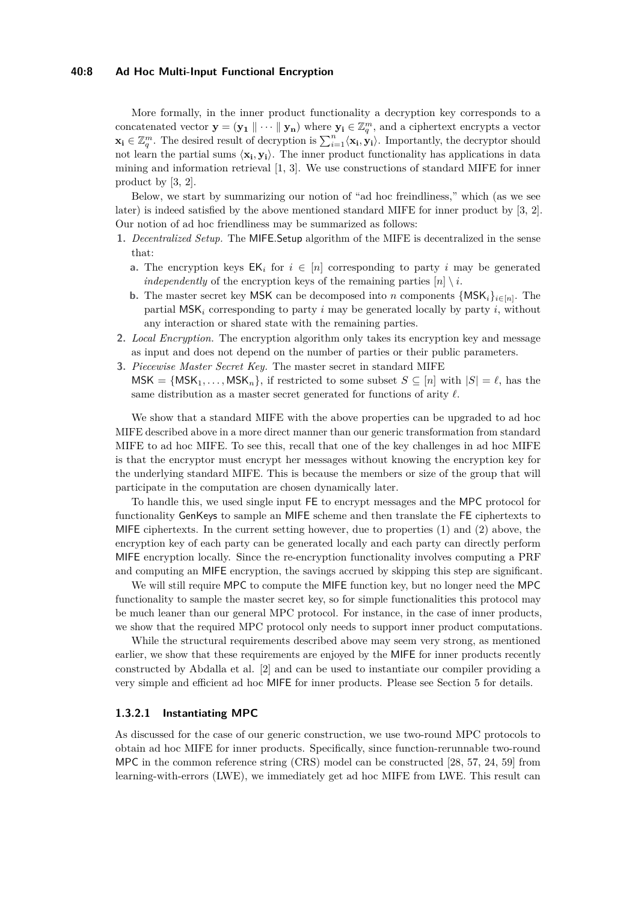More formally, in the inner product functionality a decryption key corresponds to a concatenated vector $\mathbf{y} = (\mathbf{y_1} \parallel \cdots \parallel \mathbf{y_n})$ where $\mathbf{y_i} \in \mathbb{Z}_q^m$, and a ciphertext encrypts a vector $\mathbf{x_i} \in \mathbb{Z}_q^m$. The desired result of decryption is $\sum_{i=1}^{n} \langle \mathbf{x_i}, \mathbf{y_i} \rangle$. Importantly, the decryptor should not learn the partial sums $\langle \mathbf{x_i}, \mathbf{y_i} \rangle$. The inner product functionality has applications in data mining and information retrieval [1, 3]. We use constructions of standard MIFE for inner product by [3, 2].

Below, we start by summarizing our notion of "ad hoc freindliness," which (as we see later) is indeed satisfied by the above mentioned standard MIFE for inner product by [3, 2]. Our notion of ad hoc friendliness may be summarized as follows:

1. *Decentralized Setup.* The $\mathsf{MIFE.Setup}$ algorithm of the MIFE is decentralized in the sense that:
   a. The encryption keys $\mathsf{EK}_i$ for $i \in [n]$ corresponding to party $i$ may be generated *independently* of the encryption keys of the remaining parties $[n] \setminus i$.
   b. The master secret key $\mathsf{MSK}$ can be decomposed into $n$ components $\{\mathsf{MSK}_i\}_{i \in [n]}$. The partial $\mathsf{MSK}_i$ corresponding to party $i$ may be generated locally by party $i$, without any interaction or shared state with the remaining parties.
2. *Local Encryption.* The encryption algorithm only takes its encryption key and message as input and does not depend on the number of parties or their public parameters.
3. *Piecewise Master Secret Key.* The master secret in standard MIFE $\mathsf{MSK} = \{\mathsf{MSK}_1, \ldots, \mathsf{MSK}_n\}$, if restricted to some subset $S \subseteq [n]$ with $|S| = \ell$, has the same distribution as a master secret generated for functions of arity $\ell$.

We show that a standard MIFE with the above properties can be upgraded to ad hoc MIFE described above in a more direct manner than our generic transformation from standard MIFE to ad hoc MIFE. To see this, recall that one of the key challenges in ad hoc MIFE is that the encryptor must encrypt her messages without knowing the encryption key for the underlying standard MIFE. This is because the members or size of the group that will participate in the computation are chosen dynamically later.

To handle this, we used single input $\mathsf{FE}$ to encrypt messages and the $\mathsf{MPC}$ protocol for functionality $\mathsf{GenKeys}$ to sample an $\mathsf{MIFE}$ scheme and then translate the $\mathsf{FE}$ ciphertexts to $\mathsf{MIFE}$ ciphertexts. In the current setting however, due to properties (1) and (2) above, the encryption key of each party can be generated locally and each party can directly perform $\mathsf{MIFE}$ encryption locally. Since the re-encryption functionality involves computing a PRF and computing an $\mathsf{MIFE}$ encryption, the savings accrued by skipping this step are significant.

We will still require $\mathsf{MPC}$ to compute the $\mathsf{MIFE}$ function key, but no longer need the $\mathsf{MPC}$ functionality to sample the master secret key, so for simple functionalities this protocol may be much leaner than our general MPC protocol. For instance, in the case of inner products, we show that the required MPC protocol only needs to support inner product computations.

While the structural requirements described above may seem very strong, as mentioned earlier, we show that these requirements are enjoyed by the $\mathsf{MIFE}$ for inner products recently constructed by Abdalla et al. [2] and can be used to instantiate our compiler providing a very simple and efficient ad hoc $\mathsf{MIFE}$ for inner products. Please see Section 5 for details.

#### 1.3.2.1 Instantiating MPC

As discussed for the case of our generic construction, we use two-round MPC protocols to obtain ad hoc MIFE for inner products. Specifically, since function-rerunnable two-round $\mathsf{MPC}$ in the common reference string (CRS) model can be constructed [28, 57, 24, 59] from learning-with-errors (LWE), we immediately get ad hoc MIFE from LWE. This result can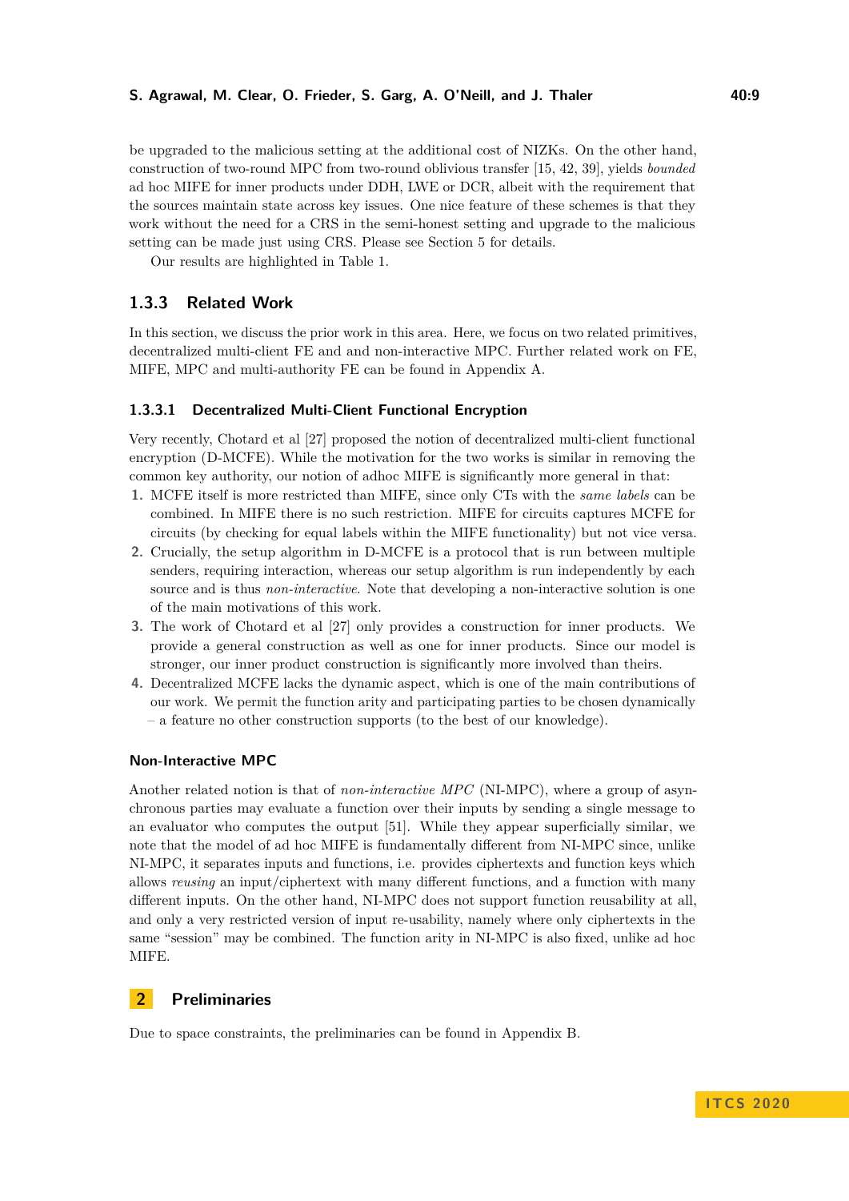be upgraded to the malicious setting at the additional cost of NIZKs. On the other hand, construction of two-round MPC from two-round oblivious transfer [15, 42, 39], yields *bounded* ad hoc MIFE for inner products under DDH, LWE or DCR, albeit with the requirement that the sources maintain state across key issues. One nice feature of these schemes is that they work without the need for a CRS in the semi-honest setting and upgrade to the malicious setting can be made just using CRS. Please see Section 5 for details.

Our results are highlighted in Table 1.

### 1.3.3 Related Work

In this section, we discuss the prior work in this area. Here, we focus on two related primitives, decentralized multi-client FE and and non-interactive MPC. Further related work on FE, MIFE, MPC and multi-authority FE can be found in Appendix A.

#### 1.3.3.1 Decentralized Multi-Client Functional Encryption

Very recently, Chotard et al [27] proposed the notion of decentralized multi-client functional encryption (D-MCFE). While the motivation for the two works is similar in removing the common key authority, our notion of adhoc MIFE is significantly more general in that:

1. MCFE itself is more restricted than MIFE, since only CTs with the *same labels* can be combined. In MIFE there is no such restriction. MIFE for circuits captures MCFE for circuits (by checking for equal labels within the MIFE functionality) but not vice versa.
2. Crucially, the setup algorithm in D-MCFE is a protocol that is run between multiple senders, requiring interaction, whereas our setup algorithm is run independently by each source and is thus *non-interactive*. Note that developing a non-interactive solution is one of the main motivations of this work.
3. The work of Chotard et al [27] only provides a construction for inner products. We provide a general construction as well as one for inner products. Since our model is stronger, our inner product construction is significantly more involved than theirs.
4. Decentralized MCFE lacks the dynamic aspect, which is one of the main contributions of our work. We permit the function arity and participating parties to be chosen dynamically – a feature no other construction supports (to the best of our knowledge).

#### Non-Interactive MPC

Another related notion is that of *non-interactive MPC* (NI-MPC), where a group of asynchronous parties may evaluate a function over their inputs by sending a single message to an evaluator who computes the output [51]. While they appear superficially similar, we note that the model of ad hoc MIFE is fundamentally different from NI-MPC since, unlike NI-MPC, it separates inputs and functions, i.e. provides ciphertexts and function keys which allows *reusing* an input/ciphertext with many different functions, and a function with many different inputs. On the other hand, NI-MPC does not support function reusability at all, and only a very restricted version of input re-usability, namely where only ciphertexts in the same "session" may be combined. The function arity in NI-MPC is also fixed, unlike ad hoc MIFE.

## 2 Preliminaries

Due to space constraints, the preliminaries can be found in Appendix B.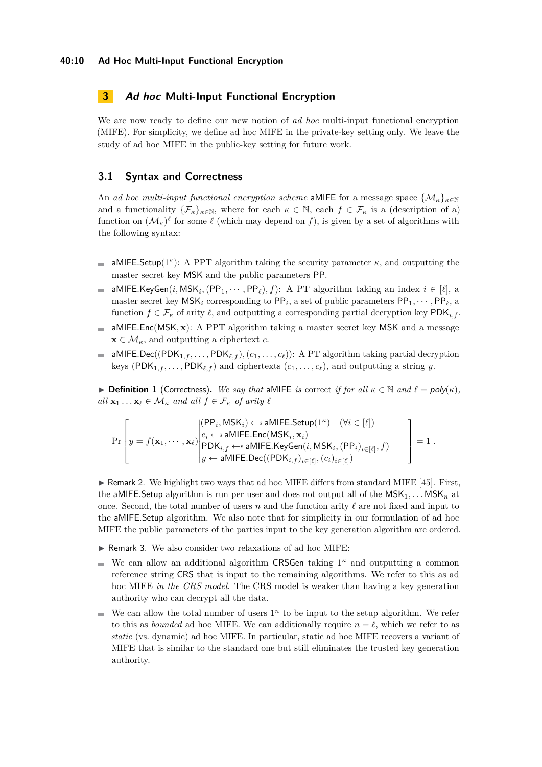## 3 *Ad hoc* Multi-Input Functional Encryption

We are now ready to define our new notion of *ad hoc* multi-input functional encryption (MIFE). For simplicity, we define ad hoc MIFE in the private-key setting only. We leave the study of ad hoc MIFE in the public-key setting for future work.

### 3.1 Syntax and Correctness

An *ad hoc multi-input functional encryption scheme* aMIFE for a message space $\{\mathcal{M}_\kappa\}_{\kappa\in\mathbb{N}}$ and a functionality $\{\mathcal{F}_\kappa\}_{\kappa\in\mathbb{N}}$, where for each $\kappa \in \mathbb{N}$, each $f \in \mathcal{F}_\kappa$ is a (description of a) function on $(\mathcal{M}_\kappa)^\ell$ for some $\ell$ (which may depend on $f$), is given by a set of algorithms with the following syntax:

- $\mathsf{aMIFE.Setup}(1^\kappa)$: A PPT algorithm taking the security parameter $\kappa$, and outputting the master secret key $\mathsf{MSK}$ and the public parameters $\mathsf{PP}$.
- $\mathsf{aMIFE.KeyGen}(i, \mathsf{MSK}_i, (\mathsf{PP}_1, \cdots, \mathsf{PP}_\ell), f)$: A PT algorithm taking an index $i \in [\ell]$, a master secret key $\mathsf{MSK}_i$ corresponding to $\mathsf{PP}_i$, a set of public parameters $\mathsf{PP}_1, \cdots, \mathsf{PP}_\ell$, a function $f \in \mathcal{F}_\kappa$ of arity $\ell$, and outputting a corresponding partial decryption key $\mathsf{PDK}_{i,f}$.
- $\mathsf{aMIFE.Enc}(\mathsf{MSK}, \mathbf{x})$: A PPT algorithm taking a master secret key $\mathsf{MSK}$ and a message $\mathbf{x} \in \mathcal{M}_\kappa$, and outputting a ciphertext $c$.
- $\mathsf{aMIFE.Dec}((\mathsf{PDK}_{1,f}, \ldots, \mathsf{PDK}_{\ell,f}), (c_1, \ldots, c_\ell))$: A PT algorithm taking partial decryption keys $(\mathsf{PDK}_{1,f}, \ldots, \mathsf{PDK}_{\ell,f})$ and ciphertexts $(c_1, \ldots, c_\ell)$, and outputting a string $y$.

▶ **Definition 1** (Correctness). *We say that* aMIFE *is* correct *if for all* $\kappa \in \mathbb{N}$ *and* $\ell = \mathit{poly}(\kappa)$, *all* $\mathbf{x}_1 \ldots \mathbf{x}_\ell \in \mathcal{M}_\kappa$ *and all* $f \in \mathcal{F}_\kappa$ *of arity* $\ell$

$$\Pr\left[ y = f(\mathbf{x}_1, \cdots, \mathbf{x}_\ell) \left| \begin{array}{l} (\mathsf{PP}_i, \mathsf{MSK}_i) \leftarrow\!\!\$\; \mathsf{aMIFE.Setup}(1^\kappa) \quad (\forall i \in [\ell]) \\ c_i \leftarrow\!\!\$\; \mathsf{aMIFE.Enc}(\mathsf{MSK}_i, \mathbf{x}_i) \\ \mathsf{PDK}_{i,f} \leftarrow\!\!\$\; \mathsf{aMIFE.KeyGen}(i, \mathsf{MSK}_i, (\mathsf{PP}_i)_{i\in[\ell]}, f) \\ y \leftarrow \mathsf{aMIFE.Dec}((\mathsf{PDK}_{i,f})_{i\in[\ell]}, (c_i)_{i\in[\ell]}) \end{array} \right. \right] = 1 \,.$$

▶ Remark 2. We highlight two ways that ad hoc MIFE differs from standard MIFE [45]. First, the $\mathsf{aMIFE.Setup}$ algorithm is run per user and does not output all of the $\mathsf{MSK}_1, \ldots \mathsf{MSK}_n$ at once. Second, the total number of users $n$ and the function arity $\ell$ are not fixed and input to the $\mathsf{aMIFE.Setup}$ algorithm. We also note that for simplicity in our formulation of ad hoc MIFE the public parameters of the parties input to the key generation algorithm are ordered.

▶ Remark 3. We also consider two relaxations of ad hoc MIFE:

- We can allow an additional algorithm $\mathsf{CRSGen}$ taking $1^\kappa$ and outputting a common reference string $\mathsf{CRS}$ that is input to the remaining algorithms. We refer to this as ad hoc MIFE *in the CRS model*. The CRS model is weaker than having a key generation authority who can decrypt all the data.
- We can allow the total number of users $1^n$ to be input to the setup algorithm. We refer to this as *bounded* ad hoc MIFE. We can additionally require $n = \ell$, which we refer to as *static* (vs. dynamic) ad hoc MIFE. In particular, static ad hoc MIFE recovers a variant of MIFE that is similar to the standard one but still eliminates the trusted key generation authority.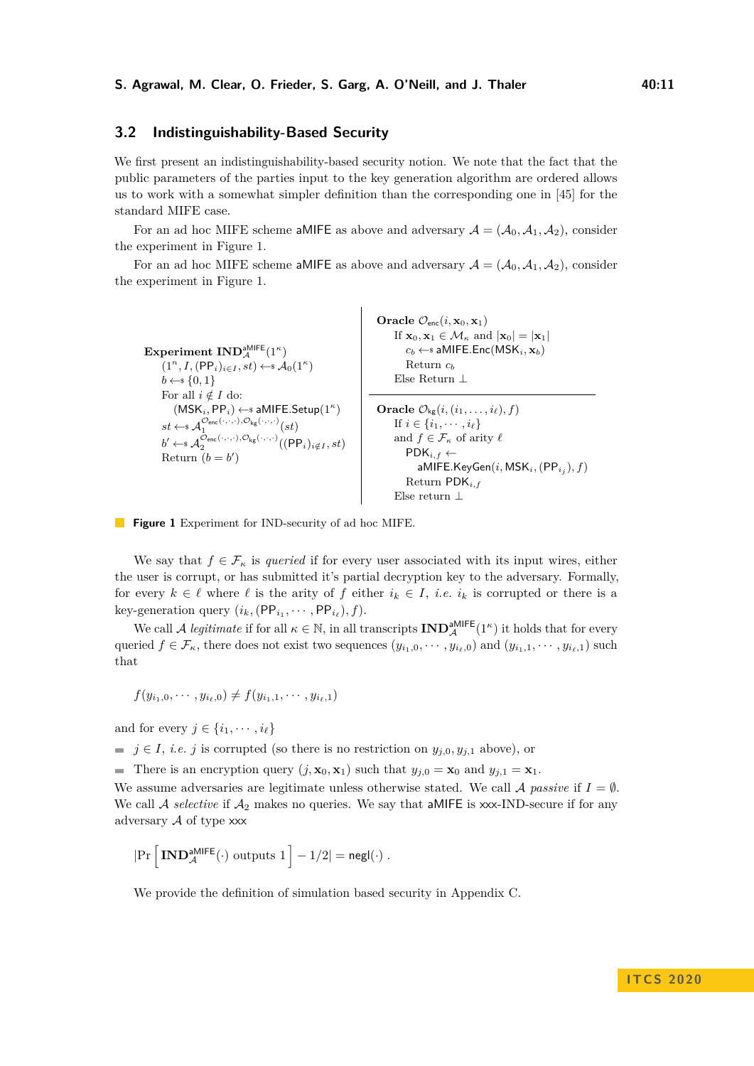## 3.2 Indistinguishability-Based Security

We first present an indistinguishability-based security notion. We note that the fact that the public parameters of the parties input to the key generation algorithm are ordered allows us to work with a somewhat simpler definition than the corresponding one in [45] for the standard MIFE case.

For an ad hoc MIFE scheme aMIFE as above and adversary $\mathcal{A} = (\mathcal{A}_0, \mathcal{A}_1, \mathcal{A}_2)$, consider the experiment in Figure 1.

For an ad hoc MIFE scheme aMIFE as above and adversary $\mathcal{A} = (\mathcal{A}_0, \mathcal{A}_1, \mathcal{A}_2)$, consider the experiment in Figure 1.

**Experiment** $\mathbf{IND}_{\mathcal{A}}^{\mathsf{aMIFE}}(1^\kappa)$
- $(1^n, I, (\mathsf{PP}_i)_{i \in I}, st) \leftarrow\$ \mathcal{A}_0(1^\kappa)$
- $b \leftarrow\$ \{0,1\}$
- For all $i \notin I$ do:
  - $(\mathsf{MSK}_i, \mathsf{PP}_i) \leftarrow\$ \mathsf{aMIFE.Setup}(1^\kappa)$
- $st \leftarrow\$ \mathcal{A}_1^{\mathcal{O}_{\mathsf{enc}}(\cdot,\cdot,\cdot), \mathcal{O}_{\mathsf{kg}}(\cdot,\cdot,\cdot)}(st)$
- $b' \leftarrow\$ \mathcal{A}_2^{\mathcal{O}_{\mathsf{enc}}(\cdot,\cdot,\cdot), \mathcal{O}_{\mathsf{kg}}(\cdot,\cdot,\cdot)}((\mathsf{PP}_i)_{i \notin I}, st)$
- Return $(b = b')$

**Oracle** $\mathcal{O}_{\mathsf{enc}}(i, \mathbf{x}_0, \mathbf{x}_1)$
- If $\mathbf{x}_0, \mathbf{x}_1 \in \mathcal{M}_\kappa$ and $|\mathbf{x}_0| = |\mathbf{x}_1|$
  - $c_b \leftarrow\$ \mathsf{aMIFE.Enc}(\mathsf{MSK}_i, \mathbf{x}_b)$
  - Return $c_b$
- Else Return $\perp$

**Oracle** $\mathcal{O}_{\mathsf{kg}}(i, (i_1, \ldots, i_\ell), f)$
- If $i \in \{i_1, \cdots, i_\ell\}$
- and $f \in \mathcal{F}_\kappa$ of arity $\ell$
  - $\mathsf{PDK}_{i,f} \leftarrow$ $\mathsf{aMIFE.KeyGen}(i, \mathsf{MSK}_i, (\mathsf{PP}_{i_j}), f)$
  - Return $\mathsf{PDK}_{i,f}$
- Else return $\perp$

**Figure 1** Experiment for IND-security of ad hoc MIFE.

We say that $f \in \mathcal{F}_\kappa$ is *queried* if for every user associated with its input wires, either the user is corrupt, or has submitted it's partial decryption key to the adversary. Formally, for every $k \in \ell$ where $\ell$ is the arity of $f$ either $i_k \in I$, *i.e.* $i_k$ is corrupted or there is a key-generation query $(i_k, (\mathsf{PP}_{i_1}, \cdots, \mathsf{PP}_{i_\ell}), f)$.

We call $\mathcal{A}$ *legitimate* if for all $\kappa \in \mathbb{N}$, in all transcripts $\mathbf{IND}_{\mathcal{A}}^{\mathsf{aMIFE}}(1^\kappa)$ it holds that for every queried $f \in \mathcal{F}_\kappa$, there does not exist two sequences $(y_{i_1,0}, \cdots, y_{i_\ell,0})$ and $(y_{i_1,1}, \cdots, y_{i_\ell,1})$ such that

$$f(y_{i_1,0}, \cdots, y_{i_\ell,0}) \neq f(y_{i_1,1}, \cdots, y_{i_\ell,1})$$

and for every $j \in \{i_1, \cdots, i_\ell\}$

- $j \in I$, *i.e.* $j$ is corrupted (so there is no restriction on $y_{j,0}, y_{j,1}$ above), or
- There is an encryption query $(j, \mathbf{x}_0, \mathbf{x}_1)$ such that $y_{j,0} = \mathbf{x}_0$ and $y_{j,1} = \mathbf{x}_1$.

We assume adversaries are legitimate unless otherwise stated. We call $\mathcal{A}$ *passive* if $I = \emptyset$. We call $\mathcal{A}$ *selective* if $\mathcal{A}_2$ makes no queries. We say that aMIFE is xxx-IND-secure if for any adversary $\mathcal{A}$ of type xxx

$$|\Pr\left[\mathbf{IND}_{\mathcal{A}}^{\mathsf{aMIFE}}(\cdot) \text{ outputs } 1\right] - 1/2| = \mathsf{negl}(\cdot)\ .$$

We provide the definition of simulation based security in Appendix C.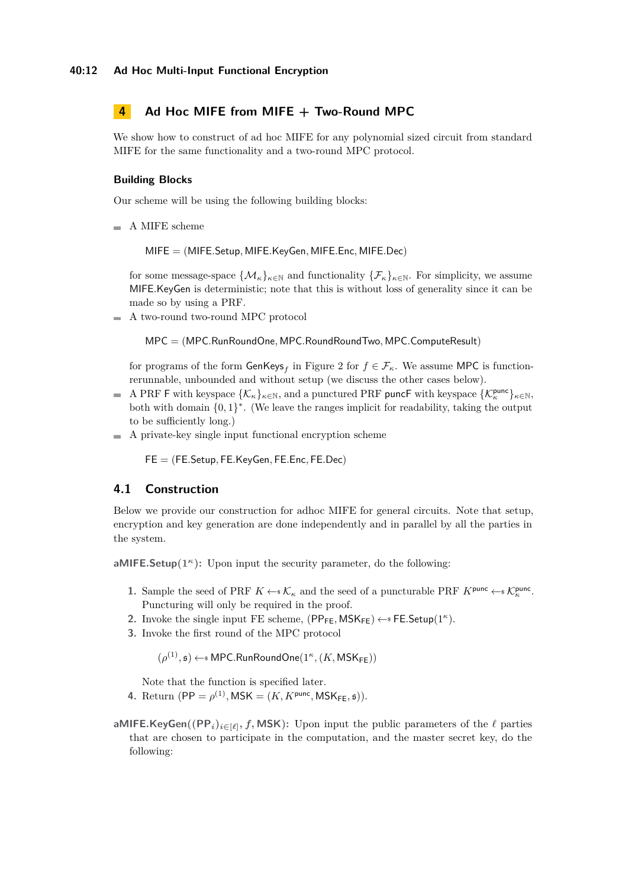## 4 Ad Hoc MIFE from MIFE + Two-Round MPC

We show how to construct of ad hoc MIFE for any polynomial sized circuit from standard MIFE for the same functionality and a two-round MPC protocol.

### Building Blocks

Our scheme will be using the following building blocks:

- A MIFE scheme

  $$\mathsf{MIFE} = (\mathsf{MIFE.Setup}, \mathsf{MIFE.KeyGen}, \mathsf{MIFE.Enc}, \mathsf{MIFE.Dec})$$

  for some message-space $\{\mathcal{M}_\kappa\}_{\kappa\in\mathbb{N}}$ and functionality $\{\mathcal{F}_\kappa\}_{\kappa\in\mathbb{N}}$. For simplicity, we assume $\mathsf{MIFE.KeyGen}$ is deterministic; note that this is without loss of generality since it can be made so by using a PRF.
- A two-round two-round MPC protocol

  $$\mathsf{MPC} = (\mathsf{MPC.RunRoundOne}, \mathsf{MPC.RoundRoundTwo}, \mathsf{MPC.ComputeResult})$$

  for programs of the form $\mathsf{GenKeys}_f$ in Figure 2 for $f \in \mathcal{F}_\kappa$. We assume $\mathsf{MPC}$ is function-rerunnable, unbounded and without setup (we discuss the other cases below).
- A PRF $\mathsf{F}$ with keyspace $\{\mathcal{K}_\kappa\}_{\kappa\in\mathbb{N}}$, and a punctured PRF $\mathsf{puncF}$ with keyspace $\{\mathcal{K}^{\mathsf{punc}}_\kappa\}_{\kappa\in\mathbb{N}}$, both with domain $\{0,1\}^*$. (We leave the ranges implicit for readability, taking the output to be sufficiently long.)
- A private-key single input functional encryption scheme

  $$\mathsf{FE} = (\mathsf{FE.Setup}, \mathsf{FE.KeyGen}, \mathsf{FE.Enc}, \mathsf{FE.Dec})$$

### 4.1 Construction

Below we provide our construction for adhoc MIFE for general circuits. Note that setup, encryption and key generation are done independently and in parallel by all the parties in the system.

**$\mathsf{aMIFE.Setup}(1^\kappa)$:** Upon input the security parameter, do the following:

1. Sample the seed of PRF $K \leftarrow\!\!\$\, \mathcal{K}_\kappa$ and the seed of a puncturable PRF $K^{\mathsf{punc}} \leftarrow\!\!\$\, \mathcal{K}^{\mathsf{punc}}_\kappa$. Puncturing will only be required in the proof.
2. Invoke the single input FE scheme, $(\mathsf{PP}_{\mathsf{FE}}, \mathsf{MSK}_{\mathsf{FE}}) \leftarrow\!\!\$\, \mathsf{FE.Setup}(1^\kappa)$.
3. Invoke the first round of the MPC protocol

   $$(\rho^{(1)}, \mathfrak{s}) \leftarrow\!\!\$\, \mathsf{MPC.RunRoundOne}(1^\kappa, (K, \mathsf{MSK}_{\mathsf{FE}}))$$

   Note that the function is specified later.
4. Return $(\mathsf{PP} = \rho^{(1)}, \mathsf{MSK} = (K, K^{\mathsf{punc}}, \mathsf{MSK}_{\mathsf{FE}}, \mathfrak{s}))$.

**$\mathsf{aMIFE.KeyGen}((\mathsf{PP}_i)_{i\in[\ell]}, f, \mathsf{MSK})$:** Upon input the public parameters of the $\ell$ parties that are chosen to participate in the computation, and the master secret key, do the following: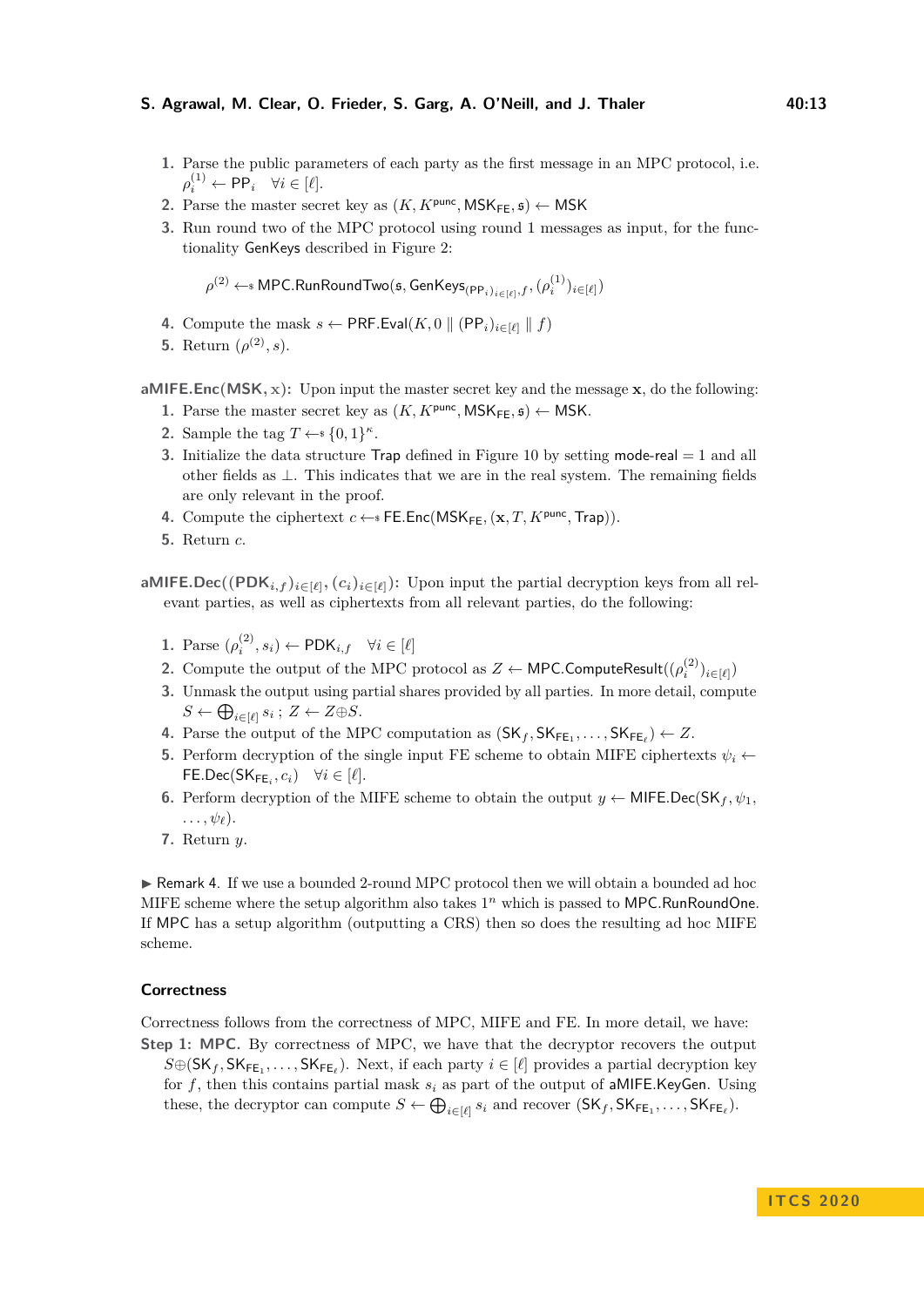1. Parse the public parameters of each party as the first message in an MPC protocol, i.e. $\rho_i^{(1)} \leftarrow \mathsf{PP}_i \quad \forall i \in [\ell]$.
2. Parse the master secret key as $(K, K^{\mathsf{punc}}, \mathsf{MSK}_{\mathsf{FE}}, \mathfrak{s}) \leftarrow \mathsf{MSK}$
3. Run round two of the MPC protocol using round 1 messages as input, for the functionality $\mathsf{GenKeys}$ described in Figure 2:

$$\rho^{(2)} \leftarrow\!\!\$\ \mathsf{MPC.RunRoundTwo}(\mathfrak{s}, \mathsf{GenKeys}_{(\mathsf{PP}_i)_{i\in[\ell]}, f}, (\rho_i^{(1)})_{i\in[\ell]})$$

4. Compute the mask $s \leftarrow \mathsf{PRF.Eval}(K, 0 \parallel (\mathsf{PP}_i)_{i\in[\ell]} \parallel f)$
5. Return $(\rho^{(2)}, s)$.

**aMIFE.Enc(MSK, x):** Upon input the master secret key and the message $\mathbf{x}$, do the following:

1. Parse the master secret key as $(K, K^{\mathsf{punc}}, \mathsf{MSK}_{\mathsf{FE}}, \mathfrak{s}) \leftarrow \mathsf{MSK}$.
2. Sample the tag $T \leftarrow\!\!\$\ \{0,1\}^{\kappa}$.
3. Initialize the data structure $\mathsf{Trap}$ defined in Figure 10 by setting $\mathsf{mode\text{-}real} = 1$ and all other fields as $\perp$. This indicates that we are in the real system. The remaining fields are only relevant in the proof.
4. Compute the ciphertext $c \leftarrow\!\!\$\ \mathsf{FE.Enc}(\mathsf{MSK}_{\mathsf{FE}}, (\mathbf{x}, T, K^{\mathsf{punc}}, \mathsf{Trap}))$.
5. Return $c$.

**aMIFE.Dec($(\mathsf{PDK}_{i,f})_{i\in[\ell]}, (c_i)_{i\in[\ell]}$):** Upon input the partial decryption keys from all relevant parties, as well as ciphertexts from all relevant parties, do the following:

1. Parse $(\rho_i^{(2)}, s_i) \leftarrow \mathsf{PDK}_{i,f} \quad \forall i \in [\ell]$
2. Compute the output of the MPC protocol as $Z \leftarrow \mathsf{MPC.ComputeResult}((\rho_i^{(2)})_{i\in[\ell]})$
3. Unmask the output using partial shares provided by all parties. In more detail, compute $S \leftarrow \bigoplus_{i\in[\ell]} s_i$ ; $Z \leftarrow Z \oplus S$.
4. Parse the output of the MPC computation as $(\mathsf{SK}_f, \mathsf{SK}_{\mathsf{FE}_1}, \ldots, \mathsf{SK}_{\mathsf{FE}_\ell}) \leftarrow Z$.
5. Perform decryption of the single input FE scheme to obtain MIFE ciphertexts $\psi_i \leftarrow \mathsf{FE.Dec}(\mathsf{SK}_{\mathsf{FE}_i}, c_i) \quad \forall i \in [\ell]$.
6. Perform decryption of the MIFE scheme to obtain the output $y \leftarrow \mathsf{MIFE.Dec}(\mathsf{SK}_f, \psi_1, \ldots, \psi_\ell)$.
7. Return $y$.

▶ Remark 4. If we use a bounded 2-round MPC protocol then we will obtain a bounded ad hoc MIFE scheme where the setup algorithm also takes $1^n$ which is passed to $\mathsf{MPC.RunRoundOne}$. If MPC has a setup algorithm (outputting a CRS) then so does the resulting ad hoc MIFE scheme.

### Correctness

Correctness follows from the correctness of MPC, MIFE and FE. In more detail, we have:

**Step 1: MPC.** By correctness of MPC, we have that the decryptor recovers the output $S \oplus (\mathsf{SK}_f, \mathsf{SK}_{\mathsf{FE}_1}, \ldots, \mathsf{SK}_{\mathsf{FE}_\ell})$. Next, if each party $i \in [\ell]$ provides a partial decryption key for $f$, then this contains partial mask $s_i$ as part of the output of $\mathsf{aMIFE.KeyGen}$. Using these, the decryptor can compute $S \leftarrow \bigoplus_{i\in[\ell]} s_i$ and recover $(\mathsf{SK}_f, \mathsf{SK}_{\mathsf{FE}_1}, \ldots, \mathsf{SK}_{\mathsf{FE}_\ell})$.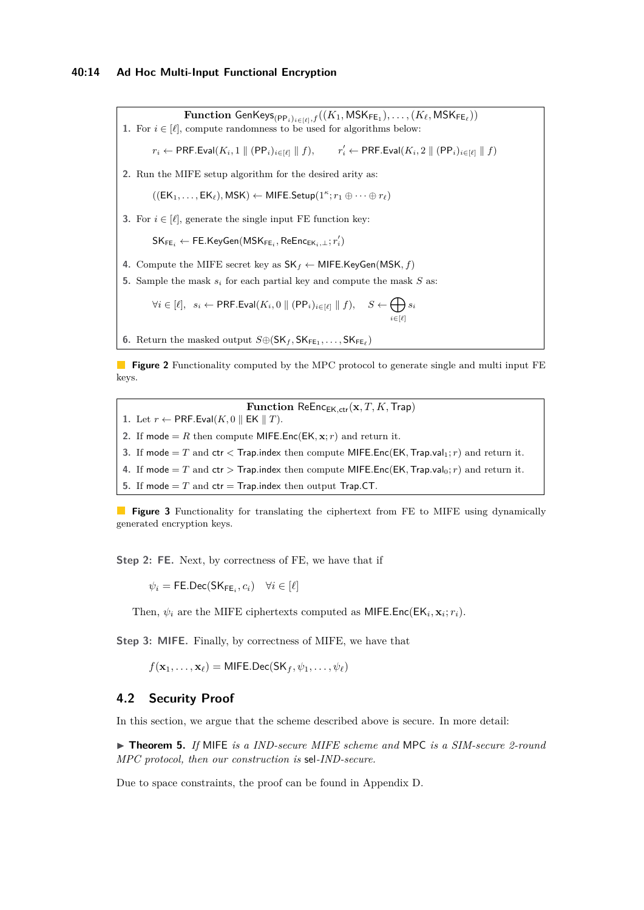**Function** $\mathsf{GenKeys}_{(\mathsf{PP}_i)_{i\in[\ell]},f}((K_1, \mathsf{MSK}_{\mathsf{FE}_1}), \ldots, (K_\ell, \mathsf{MSK}_{\mathsf{FE}_\ell}))$

1. For $i \in [\ell]$, compute randomness to be used for algorithms below:

$$r_i \leftarrow \mathsf{PRF.Eval}(K_i, 1 \parallel (\mathsf{PP}_i)_{i\in[\ell]} \parallel f), \qquad r'_i \leftarrow \mathsf{PRF.Eval}(K_i, 2 \parallel (\mathsf{PP}_i)_{i\in[\ell]} \parallel f)$$

2. Run the MIFE setup algorithm for the desired arity as:

$$((\mathsf{EK}_1, \ldots, \mathsf{EK}_\ell), \mathsf{MSK}) \leftarrow \mathsf{MIFE.Setup}(1^\kappa; r_1 \oplus \cdots \oplus r_\ell)$$

3. For $i \in [\ell]$, generate the single input FE function key:

$$\mathsf{SK}_{\mathsf{FE}_i} \leftarrow \mathsf{FE.KeyGen}(\mathsf{MSK}_{\mathsf{FE}_i}, \mathsf{ReEnc}_{\mathsf{EK}_i,\perp}; r'_i)$$

4. Compute the MIFE secret key as $\mathsf{SK}_f \leftarrow \mathsf{MIFE.KeyGen}(\mathsf{MSK}, f)$
5. Sample the mask $s_i$ for each partial key and compute the mask $S$ as:

$$\forall i \in [\ell], \quad s_i \leftarrow \mathsf{PRF.Eval}(K_i, 0 \parallel (\mathsf{PP}_i)_{i\in[\ell]} \parallel f), \qquad S \leftarrow \bigoplus_{i\in[\ell]} s_i$$

6. Return the masked output $S \oplus (\mathsf{SK}_f, \mathsf{SK}_{\mathsf{FE}_1}, \ldots, \mathsf{SK}_{\mathsf{FE}_\ell})$

**Figure 2** Functionality computed by the MPC protocol to generate single and multi input FE keys.

**Function** $\mathsf{ReEnc}_{\mathsf{EK},\mathsf{ctr}}(\mathbf{x}, T, K, \mathsf{Trap})$

1. Let $r \leftarrow \mathsf{PRF.Eval}(K, 0 \parallel \mathsf{EK} \parallel T)$.
2. If $\mathsf{mode} = R$ then compute $\mathsf{MIFE.Enc}(\mathsf{EK}, \mathbf{x}; r)$ and return it.
3. If $\mathsf{mode} = T$ and $\mathsf{ctr} < \mathsf{Trap.index}$ then compute $\mathsf{MIFE.Enc}(\mathsf{EK}, \mathsf{Trap.val}_1; r)$ and return it.
4. If $\mathsf{mode} = T$ and $\mathsf{ctr} > \mathsf{Trap.index}$ then compute $\mathsf{MIFE.Enc}(\mathsf{EK}, \mathsf{Trap.val}_0; r)$ and return it.
5. If $\mathsf{mode} = T$ and $\mathsf{ctr} = \mathsf{Trap.index}$ then output $\mathsf{Trap.CT}$.

**Figure 3** Functionality for translating the ciphertext from FE to MIFE using dynamically generated encryption keys.

**Step 2: FE.** Next, by correctness of FE, we have that if

$$\psi_i = \mathsf{FE.Dec}(\mathsf{SK}_{\mathsf{FE}_i}, c_i) \quad \forall i \in [\ell]$$

Then, $\psi_i$ are the MIFE ciphertexts computed as $\mathsf{MIFE.Enc}(\mathsf{EK}_i, \mathbf{x}_i; r_i)$.

**Step 3: MIFE.** Finally, by correctness of MIFE, we have that

$$f(\mathbf{x}_1, \ldots, \mathbf{x}_\ell) = \mathsf{MIFE.Dec}(\mathsf{SK}_f, \psi_1, \ldots, \psi_\ell)$$

## 4.2 Security Proof

In this section, we argue that the scheme described above is secure. In more detail:

▶ **Theorem 5.** *If* MIFE *is a IND-secure MIFE scheme and* MPC *is a SIM-secure 2-round MPC protocol, then our construction is* sel-*IND-secure.*

Due to space constraints, the proof can be found in Appendix D.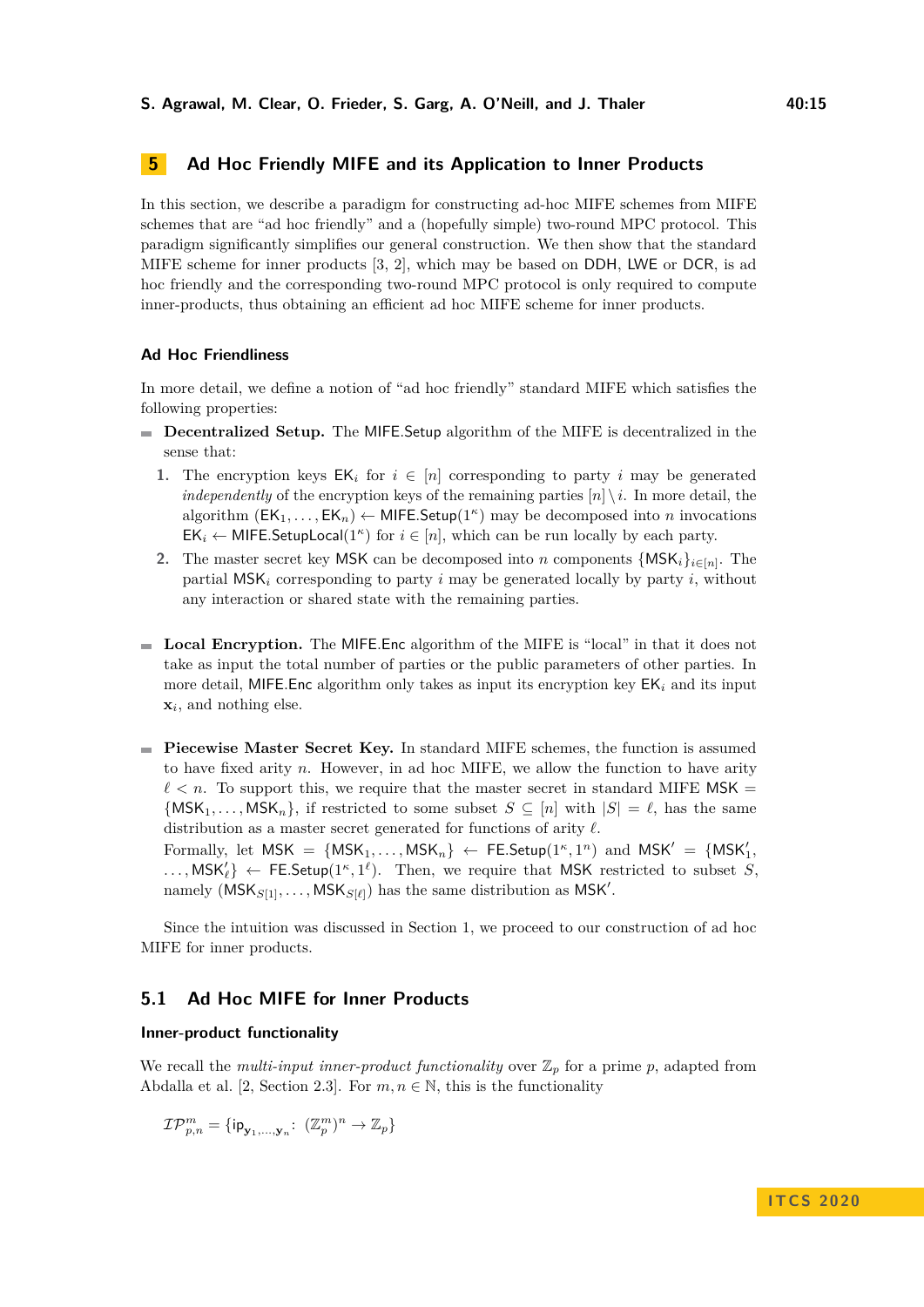# 5 Ad Hoc Friendly MIFE and its Application to Inner Products

In this section, we describe a paradigm for constructing ad-hoc MIFE schemes from MIFE schemes that are "ad hoc friendly" and a (hopefully simple) two-round MPC protocol. This paradigm significantly simplifies our general construction. We then show that the standard MIFE scheme for inner products [3, 2], which may be based on DDH, LWE or DCR, is ad hoc friendly and the corresponding two-round MPC protocol is only required to compute inner-products, thus obtaining an efficient ad hoc MIFE scheme for inner products.

### Ad Hoc Friendliness

In more detail, we define a notion of "ad hoc friendly" standard MIFE which satisfies the following properties:

- **Decentralized Setup.** The $\mathsf{MIFE.Setup}$ algorithm of the MIFE is decentralized in the sense that:
  1. The encryption keys $\mathsf{EK}_i$ for $i \in [n]$ corresponding to party $i$ may be generated *independently* of the encryption keys of the remaining parties $[n] \setminus i$. In more detail, the algorithm $(\mathsf{EK}_1, \ldots, \mathsf{EK}_n) \leftarrow \mathsf{MIFE.Setup}(1^\kappa)$ may be decomposed into $n$ invocations $\mathsf{EK}_i \leftarrow \mathsf{MIFE.SetupLocal}(1^\kappa)$ for $i \in [n]$, which can be run locally by each party.
  2. The master secret key $\mathsf{MSK}$ can be decomposed into $n$ components $\{\mathsf{MSK}_i\}_{i \in [n]}$. The partial $\mathsf{MSK}_i$ corresponding to party $i$ may be generated locally by party $i$, without any interaction or shared state with the remaining parties.

- **Local Encryption.** The $\mathsf{MIFE.Enc}$ algorithm of the MIFE is "local" in that it does not take as input the total number of parties or the public parameters of other parties. In more detail, $\mathsf{MIFE.Enc}$ algorithm only takes as input its encryption key $\mathsf{EK}_i$ and its input $\mathbf{x}_i$, and nothing else.

- **Piecewise Master Secret Key.** In standard MIFE schemes, the function is assumed to have fixed arity $n$. However, in ad hoc MIFE, we allow the function to have arity $\ell < n$. To support this, we require that the master secret in standard MIFE $\mathsf{MSK} = \{\mathsf{MSK}_1, \ldots, \mathsf{MSK}_n\}$, if restricted to some subset $S \subseteq [n]$ with $|S| = \ell$, has the same distribution as a master secret generated for functions of arity $\ell$.
  Formally, let $\mathsf{MSK} = \{\mathsf{MSK}_1, \ldots, \mathsf{MSK}_n\} \leftarrow \mathsf{FE.Setup}(1^\kappa, 1^n)$ and $\mathsf{MSK}' = \{\mathsf{MSK}'_1, \ldots, \mathsf{MSK}'_\ell\} \leftarrow \mathsf{FE.Setup}(1^\kappa, 1^\ell)$. Then, we require that $\mathsf{MSK}$ restricted to subset $S$, namely $(\mathsf{MSK}_{S[1]}, \ldots, \mathsf{MSK}_{S[\ell]})$ has the same distribution as $\mathsf{MSK}'$.

Since the intuition was discussed in Section 1, we proceed to our construction of ad hoc MIFE for inner products.

## 5.1 Ad Hoc MIFE for Inner Products

### Inner-product functionality

We recall the *multi-input inner-product functionality* over $\mathbb{Z}_p$ for a prime $p$, adapted from Abdalla et al. [2, Section 2.3]. For $m, n \in \mathbb{N}$, this is the functionality

$$\mathcal{IP}^m_{p,n} = \{\mathsf{ip}_{\mathbf{y}_1,\ldots,\mathbf{y}_n} \colon (\mathbb{Z}_p^m)^n \to \mathbb{Z}_p\}$$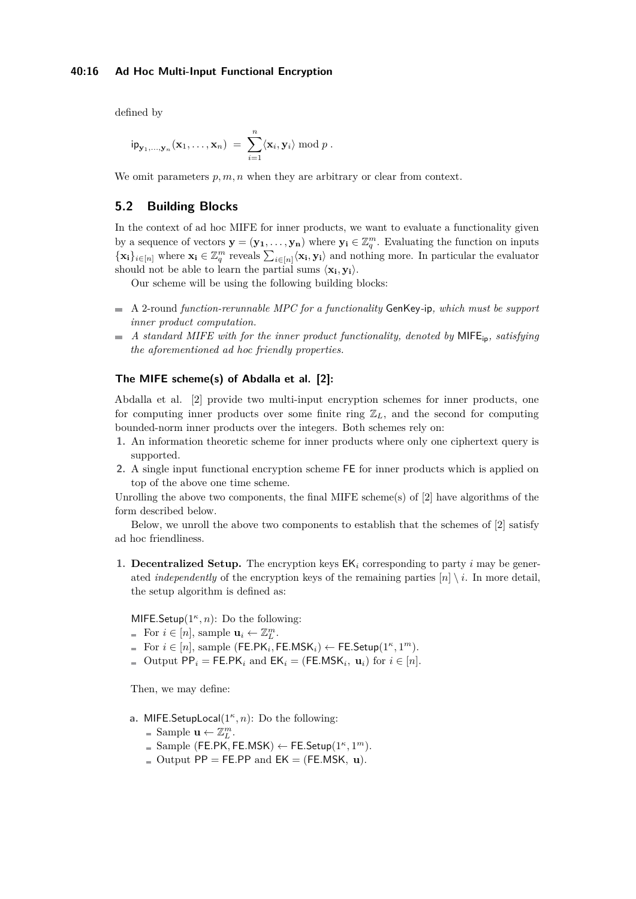defined by

$$\mathsf{ip}_{\mathbf{y}_1,\ldots,\mathbf{y}_n}(\mathbf{x}_1,\ldots,\mathbf{x}_n) \;=\; \sum_{i=1}^{n}\langle \mathbf{x}_i,\mathbf{y}_i\rangle \bmod p\;.$$

We omit parameters $p, m, n$ when they are arbitrary or clear from context.

## 5.2 Building Blocks

In the context of ad hoc MIFE for inner products, we want to evaluate a functionality given by a sequence of vectors $\mathbf{y} = (\mathbf{y_1}, \ldots, \mathbf{y_n})$ where $\mathbf{y_i} \in \mathbb{Z}_q^m$. Evaluating the function on inputs $\{\mathbf{x_i}\}_{i\in[n]}$ where $\mathbf{x_i} \in \mathbb{Z}_q^m$ reveals $\sum_{i\in[n]}\langle \mathbf{x_i}, \mathbf{y_i}\rangle$ and nothing more. In particular the evaluator should not be able to learn the partial sums $\langle \mathbf{x_i}, \mathbf{y_i}\rangle$.

Our scheme will be using the following building blocks:

- A 2-round *function-rerunnable MPC for a functionality* GenKey-ip*, which must be support inner product computation.*
- *A standard MIFE with for the inner product functionality, denoted by* $\mathsf{MIFE}_{\mathsf{ip}}$*, satisfying the aforementioned ad hoc friendly properties.*

### The MIFE scheme(s) of Abdalla et al. [2]:

Abdalla et al. [2] provide two multi-input encryption schemes for inner products, one for computing inner products over some finite ring $\mathbb{Z}_L$, and the second for computing bounded-norm inner products over the integers. Both schemes rely on:

1. An information theoretic scheme for inner products where only one ciphertext query is supported.
2. A single input functional encryption scheme FE for inner products which is applied on top of the above one time scheme.

Unrolling the above two components, the final MIFE scheme(s) of [2] have algorithms of the form described below.

Below, we unroll the above two components to establish that the schemes of [2] satisfy ad hoc friendliness.

1. **Decentralized Setup.** The encryption keys $\mathsf{EK}_i$ corresponding to party $i$ may be generated *independently* of the encryption keys of the remaining parties $[n] \setminus i$. In more detail, the setup algorithm is defined as:

   $\mathsf{MIFE.Setup}(1^\kappa, n)$: Do the following:
   - For $i \in [n]$, sample $\mathbf{u}_i \leftarrow \mathbb{Z}_L^m$.
   - For $i \in [n]$, sample $(\mathsf{FE.PK}_i, \mathsf{FE.MSK}_i) \leftarrow \mathsf{FE.Setup}(1^\kappa, 1^m)$.
   - Output $\mathsf{PP}_i = \mathsf{FE.PK}_i$ and $\mathsf{EK}_i = (\mathsf{FE.MSK}_i,\ \mathbf{u}_i)$ for $i \in [n]$.

   Then, we may define:

   a. $\mathsf{MIFE.SetupLocal}(1^\kappa, n)$: Do the following:
      - Sample $\mathbf{u} \leftarrow \mathbb{Z}_L^m$.
      - Sample $(\mathsf{FE.PK}, \mathsf{FE.MSK}) \leftarrow \mathsf{FE.Setup}(1^\kappa, 1^m)$.
      - Output $\mathsf{PP} = \mathsf{FE.PP}$ and $\mathsf{EK} = (\mathsf{FE.MSK},\ \mathbf{u})$.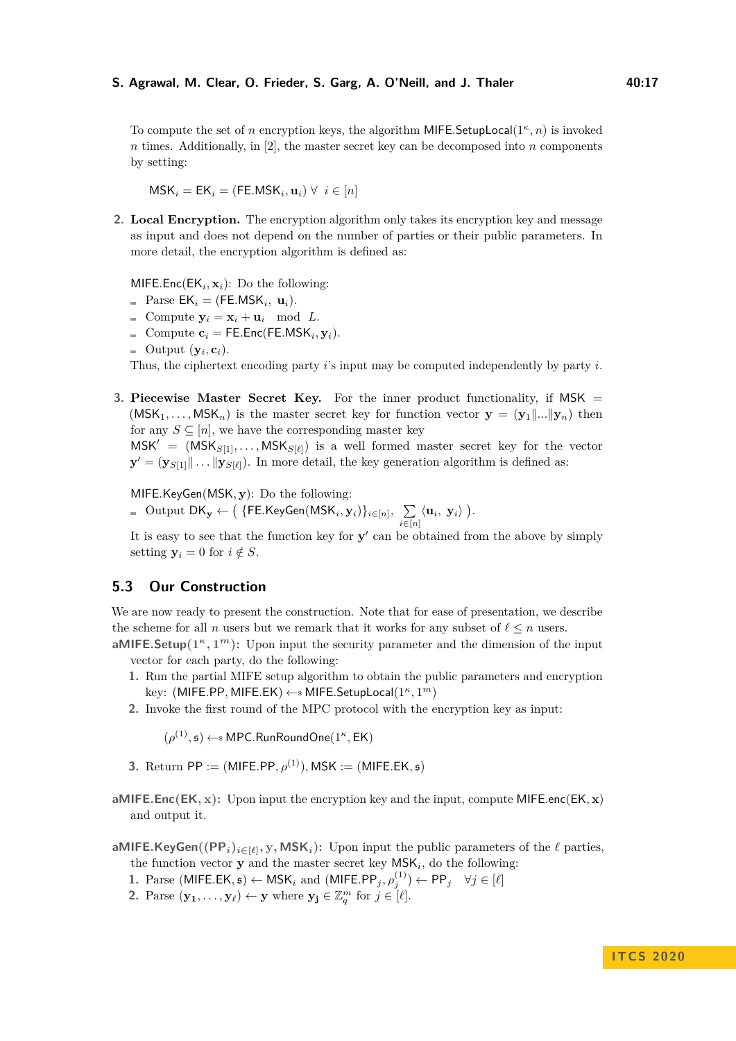To compute the set of $n$ encryption keys, the algorithm $\mathsf{MIFE.SetupLocal}(1^\kappa, n)$ is invoked $n$ times. Additionally, in [2], the master secret key can be decomposed into $n$ components by setting:

$$\mathsf{MSK}_i = \mathsf{EK}_i = (\mathsf{FE.MSK}_i, \mathbf{u}_i) \ \forall \ \ i \in [n]$$

2. **Local Encryption.** The encryption algorithm only takes its encryption key and message as input and does not depend on the number of parties or their public parameters. In more detail, the encryption algorithm is defined as:

   $\mathsf{MIFE.Enc}(\mathsf{EK}_i, \mathbf{x}_i)$: Do the following:
   - Parse $\mathsf{EK}_i = (\mathsf{FE.MSK}_i, \ \mathbf{u}_i)$.
   - Compute $\mathbf{y}_i = \mathbf{x}_i + \mathbf{u}_i \mod L$.
   - Compute $\mathbf{c}_i = \mathsf{FE.Enc}(\mathsf{FE.MSK}_i, \mathbf{y}_i)$.
   - Output $(\mathbf{y}_i, \mathbf{c}_i)$.

   Thus, the ciphertext encoding party $i$'s input may be computed independently by party $i$.

3. **Piecewise Master Secret Key.** For the inner product functionality, if $\mathsf{MSK} = (\mathsf{MSK}_1, \ldots, \mathsf{MSK}_n)$ is the master secret key for function vector $\mathbf{y} = (\mathbf{y}_1 \| \ldots \| \mathbf{y}_n)$ then for any $S \subseteq [n]$, we have the corresponding master key $\mathsf{MSK}' = (\mathsf{MSK}_{S[1]}, \ldots, \mathsf{MSK}_{S[\ell]})$ is a well formed master secret key for the vector $\mathbf{y}' = (\mathbf{y}_{S[1]} \| \ldots \| \mathbf{y}_{S[\ell]})$. In more detail, the key generation algorithm is defined as:

   $\mathsf{MIFE.KeyGen}(\mathsf{MSK}, \mathbf{y})$: Do the following:
   - Output $\mathsf{DK}_\mathbf{y} \leftarrow \Big( \{\mathsf{FE.KeyGen}(\mathsf{MSK}_i, \mathbf{y}_i)\}_{i \in [n]}, \ \sum\limits_{i \in [n]} \langle \mathbf{u}_i, \ \mathbf{y}_i \rangle \Big)$.

   It is easy to see that the function key for $\mathbf{y}'$ can be obtained from the above by simply setting $\mathbf{y}_i = 0$ for $i \notin S$.

## 5.3 Our Construction

We are now ready to present the construction. Note that for ease of presentation, we describe the scheme for all $n$ users but we remark that it works for any subset of $\ell \leq n$ users.

**$\mathsf{aMIFE.Setup}(1^\kappa, 1^m)$:** Upon input the security parameter and the dimension of the input vector for each party, do the following:

1. Run the partial MIFE setup algorithm to obtain the public parameters and encryption key: $(\mathsf{MIFE.PP}, \mathsf{MIFE.EK}) \leftarrow\!\!\$\ \mathsf{MIFE.SetupLocal}(1^\kappa, 1^m)$
2. Invoke the first round of the MPC protocol with the encryption key as input:

   $$(\rho^{(1)}, \mathfrak{s}) \leftarrow\!\!\$\ \mathsf{MPC.RunRoundOne}(1^\kappa, \mathsf{EK})$$

3. Return $\mathsf{PP} := (\mathsf{MIFE.PP}, \rho^{(1)}), \mathsf{MSK} := (\mathsf{MIFE.EK}, \mathfrak{s})$

**$\mathsf{aMIFE.Enc}(\mathsf{EK}, \mathrm{x})$:** Upon input the encryption key and the input, compute $\mathsf{MIFE.enc}(\mathsf{EK}, \mathbf{x})$ and output it.

**$\mathsf{aMIFE.KeyGen}((\mathsf{PP}_i)_{i \in [\ell]}, \mathrm{y}, \mathsf{MSK}_i)$:** Upon input the public parameters of the $\ell$ parties, the function vector $\mathbf{y}$ and the master secret key $\mathsf{MSK}_i$, do the following:

1. Parse $(\mathsf{MIFE.EK}, \mathfrak{s}) \leftarrow \mathsf{MSK}_i$ and $(\mathsf{MIFE.PP}_j, \rho_j^{(1)}) \leftarrow \mathsf{PP}_j \quad \forall j \in [\ell]$
2. Parse $(\mathbf{y_1}, \ldots, \mathbf{y}_\ell) \leftarrow \mathbf{y}$ where $\mathbf{y_j} \in \mathbb{Z}_q^m$ for $j \in [\ell]$.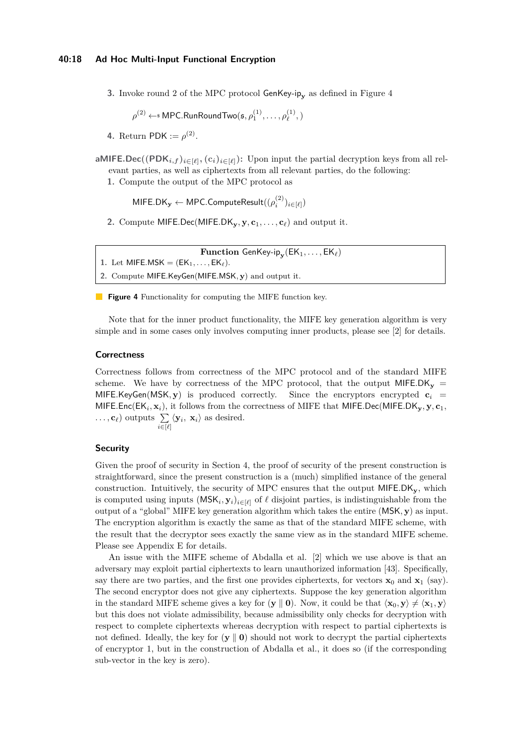3. Invoke round 2 of the MPC protocol $\mathsf{GenKey\text{-}ip}_{\mathbf{y}}$ as defined in Figure 4

$$\rho^{(2)} \leftarrow\!\!\mathrm{s}\ \mathsf{MPC.RunRoundTwo}(\mathfrak{s}, \rho_1^{(1)}, \ldots, \rho_\ell^{(1)}, )$$

4. Return $\mathsf{PDK} := \rho^{(2)}$.

**aMIFE.Dec($(\mathsf{PDK}_{i,f})_{i\in[\ell]}, (\mathbf{c}_i)_{i\in[\ell]}$):** Upon input the partial decryption keys from all relevant parties, as well as ciphertexts from all relevant parties, do the following:

1. Compute the output of the MPC protocol as

$$\mathsf{MIFE.DK}_{\mathbf{y}} \leftarrow \mathsf{MPC.ComputeResult}((\rho_i^{(2)})_{i\in[\ell]})$$

2. Compute $\mathsf{MIFE.Dec}(\mathsf{MIFE.DK}_{\mathbf{y}}, \mathbf{y}, \mathbf{c}_1, \ldots, \mathbf{c}_\ell)$ and output it.

| **Function** $\mathsf{GenKey\text{-}ip}_{\mathbf{y}}(\mathsf{EK}_1, \ldots, \mathsf{EK}_\ell)$ |
|---|
| 1. Let $\mathsf{MIFE.MSK} = (\mathsf{EK}_1, \ldots, \mathsf{EK}_\ell)$. |
| 2. Compute $\mathsf{MIFE.KeyGen}(\mathsf{MIFE.MSK}, \mathbf{y})$ and output it. |

**Figure 4** Functionality for computing the MIFE function key.

Note that for the inner product functionality, the MIFE key generation algorithm is very simple and in some cases only involves computing inner products, please see [2] for details.

### Correctness

Correctness follows from correctness of the MPC protocol and of the standard MIFE scheme. We have by correctness of the MPC protocol, that the output $\mathsf{MIFE.DK}_{\mathbf{y}} = \mathsf{MIFE.KeyGen}(\mathsf{MSK}, \mathbf{y})$ is produced correctly. Since the encryptors encrypted $\mathbf{c}_i = \mathsf{MIFE.Enc}(\mathsf{EK}_i, \mathbf{x}_i)$, it follows from the correctness of MIFE that $\mathsf{MIFE.Dec}(\mathsf{MIFE.DK}_{\mathbf{y}}, \mathbf{y}, \mathbf{c}_1, \ldots, \mathbf{c}_\ell)$ outputs $\sum_{i\in[\ell]} \langle \mathbf{y}_i,\ \mathbf{x}_i \rangle$ as desired.

### Security

Given the proof of security in Section 4, the proof of security of the present construction is straightforward, since the present construction is a (much) simplified instance of the general construction. Intuitively, the security of MPC ensures that the output $\mathsf{MIFE.DK}_{\mathbf{y}}$, which is computed using inputs $(\mathsf{MSK}_i, \mathbf{y}_i)_{i\in[\ell]}$ of $\ell$ disjoint parties, is indistinguishable from the output of a "global" MIFE key generation algorithm which takes the entire $(\mathsf{MSK}, \mathbf{y})$ as input. The encryption algorithm is exactly the same as that of the standard MIFE scheme, with the result that the decryptor sees exactly the same view as in the standard MIFE scheme. Please see Appendix E for details.

An issue with the MIFE scheme of Abdalla et al. [2] which we use above is that an adversary may exploit partial ciphertexts to learn unauthorized information [43]. Specifically, say there are two parties, and the first one provides ciphertexts, for vectors $\mathbf{x}_0$ and $\mathbf{x}_1$ (say). The second encryptor does not give any ciphertexts. Suppose the key generation algorithm in the standard MIFE scheme gives a key for $(\mathbf{y} \parallel \mathbf{0})$. Now, it could be that $\langle \mathbf{x}_0, \mathbf{y} \rangle \neq \langle \mathbf{x}_1, \mathbf{y} \rangle$ but this does not violate admissibility, because admissibility only checks for decryption with respect to complete ciphertexts whereas decryption with respect to partial ciphertexts is not defined. Ideally, the key for $(\mathbf{y} \parallel \mathbf{0})$ should not work to decrypt the partial ciphertexts of encryptor 1, but in the construction of Abdalla et al., it does so (if the corresponding sub-vector in the key is zero).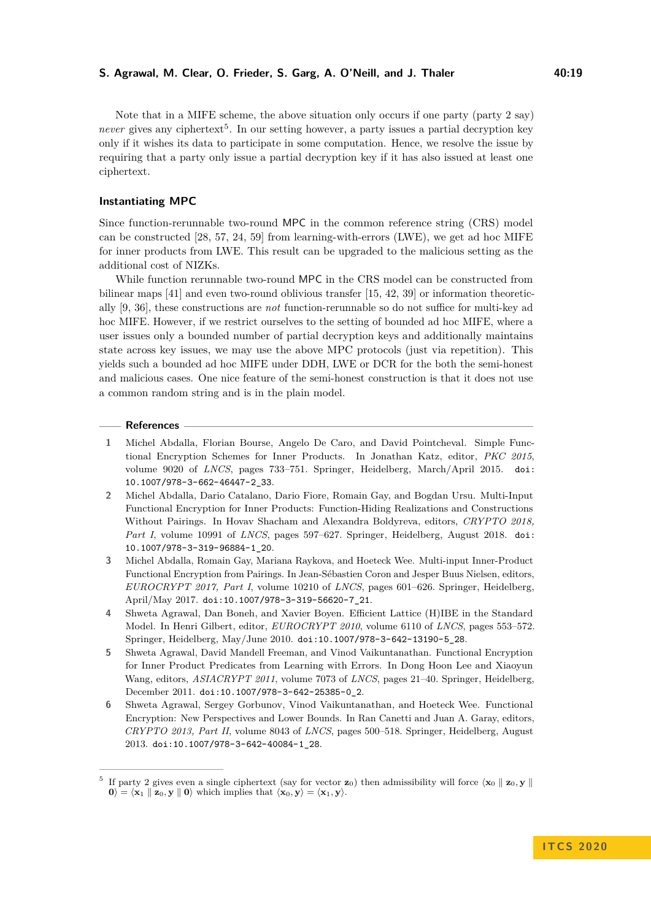Note that in a MIFE scheme, the above situation only occurs if one party (party 2 say) *never* gives any ciphertext[5]. In our setting however, a party issues a partial decryption key only if it wishes its data to participate in some computation. Hence, we resolve the issue by requiring that a party only issue a partial decryption key if it has also issued at least one ciphertext.

### Instantiating MPC

Since function-rerunnable two-round MPC in the common reference string (CRS) model can be constructed [28, 57, 24, 59] from learning-with-errors (LWE), we get ad hoc MIFE for inner products from LWE. This result can be upgraded to the malicious setting as the additional cost of NIZKs.

While function rerunnable two-round MPC in the CRS model can be constructed from bilinear maps [41] and even two-round oblivious transfer [15, 42, 39] or information theoretically [9, 36], these constructions are *not* function-rerunnable so do not suffice for multi-key ad hoc MIFE. However, if we restrict ourselves to the setting of bounded ad hoc MIFE, where a user issues only a bounded number of partial decryption keys and additionally maintains state across key issues, we may use the above MPC protocols (just via repetition). This yields such a bounded ad hoc MIFE under DDH, LWE or DCR for the both the semi-honest and malicious cases. One nice feature of the semi-honest construction is that it does not use a common random string and is in the plain model.

## References

1. Michel Abdalla, Florian Bourse, Angelo De Caro, and David Pointcheval. Simple Functional Encryption Schemes for Inner Products. In Jonathan Katz, editor, *PKC 2015*, volume 9020 of *LNCS*, pages 733–751. Springer, Heidelberg, March/April 2015. doi:10.1007/978-3-662-46447-2_33.
2. Michel Abdalla, Dario Catalano, Dario Fiore, Romain Gay, and Bogdan Ursu. Multi-Input Functional Encryption for Inner Products: Function-Hiding Realizations and Constructions Without Pairings. In Hovav Shacham and Alexandra Boldyreva, editors, *CRYPTO 2018, Part I*, volume 10991 of *LNCS*, pages 597–627. Springer, Heidelberg, August 2018. doi:10.1007/978-3-319-96884-1_20.
3. Michel Abdalla, Romain Gay, Mariana Raykova, and Hoeteck Wee. Multi-input Inner-Product Functional Encryption from Pairings. In Jean-Sébastien Coron and Jesper Buus Nielsen, editors, *EUROCRYPT 2017, Part I*, volume 10210 of *LNCS*, pages 601–626. Springer, Heidelberg, April/May 2017. doi:10.1007/978-3-319-56620-7_21.
4. Shweta Agrawal, Dan Boneh, and Xavier Boyen. Efficient Lattice (H)IBE in the Standard Model. In Henri Gilbert, editor, *EUROCRYPT 2010*, volume 6110 of *LNCS*, pages 553–572. Springer, Heidelberg, May/June 2010. doi:10.1007/978-3-642-13190-5_28.
5. Shweta Agrawal, David Mandell Freeman, and Vinod Vaikuntanathan. Functional Encryption for Inner Product Predicates from Learning with Errors. In Dong Hoon Lee and Xiaoyun Wang, editors, *ASIACRYPT 2011*, volume 7073 of *LNCS*, pages 21–40. Springer, Heidelberg, December 2011. doi:10.1007/978-3-642-25385-0_2.
6. Shweta Agrawal, Sergey Gorbunov, Vinod Vaikuntanathan, and Hoeteck Wee. Functional Encryption: New Perspectives and Lower Bounds. In Ran Canetti and Juan A. Garay, editors, *CRYPTO 2013, Part II*, volume 8043 of *LNCS*, pages 500–518. Springer, Heidelberg, August 2013. doi:10.1007/978-3-642-40084-1_28.

[5] If party 2 gives even a single ciphertext (say for vector $\mathbf{z}_0$) then admissibility will force $\langle \mathbf{x}_0 \parallel \mathbf{z}_0, \mathbf{y} \parallel \mathbf{0} \rangle = \langle \mathbf{x}_1 \parallel \mathbf{z}_0, \mathbf{y} \parallel \mathbf{0} \rangle$ which implies that $\langle \mathbf{x}_0, \mathbf{y} \rangle = \langle \mathbf{x}_1, \mathbf{y} \rangle$.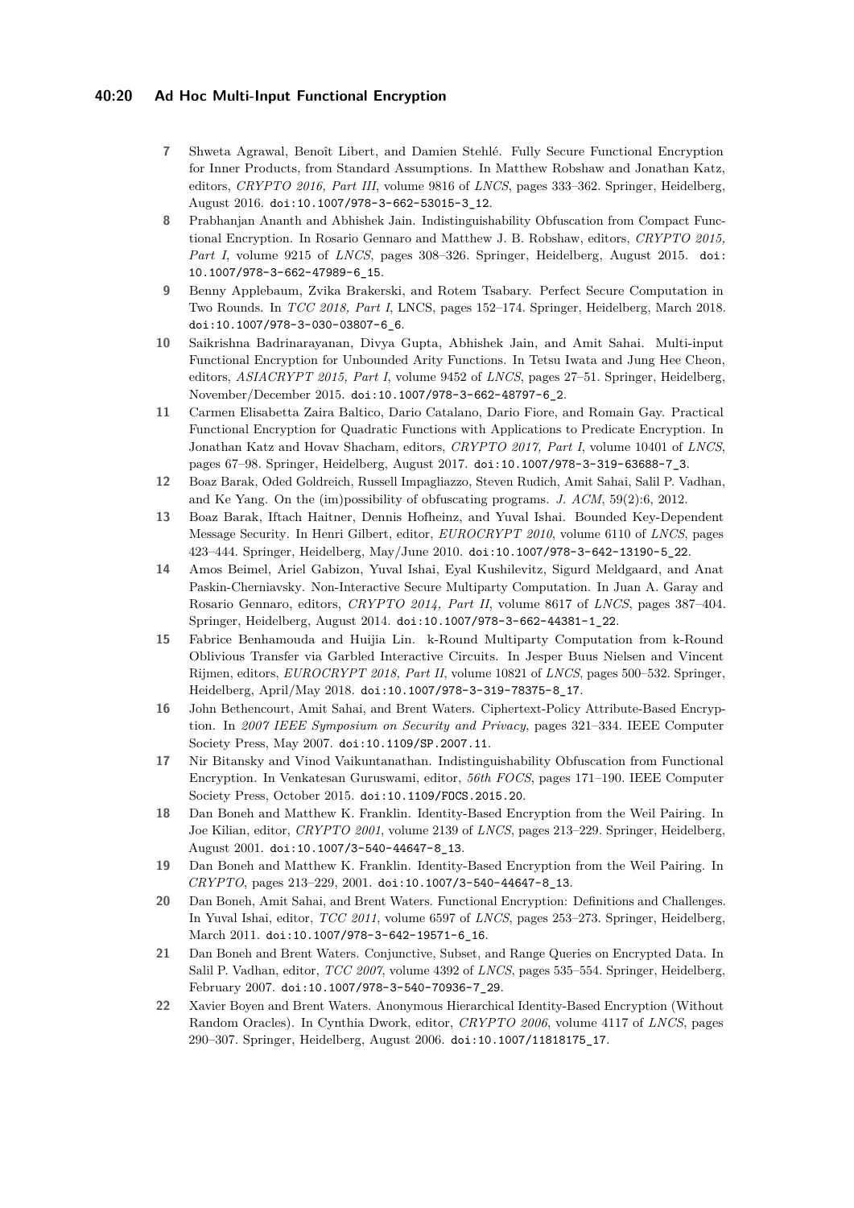7. Shweta Agrawal, Benoît Libert, and Damien Stehlé. Fully Secure Functional Encryption for Inner Products, from Standard Assumptions. In Matthew Robshaw and Jonathan Katz, editors, *CRYPTO 2016, Part III*, volume 9816 of *LNCS*, pages 333–362. Springer, Heidelberg, August 2016. doi:10.1007/978-3-662-53015-3_12.
8. Prabhanjan Ananth and Abhishek Jain. Indistinguishability Obfuscation from Compact Functional Encryption. In Rosario Gennaro and Matthew J. B. Robshaw, editors, *CRYPTO 2015, Part I*, volume 9215 of *LNCS*, pages 308–326. Springer, Heidelberg, August 2015. doi:10.1007/978-3-662-47989-6_15.
9. Benny Applebaum, Zvika Brakerski, and Rotem Tsabary. Perfect Secure Computation in Two Rounds. In *TCC 2018, Part I*, LNCS, pages 152–174. Springer, Heidelberg, March 2018. doi:10.1007/978-3-030-03807-6_6.
10. Saikrishna Badrinarayanan, Divya Gupta, Abhishek Jain, and Amit Sahai. Multi-input Functional Encryption for Unbounded Arity Functions. In Tetsu Iwata and Jung Hee Cheon, editors, *ASIACRYPT 2015, Part I*, volume 9452 of *LNCS*, pages 27–51. Springer, Heidelberg, November/December 2015. doi:10.1007/978-3-662-48797-6_2.
11. Carmen Elisabetta Zaira Baltico, Dario Catalano, Dario Fiore, and Romain Gay. Practical Functional Encryption for Quadratic Functions with Applications to Predicate Encryption. In Jonathan Katz and Hovav Shacham, editors, *CRYPTO 2017, Part I*, volume 10401 of *LNCS*, pages 67–98. Springer, Heidelberg, August 2017. doi:10.1007/978-3-319-63688-7_3.
12. Boaz Barak, Oded Goldreich, Russell Impagliazzo, Steven Rudich, Amit Sahai, Salil P. Vadhan, and Ke Yang. On the (im)possibility of obfuscating programs. *J. ACM*, 59(2):6, 2012.
13. Boaz Barak, Iftach Haitner, Dennis Hofheinz, and Yuval Ishai. Bounded Key-Dependent Message Security. In Henri Gilbert, editor, *EUROCRYPT 2010*, volume 6110 of *LNCS*, pages 423–444. Springer, Heidelberg, May/June 2010. doi:10.1007/978-3-642-13190-5_22.
14. Amos Beimel, Ariel Gabizon, Yuval Ishai, Eyal Kushilevitz, Sigurd Meldgaard, and Anat Paskin-Cherniavsky. Non-Interactive Secure Multiparty Computation. In Juan A. Garay and Rosario Gennaro, editors, *CRYPTO 2014, Part II*, volume 8617 of *LNCS*, pages 387–404. Springer, Heidelberg, August 2014. doi:10.1007/978-3-662-44381-1_22.
15. Fabrice Benhamouda and Huijia Lin. k-Round Multiparty Computation from k-Round Oblivious Transfer via Garbled Interactive Circuits. In Jesper Buus Nielsen and Vincent Rijmen, editors, *EUROCRYPT 2018, Part II*, volume 10821 of *LNCS*, pages 500–532. Springer, Heidelberg, April/May 2018. doi:10.1007/978-3-319-78375-8_17.
16. John Bethencourt, Amit Sahai, and Brent Waters. Ciphertext-Policy Attribute-Based Encryption. In *2007 IEEE Symposium on Security and Privacy*, pages 321–334. IEEE Computer Society Press, May 2007. doi:10.1109/SP.2007.11.
17. Nir Bitansky and Vinod Vaikuntanathan. Indistinguishability Obfuscation from Functional Encryption. In Venkatesan Guruswami, editor, *56th FOCS*, pages 171–190. IEEE Computer Society Press, October 2015. doi:10.1109/FOCS.2015.20.
18. Dan Boneh and Matthew K. Franklin. Identity-Based Encryption from the Weil Pairing. In Joe Kilian, editor, *CRYPTO 2001*, volume 2139 of *LNCS*, pages 213–229. Springer, Heidelberg, August 2001. doi:10.1007/3-540-44647-8_13.
19. Dan Boneh and Matthew K. Franklin. Identity-Based Encryption from the Weil Pairing. In *CRYPTO*, pages 213–229, 2001. doi:10.1007/3-540-44647-8_13.
20. Dan Boneh, Amit Sahai, and Brent Waters. Functional Encryption: Definitions and Challenges. In Yuval Ishai, editor, *TCC 2011*, volume 6597 of *LNCS*, pages 253–273. Springer, Heidelberg, March 2011. doi:10.1007/978-3-642-19571-6_16.
21. Dan Boneh and Brent Waters. Conjunctive, Subset, and Range Queries on Encrypted Data. In Salil P. Vadhan, editor, *TCC 2007*, volume 4392 of *LNCS*, pages 535–554. Springer, Heidelberg, February 2007. doi:10.1007/978-3-540-70936-7_29.
22. Xavier Boyen and Brent Waters. Anonymous Hierarchical Identity-Based Encryption (Without Random Oracles). In Cynthia Dwork, editor, *CRYPTO 2006*, volume 4117 of *LNCS*, pages 290–307. Springer, Heidelberg, August 2006. doi:10.1007/11818175_17.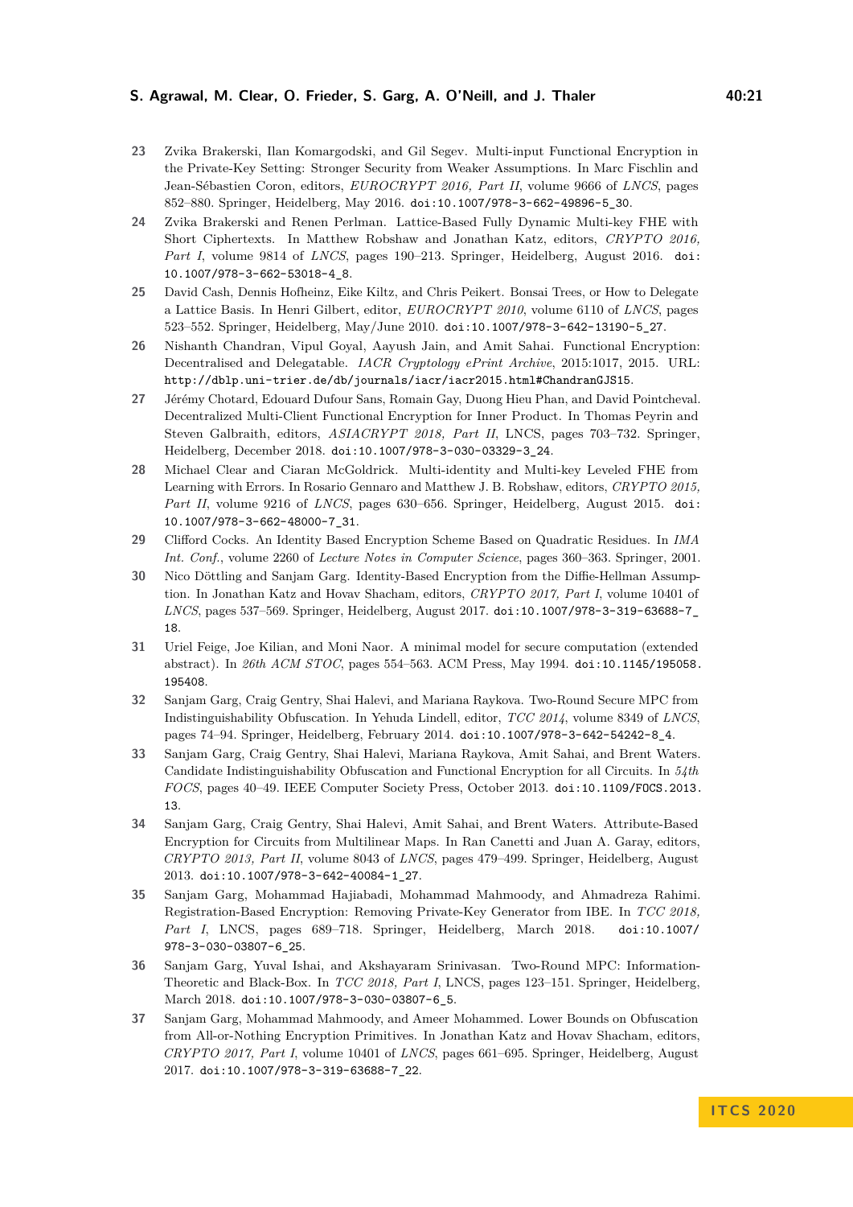23 Zvika Brakerski, Ilan Komargodski, and Gil Segev. Multi-input Functional Encryption in the Private-Key Setting: Stronger Security from Weaker Assumptions. In Marc Fischlin and Jean-Sébastien Coron, editors, *EUROCRYPT 2016, Part II*, volume 9666 of *LNCS*, pages 852–880. Springer, Heidelberg, May 2016. doi:10.1007/978-3-662-49896-5_30.

24 Zvika Brakerski and Renen Perlman. Lattice-Based Fully Dynamic Multi-key FHE with Short Ciphertexts. In Matthew Robshaw and Jonathan Katz, editors, *CRYPTO 2016, Part I*, volume 9814 of *LNCS*, pages 190–213. Springer, Heidelberg, August 2016. doi:10.1007/978-3-662-53018-4_8.

25 David Cash, Dennis Hofheinz, Eike Kiltz, and Chris Peikert. Bonsai Trees, or How to Delegate a Lattice Basis. In Henri Gilbert, editor, *EUROCRYPT 2010*, volume 6110 of *LNCS*, pages 523–552. Springer, Heidelberg, May/June 2010. doi:10.1007/978-3-642-13190-5_27.

26 Nishanth Chandran, Vipul Goyal, Aayush Jain, and Amit Sahai. Functional Encryption: Decentralised and Delegatable. *IACR Cryptology ePrint Archive*, 2015:1017, 2015. URL: http://dblp.uni-trier.de/db/journals/iacr/iacr2015.html#ChandranGJS15.

27 Jérémy Chotard, Edouard Dufour Sans, Romain Gay, Duong Hieu Phan, and David Pointcheval. Decentralized Multi-Client Functional Encryption for Inner Product. In Thomas Peyrin and Steven Galbraith, editors, *ASIACRYPT 2018, Part II*, LNCS, pages 703–732. Springer, Heidelberg, December 2018. doi:10.1007/978-3-030-03329-3_24.

28 Michael Clear and Ciaran McGoldrick. Multi-identity and Multi-key Leveled FHE from Learning with Errors. In Rosario Gennaro and Matthew J. B. Robshaw, editors, *CRYPTO 2015, Part II*, volume 9216 of *LNCS*, pages 630–656. Springer, Heidelberg, August 2015. doi:10.1007/978-3-662-48000-7_31.

29 Clifford Cocks. An Identity Based Encryption Scheme Based on Quadratic Residues. In *IMA Int. Conf.*, volume 2260 of *Lecture Notes in Computer Science*, pages 360–363. Springer, 2001.

30 Nico Döttling and Sanjam Garg. Identity-Based Encryption from the Diffie-Hellman Assumption. In Jonathan Katz and Hovav Shacham, editors, *CRYPTO 2017, Part I*, volume 10401 of *LNCS*, pages 537–569. Springer, Heidelberg, August 2017. doi:10.1007/978-3-319-63688-7_18.

31 Uriel Feige, Joe Kilian, and Moni Naor. A minimal model for secure computation (extended abstract). In *26th ACM STOC*, pages 554–563. ACM Press, May 1994. doi:10.1145/195058.195408.

32 Sanjam Garg, Craig Gentry, Shai Halevi, and Mariana Raykova. Two-Round Secure MPC from Indistinguishability Obfuscation. In Yehuda Lindell, editor, *TCC 2014*, volume 8349 of *LNCS*, pages 74–94. Springer, Heidelberg, February 2014. doi:10.1007/978-3-642-54242-8_4.

33 Sanjam Garg, Craig Gentry, Shai Halevi, Mariana Raykova, Amit Sahai, and Brent Waters. Candidate Indistinguishability Obfuscation and Functional Encryption for all Circuits. In *54th FOCS*, pages 40–49. IEEE Computer Society Press, October 2013. doi:10.1109/FOCS.2013.13.

34 Sanjam Garg, Craig Gentry, Shai Halevi, Amit Sahai, and Brent Waters. Attribute-Based Encryption for Circuits from Multilinear Maps. In Ran Canetti and Juan A. Garay, editors, *CRYPTO 2013, Part II*, volume 8043 of *LNCS*, pages 479–499. Springer, Heidelberg, August 2013. doi:10.1007/978-3-642-40084-1_27.

35 Sanjam Garg, Mohammad Hajiabadi, Mohammad Mahmoody, and Ahmadreza Rahimi. Registration-Based Encryption: Removing Private-Key Generator from IBE. In *TCC 2018, Part I*, LNCS, pages 689–718. Springer, Heidelberg, March 2018. doi:10.1007/978-3-030-03807-6_25.

36 Sanjam Garg, Yuval Ishai, and Akshayaram Srinivasan. Two-Round MPC: Information-Theoretic and Black-Box. In *TCC 2018, Part I*, LNCS, pages 123–151. Springer, Heidelberg, March 2018. doi:10.1007/978-3-030-03807-6_5.

37 Sanjam Garg, Mohammad Mahmoody, and Ameer Mohammed. Lower Bounds on Obfuscation from All-or-Nothing Encryption Primitives. In Jonathan Katz and Hovav Shacham, editors, *CRYPTO 2017, Part I*, volume 10401 of *LNCS*, pages 661–695. Springer, Heidelberg, August 2017. doi:10.1007/978-3-319-63688-7_22.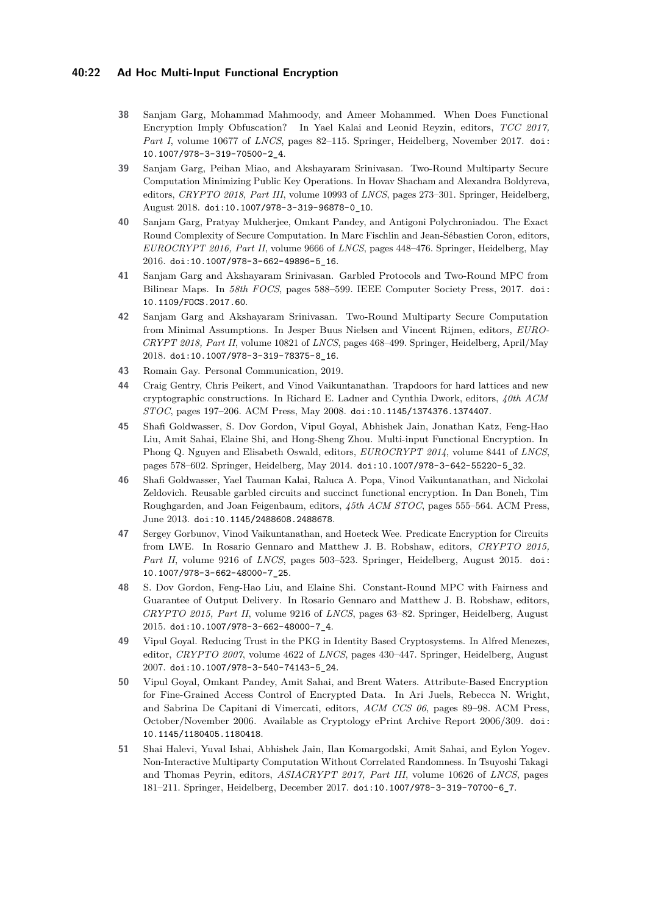38 Sanjam Garg, Mohammad Mahmoody, and Ameer Mohammed. When Does Functional Encryption Imply Obfuscation? In Yael Kalai and Leonid Reyzin, editors, *TCC 2017, Part I*, volume 10677 of *LNCS*, pages 82–115. Springer, Heidelberg, November 2017. doi:10.1007/978-3-319-70500-2_4.

39 Sanjam Garg, Peihan Miao, and Akshayaram Srinivasan. Two-Round Multiparty Secure Computation Minimizing Public Key Operations. In Hovav Shacham and Alexandra Boldyreva, editors, *CRYPTO 2018, Part III*, volume 10993 of *LNCS*, pages 273–301. Springer, Heidelberg, August 2018. doi:10.1007/978-3-319-96878-0_10.

40 Sanjam Garg, Pratyay Mukherjee, Omkant Pandey, and Antigoni Polychroniadou. The Exact Round Complexity of Secure Computation. In Marc Fischlin and Jean-Sébastien Coron, editors, *EUROCRYPT 2016, Part II*, volume 9666 of *LNCS*, pages 448–476. Springer, Heidelberg, May 2016. doi:10.1007/978-3-662-49896-5_16.

41 Sanjam Garg and Akshayaram Srinivasan. Garbled Protocols and Two-Round MPC from Bilinear Maps. In *58th FOCS*, pages 588–599. IEEE Computer Society Press, 2017. doi:10.1109/FOCS.2017.60.

42 Sanjam Garg and Akshayaram Srinivasan. Two-Round Multiparty Secure Computation from Minimal Assumptions. In Jesper Buus Nielsen and Vincent Rijmen, editors, *EUROCRYPT 2018, Part II*, volume 10821 of *LNCS*, pages 468–499. Springer, Heidelberg, April/May 2018. doi:10.1007/978-3-319-78375-8_16.

43 Romain Gay. Personal Communication, 2019.

44 Craig Gentry, Chris Peikert, and Vinod Vaikuntanathan. Trapdoors for hard lattices and new cryptographic constructions. In Richard E. Ladner and Cynthia Dwork, editors, *40th ACM STOC*, pages 197–206. ACM Press, May 2008. doi:10.1145/1374376.1374407.

45 Shafi Goldwasser, S. Dov Gordon, Vipul Goyal, Abhishek Jain, Jonathan Katz, Feng-Hao Liu, Amit Sahai, Elaine Shi, and Hong-Sheng Zhou. Multi-input Functional Encryption. In Phong Q. Nguyen and Elisabeth Oswald, editors, *EUROCRYPT 2014*, volume 8441 of *LNCS*, pages 578–602. Springer, Heidelberg, May 2014. doi:10.1007/978-3-642-55220-5_32.

46 Shafi Goldwasser, Yael Tauman Kalai, Raluca A. Popa, Vinod Vaikuntanathan, and Nickolai Zeldovich. Reusable garbled circuits and succinct functional encryption. In Dan Boneh, Tim Roughgarden, and Joan Feigenbaum, editors, *45th ACM STOC*, pages 555–564. ACM Press, June 2013. doi:10.1145/2488608.2488678.

47 Sergey Gorbunov, Vinod Vaikuntanathan, and Hoeteck Wee. Predicate Encryption for Circuits from LWE. In Rosario Gennaro and Matthew J. B. Robshaw, editors, *CRYPTO 2015, Part II*, volume 9216 of *LNCS*, pages 503–523. Springer, Heidelberg, August 2015. doi:10.1007/978-3-662-48000-7_25.

48 S. Dov Gordon, Feng-Hao Liu, and Elaine Shi. Constant-Round MPC with Fairness and Guarantee of Output Delivery. In Rosario Gennaro and Matthew J. B. Robshaw, editors, *CRYPTO 2015, Part II*, volume 9216 of *LNCS*, pages 63–82. Springer, Heidelberg, August 2015. doi:10.1007/978-3-662-48000-7_4.

49 Vipul Goyal. Reducing Trust in the PKG in Identity Based Cryptosystems. In Alfred Menezes, editor, *CRYPTO 2007*, volume 4622 of *LNCS*, pages 430–447. Springer, Heidelberg, August 2007. doi:10.1007/978-3-540-74143-5_24.

50 Vipul Goyal, Omkant Pandey, Amit Sahai, and Brent Waters. Attribute-Based Encryption for Fine-Grained Access Control of Encrypted Data. In Ari Juels, Rebecca N. Wright, and Sabrina De Capitani di Vimercati, editors, *ACM CCS 06*, pages 89–98. ACM Press, October/November 2006. Available as Cryptology ePrint Archive Report 2006/309. doi:10.1145/1180405.1180418.

51 Shai Halevi, Yuval Ishai, Abhishek Jain, Ilan Komargodski, Amit Sahai, and Eylon Yogev. Non-Interactive Multiparty Computation Without Correlated Randomness. In Tsuyoshi Takagi and Thomas Peyrin, editors, *ASIACRYPT 2017, Part III*, volume 10626 of *LNCS*, pages 181–211. Springer, Heidelberg, December 2017. doi:10.1007/978-3-319-70700-6_7.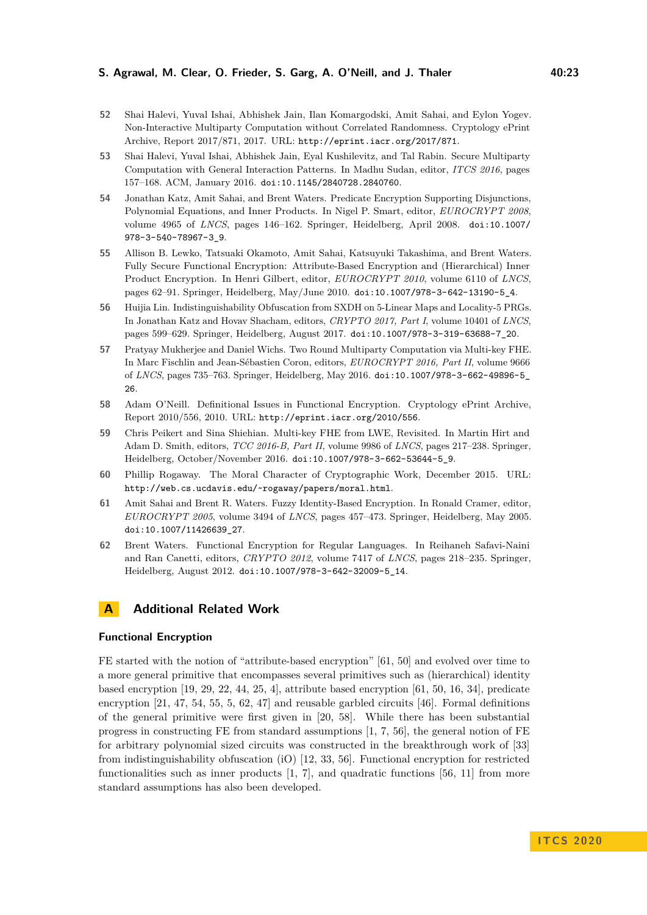52 Shai Halevi, Yuval Ishai, Abhishek Jain, Ilan Komargodski, Amit Sahai, and Eylon Yogev. Non-Interactive Multiparty Computation without Correlated Randomness. Cryptology ePrint Archive, Report 2017/871, 2017. URL: http://eprint.iacr.org/2017/871.

53 Shai Halevi, Yuval Ishai, Abhishek Jain, Eyal Kushilevitz, and Tal Rabin. Secure Multiparty Computation with General Interaction Patterns. In Madhu Sudan, editor, *ITCS 2016*, pages 157–168. ACM, January 2016. doi:10.1145/2840728.2840760.

54 Jonathan Katz, Amit Sahai, and Brent Waters. Predicate Encryption Supporting Disjunctions, Polynomial Equations, and Inner Products. In Nigel P. Smart, editor, *EUROCRYPT 2008*, volume 4965 of *LNCS*, pages 146–162. Springer, Heidelberg, April 2008. doi:10.1007/978-3-540-78967-3_9.

55 Allison B. Lewko, Tatsuaki Okamoto, Amit Sahai, Katsuyuki Takashima, and Brent Waters. Fully Secure Functional Encryption: Attribute-Based Encryption and (Hierarchical) Inner Product Encryption. In Henri Gilbert, editor, *EUROCRYPT 2010*, volume 6110 of *LNCS*, pages 62–91. Springer, Heidelberg, May/June 2010. doi:10.1007/978-3-642-13190-5_4.

56 Huijia Lin. Indistinguishability Obfuscation from SXDH on 5-Linear Maps and Locality-5 PRGs. In Jonathan Katz and Hovav Shacham, editors, *CRYPTO 2017, Part I*, volume 10401 of *LNCS*, pages 599–629. Springer, Heidelberg, August 2017. doi:10.1007/978-3-319-63688-7_20.

57 Pratyay Mukherjee and Daniel Wichs. Two Round Multiparty Computation via Multi-key FHE. In Marc Fischlin and Jean-Sébastien Coron, editors, *EUROCRYPT 2016, Part II*, volume 9666 of *LNCS*, pages 735–763. Springer, Heidelberg, May 2016. doi:10.1007/978-3-662-49896-5_26.

58 Adam O'Neill. Definitional Issues in Functional Encryption. Cryptology ePrint Archive, Report 2010/556, 2010. URL: http://eprint.iacr.org/2010/556.

59 Chris Peikert and Sina Shiehian. Multi-key FHE from LWE, Revisited. In Martin Hirt and Adam D. Smith, editors, *TCC 2016-B, Part II*, volume 9986 of *LNCS*, pages 217–238. Springer, Heidelberg, October/November 2016. doi:10.1007/978-3-662-53644-5_9.

60 Phillip Rogaway. The Moral Character of Cryptographic Work, December 2015. URL: http://web.cs.ucdavis.edu/~rogaway/papers/moral.html.

61 Amit Sahai and Brent R. Waters. Fuzzy Identity-Based Encryption. In Ronald Cramer, editor, *EUROCRYPT 2005*, volume 3494 of *LNCS*, pages 457–473. Springer, Heidelberg, May 2005. doi:10.1007/11426639_27.

62 Brent Waters. Functional Encryption for Regular Languages. In Reihaneh Safavi-Naini and Ran Canetti, editors, *CRYPTO 2012*, volume 7417 of *LNCS*, pages 218–235. Springer, Heidelberg, August 2012. doi:10.1007/978-3-642-32009-5_14.

# A Additional Related Work

### Functional Encryption

FE started with the notion of "attribute-based encryption" [61, 50] and evolved over time to a more general primitive that encompasses several primitives such as (hierarchical) identity based encryption [19, 29, 22, 44, 25, 4], attribute based encryption [61, 50, 16, 34], predicate encryption [21, 47, 54, 55, 5, 62, 47] and reusable garbled circuits [46]. Formal definitions of the general primitive were first given in [20, 58]. While there has been substantial progress in constructing FE from standard assumptions [1, 7, 56], the general notion of FE for arbitrary polynomial sized circuits was constructed in the breakthrough work of [33] from indistinguishability obfuscation (iO) [12, 33, 56]. Functional encryption for restricted functionalities such as inner products [1, 7], and quadratic functions [56, 11] from more standard assumptions has also been developed.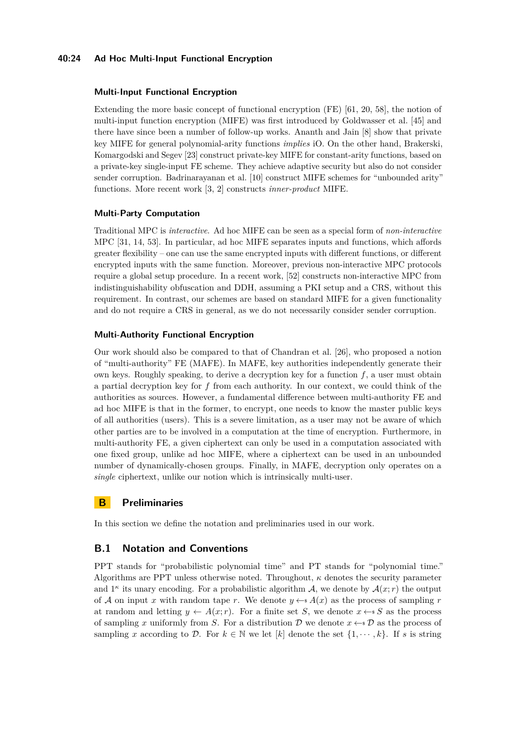### Multi-Input Functional Encryption

Extending the more basic concept of functional encryption (FE) [61, 20, 58], the notion of multi-input function encryption (MIFE) was first introduced by Goldwasser et al. [45] and there have since been a number of follow-up works. Ananth and Jain [8] show that private key MIFE for general polynomial-arity functions *implies* iO. On the other hand, Brakerski, Komargodski and Segev [23] construct private-key MIFE for constant-arity functions, based on a private-key single-input FE scheme. They achieve adaptive security but also do not consider sender corruption. Badrinarayanan et al. [10] construct MIFE schemes for "unbounded arity" functions. More recent work [3, 2] constructs *inner-product* MIFE.

### Multi-Party Computation

Traditional MPC is *interactive*. Ad hoc MIFE can be seen as a special form of *non-interactive* MPC [31, 14, 53]. In particular, ad hoc MIFE separates inputs and functions, which affords greater flexibility – one can use the same encrypted inputs with different functions, or different encrypted inputs with the same function. Moreover, previous non-interactive MPC protocols require a global setup procedure. In a recent work, [52] constructs non-interactive MPC from indistinguishability obfuscation and DDH, assuming a PKI setup and a CRS, without this requirement. In contrast, our schemes are based on standard MIFE for a given functionality and do not require a CRS in general, as we do not necessarily consider sender corruption.

### Multi-Authority Functional Encryption

Our work should also be compared to that of Chandran et al. [26], who proposed a notion of "multi-authority" FE (MAFE). In MAFE, key authorities independently generate their own keys. Roughly speaking, to derive a decryption key for a function $f$, a user must obtain a partial decryption key for $f$ from each authority. In our context, we could think of the authorities as sources. However, a fundamental difference between multi-authority FE and ad hoc MIFE is that in the former, to encrypt, one needs to know the master public keys of all authorities (users). This is a severe limitation, as a user may not be aware of which other parties are to be involved in a computation at the time of encryption. Furthermore, in multi-authority FE, a given ciphertext can only be used in a computation associated with one fixed group, unlike ad hoc MIFE, where a ciphertext can be used in an unbounded number of dynamically-chosen groups. Finally, in MAFE, decryption only operates on a *single* ciphertext, unlike our notion which is intrinsically multi-user.

## B Preliminaries

In this section we define the notation and preliminaries used in our work.

## B.1 Notation and Conventions

PPT stands for "probabilistic polynomial time" and PT stands for "polynomial time." Algorithms are PPT unless otherwise noted. Throughout, $\kappa$ denotes the security parameter and $1^\kappa$ its unary encoding. For a probabilistic algorithm $\mathcal{A}$, we denote by $\mathcal{A}(x;r)$ the output of $\mathcal{A}$ on input $x$ with random tape $r$. We denote $y \leftarrow\!\!\$\, A(x)$ as the process of sampling $r$ at random and letting $y \leftarrow A(x;r)$. For a finite set $S$, we denote $x \leftarrow\!\!\$\, S$ as the process of sampling $x$ uniformly from $S$. For a distribution $\mathcal{D}$ we denote $x \leftarrow\!\!\$\, \mathcal{D}$ as the process of sampling $x$ according to $\mathcal{D}$. For $k \in \mathbb{N}$ we let $[k]$ denote the set $\{1, \cdots, k\}$. If $s$ is string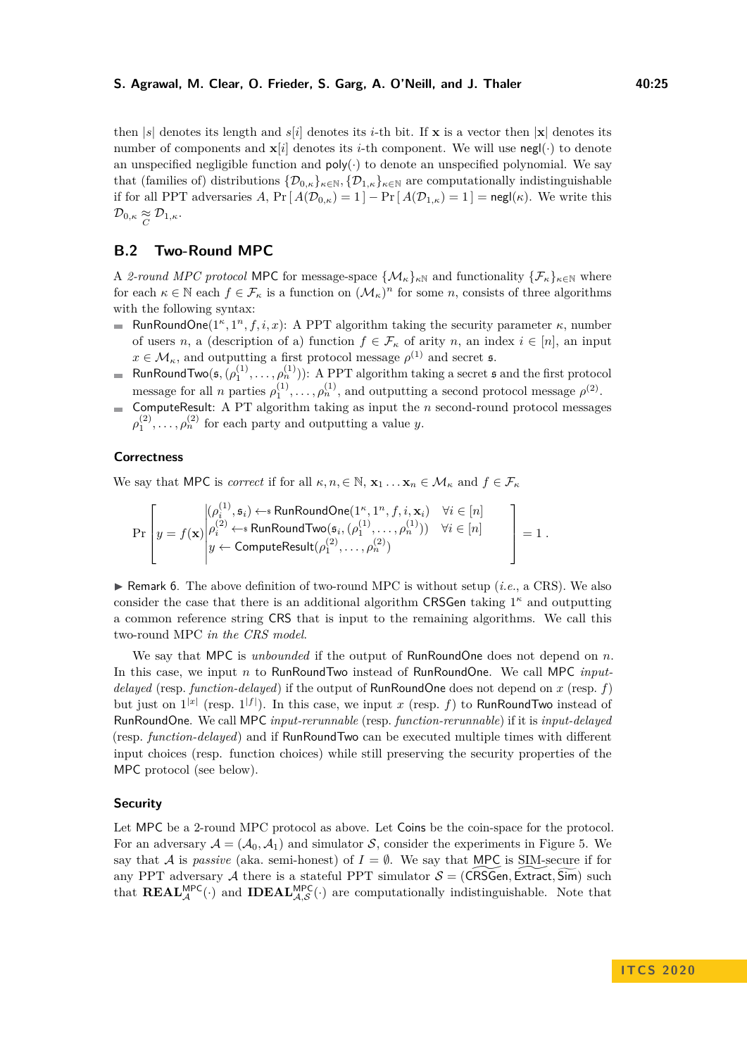then $|s|$ denotes its length and $s[i]$ denotes its $i$-th bit. If $\mathbf{x}$ is a vector then $|\mathbf{x}|$ denotes its number of components and $\mathbf{x}[i]$ denotes its $i$-th component. We will use $\mathsf{negl}(\cdot)$ to denote an unspecified negligible function and $\mathsf{poly}(\cdot)$ to denote an unspecified polynomial. We say that (families of) distributions $\{\mathcal{D}_{0,\kappa}\}_{\kappa\in\mathbb{N}}, \{\mathcal{D}_{1,\kappa}\}_{\kappa\in\mathbb{N}}$ are computationally indistinguishable if for all PPT adversaries $A$, $\Pr[\,A(\mathcal{D}_{0,\kappa}) = 1\,] - \Pr[\,A(\mathcal{D}_{1,\kappa}) = 1\,] = \mathsf{negl}(\kappa)$. We write this $\mathcal{D}_{0,\kappa} \underset{C}{\approx} \mathcal{D}_{1,\kappa}$.

## B.2 Two-Round MPC

A *2-round MPC protocol* $\mathsf{MPC}$ for message-space $\{\mathcal{M}_\kappa\}_{\kappa\mathbb{N}}$ and functionality $\{\mathcal{F}_\kappa\}_{\kappa\in\mathbb{N}}$ where for each $\kappa \in \mathbb{N}$ each $f \in \mathcal{F}_\kappa$ is a function on $(\mathcal{M}_\kappa)^n$ for some $n$, consists of three algorithms with the following syntax:

- $\mathsf{RunRoundOne}(1^\kappa, 1^n, f, i, x)$: A PPT algorithm taking the security parameter $\kappa$, number of users $n$, a (description of a) function $f \in \mathcal{F}_\kappa$ of arity $n$, an index $i \in [n]$, an input $x \in \mathcal{M}_\kappa$, and outputting a first protocol message $\rho^{(1)}$ and secret $\mathfrak{s}$.
- $\mathsf{RunRoundTwo}(\mathfrak{s}, (\rho_1^{(1)}, \ldots, \rho_n^{(1)}))$: A PPT algorithm taking a secret $\mathfrak{s}$ and the first protocol message for all $n$ parties $\rho_1^{(1)}, \ldots, \rho_n^{(1)}$, and outputting a second protocol message $\rho^{(2)}$.
- $\mathsf{ComputeResult}$: A PT algorithm taking as input the $n$ second-round protocol messages $\rho_1^{(2)}, \ldots, \rho_n^{(2)}$ for each party and outputting a value $y$.

### Correctness

We say that $\mathsf{MPC}$ is *correct* if for all $\kappa, n, \in \mathbb{N}$, $\mathbf{x}_1 \ldots \mathbf{x}_n \in \mathcal{M}_\kappa$ and $f \in \mathcal{F}_\kappa$

$$\Pr\left[ y = f(\mathbf{x}) \,\middle|\, \begin{array}{ll} (\rho_i^{(1)}, \mathfrak{s}_i) \leftarrow\!\!\$\ \mathsf{RunRoundOne}(1^\kappa, 1^n, f, i, \mathbf{x}_i) & \forall i \in [n] \\ \rho_i^{(2)} \leftarrow\!\!\$\ \mathsf{RunRoundTwo}(\mathfrak{s}_i, (\rho_1^{(1)}, \ldots, \rho_n^{(1)})) & \forall i \in [n] \\ y \leftarrow \mathsf{ComputeResult}(\rho_1^{(2)}, \ldots, \rho_n^{(2)}) & \end{array} \right] = 1 \,.$$

▶ Remark 6. The above definition of two-round MPC is without setup (*i.e.*, a CRS). We also consider the case that there is an additional algorithm $\mathsf{CRSGen}$ taking $1^\kappa$ and outputting a common reference string $\mathsf{CRS}$ that is input to the remaining algorithms. We call this two-round MPC *in the CRS model*.

We say that $\mathsf{MPC}$ is *unbounded* if the output of $\mathsf{RunRoundOne}$ does not depend on $n$. In this case, we input $n$ to $\mathsf{RunRoundTwo}$ instead of $\mathsf{RunRoundOne}$. We call $\mathsf{MPC}$ *input-delayed* (resp. *function-delayed*) if the output of $\mathsf{RunRoundOne}$ does not depend on $x$ (resp. $f$) but just on $1^{|x|}$ (resp. $1^{|f|}$). In this case, we input $x$ (resp. $f$) to $\mathsf{RunRoundTwo}$ instead of $\mathsf{RunRoundOne}$. We call $\mathsf{MPC}$ *input-rerunnable* (resp. *function-rerunnable*) if it is *input-delayed* (resp. *function-delayed*) and if $\mathsf{RunRoundTwo}$ can be executed multiple times with different input choices (resp. function choices) while still preserving the security properties of the $\mathsf{MPC}$ protocol (see below).

### Security

Let $\mathsf{MPC}$ be a 2-round MPC protocol as above. Let $\mathsf{Coins}$ be the coin-space for the protocol. For an adversary $\mathcal{A} = (\mathcal{A}_0, \mathcal{A}_1)$ and simulator $\mathcal{S}$, consider the experiments in Figure 5. We say that $\mathcal{A}$ is *passive* (aka. semi-honest) of $I = \emptyset$. We say that $\mathsf{MPC}$ is $\mathsf{SIM}$-secure if for any PPT adversary $\mathcal{A}$ there is a stateful PPT simulator $\mathcal{S} = (\mathsf{CRSGen}, \mathsf{Extract}, \mathsf{Sim})$ such that $\mathbf{REAL}_{\mathcal{A}}^{\mathsf{MPC}}(\cdot)$ and $\mathbf{IDEAL}_{\mathcal{A},\mathcal{S}}^{\mathsf{MPC}}(\cdot)$ are computationally indistinguishable. Note that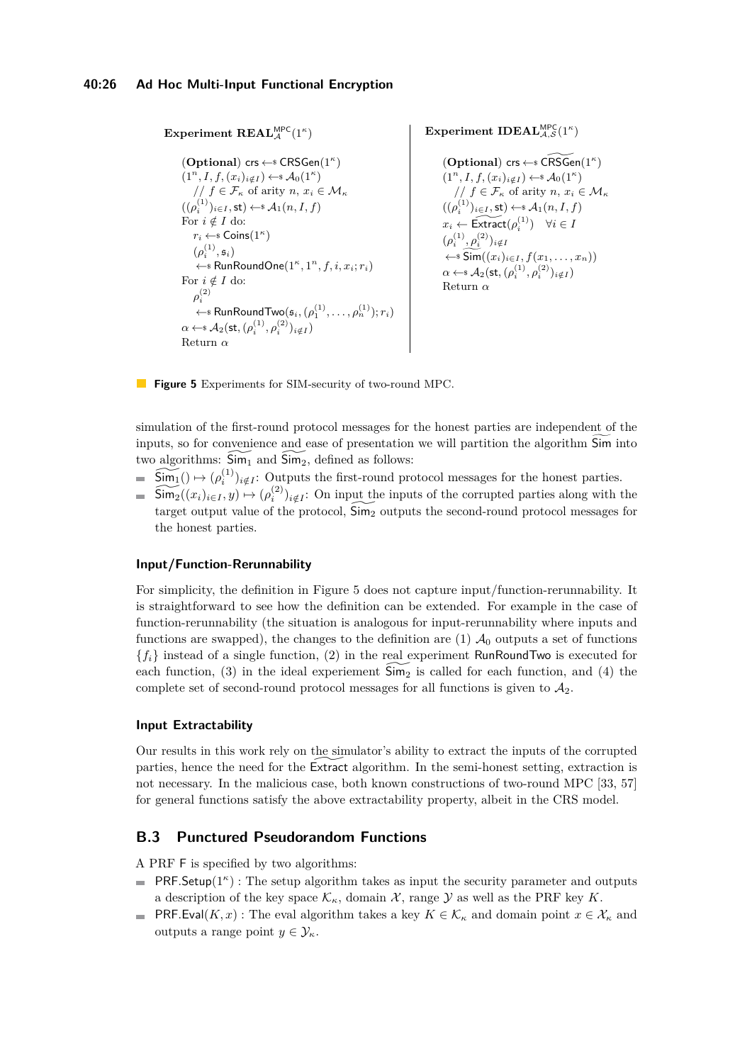**Experiment** $\mathbf{REAL}^{\mathsf{MPC}}_{\mathcal{A}}(1^\kappa)$

(**Optional**) $\mathsf{crs} \leftarrow\$ \mathsf{CRSGen}(1^\kappa)$
$(1^n, I, f, (x_i)_{i \notin I}) \leftarrow\$ \mathcal{A}_0(1^\kappa)$
  // $f \in \mathcal{F}_\kappa$ of arity $n$, $x_i \in \mathcal{M}_\kappa$
$((\rho_i^{(1)})_{i \in I}, \mathsf{st}) \leftarrow\$ \mathcal{A}_1(n, I, f)$
For $i \notin I$ do:
  $r_i \leftarrow\$ \mathsf{Coins}(1^\kappa)$
  $(\rho_i^{(1)}, \mathfrak{s}_i)$
  $\leftarrow\$ \mathsf{RunRoundOne}(1^\kappa, 1^n, f, i, x_i; r_i)$
For $i \notin I$ do:
  $\rho_i^{(2)}$
  $\leftarrow\$ \mathsf{RunRoundTwo}(\mathfrak{s}_i, (\rho_1^{(1)}, \ldots, \rho_n^{(1)}); r_i)$
$\alpha \leftarrow\$ \mathcal{A}_2(\mathsf{st}, (\rho_i^{(1)}, \rho_i^{(2)})_{i \notin I})$
Return $\alpha$

**Experiment** $\mathbf{IDEAL}^{\mathsf{MPC}}_{\mathcal{A},\mathcal{S}}(1^\kappa)$

(**Optional**) $\mathsf{crs} \leftarrow\$ \widetilde{\mathsf{CRSGen}}(1^\kappa)$
$(1^n, I, f, (x_i)_{i \notin I}) \leftarrow\$ \mathcal{A}_0(1^\kappa)$
  // $f \in \mathcal{F}_\kappa$ of arity $n$, $x_i \in \mathcal{M}_\kappa$
$((\rho_i^{(1)})_{i \in I}, \mathsf{st}) \leftarrow\$ \mathcal{A}_1(n, I, f)$
$x_i \leftarrow \widetilde{\mathsf{Extract}}(\rho_i^{(1)}) \quad \forall i \in I$
$(\rho_i^{(1)}, \rho_i^{(2)})_{i \notin I}$
$\leftarrow\$ \widetilde{\mathsf{Sim}}((x_i)_{i \in I}, f(x_1, \ldots, x_n))$
$\alpha \leftarrow\$ \mathcal{A}_2(\mathsf{st}, (\rho_i^{(1)}, \rho_i^{(2)})_{i \notin I})$
Return $\alpha$

**Figure 5** Experiments for SIM-security of two-round MPC.

simulation of the first-round protocol messages for the honest parties are independent of the inputs, so for convenience and ease of presentation we will partition the algorithm $\widetilde{\mathsf{Sim}}$ into two algorithms: $\widetilde{\mathsf{Sim}}_1$ and $\widetilde{\mathsf{Sim}}_2$, defined as follows:

- $\widetilde{\mathsf{Sim}}_1() \mapsto (\rho_i^{(1)})_{i \notin I}$: Outputs the first-round protocol messages for the honest parties.
- $\widetilde{\mathsf{Sim}}_2((x_i)_{i \in I}, y) \mapsto (\rho_i^{(2)})_{i \notin I}$: On input the inputs of the corrupted parties along with the target output value of the protocol, $\widetilde{\mathsf{Sim}}_2$ outputs the second-round protocol messages for the honest parties.

### Input/Function-Rerunnability

For simplicity, the definition in Figure 5 does not capture input/function-rerunnability. It is straightforward to see how the definition can be extended. For example in the case of function-rerunnability (the situation is analogous for input-rerunnability where inputs and functions are swapped), the changes to the definition are (1) $\mathcal{A}_0$ outputs a set of functions $\{f_i\}$ instead of a single function, (2) in the real experiment $\mathsf{RunRoundTwo}$ is executed for each function, (3) in the ideal experiement $\widetilde{\mathsf{Sim}}_2$ is called for each function, and (4) the complete set of second-round protocol messages for all functions is given to $\mathcal{A}_2$.

### Input Extractability

Our results in this work rely on the simulator's ability to extract the inputs of the corrupted parties, hence the need for the $\widetilde{\mathsf{Extract}}$ algorithm. In the semi-honest setting, extraction is not necessary. In the malicious case, both known constructions of two-round MPC [33, 57] for general functions satisfy the above extractability property, albeit in the CRS model.

## B.3 Punctured Pseudorandom Functions

A PRF $\mathsf{F}$ is specified by two algorithms:

- $\mathsf{PRF.Setup}(1^\kappa)$ : The setup algorithm takes as input the security parameter and outputs a description of the key space $\mathcal{K}_\kappa$, domain $\mathcal{X}$, range $\mathcal{Y}$ as well as the PRF key $K$.
- $\mathsf{PRF.Eval}(K, x)$ : The eval algorithm takes a key $K \in \mathcal{K}_\kappa$ and domain point $x \in \mathcal{X}_\kappa$ and outputs a range point $y \in \mathcal{Y}_\kappa$.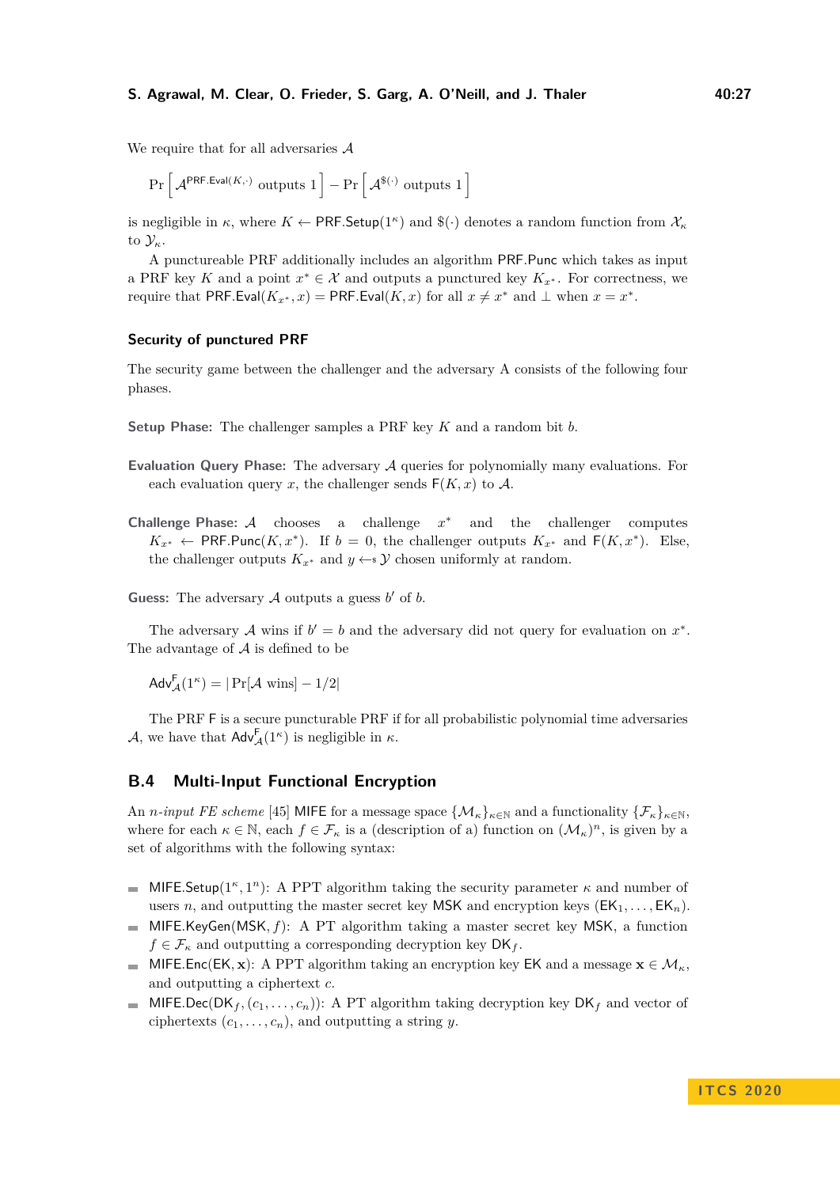We require that for all adversaries $\mathcal{A}$

$$\Pr\left[\mathcal{A}^{\mathsf{PRF.Eval}(K,\cdot)} \text{ outputs } 1\right] - \Pr\left[\mathcal{A}^{\$(\cdot)} \text{ outputs } 1\right]$$

is negligible in $\kappa$, where $K \leftarrow \mathsf{PRF.Setup}(1^\kappa)$ and $\$(\cdot)$ denotes a random function from $\mathcal{X}_\kappa$ to $\mathcal{Y}_\kappa$.

A punctureable PRF additionally includes an algorithm $\mathsf{PRF.Punc}$ which takes as input a PRF key $K$ and a point $x^* \in \mathcal{X}$ and outputs a punctured key $K_{x^*}$. For correctness, we require that $\mathsf{PRF.Eval}(K_{x^*}, x) = \mathsf{PRF.Eval}(K, x)$ for all $x \neq x^*$ and $\perp$ when $x = x^*$.

### Security of punctured PRF

The security game between the challenger and the adversary A consists of the following four phases.

**Setup Phase:** The challenger samples a PRF key $K$ and a random bit $b$.

**Evaluation Query Phase:** The adversary $\mathcal{A}$ queries for polynomially many evaluations. For each evaluation query $x$, the challenger sends $\mathsf{F}(K, x)$ to $\mathcal{A}$.

**Challenge Phase:** $\mathcal{A}$ chooses a challenge $x^*$ and the challenger computes $K_{x^*} \leftarrow \mathsf{PRF.Punc}(K, x^*)$. If $b = 0$, the challenger outputs $K_{x^*}$ and $\mathsf{F}(K, x^*)$. Else, the challenger outputs $K_{x^*}$ and $y \leftarrow_\$ \mathcal{Y}$ chosen uniformly at random.

**Guess:** The adversary $\mathcal{A}$ outputs a guess $b'$ of $b$.

The adversary $\mathcal{A}$ wins if $b' = b$ and the adversary did not query for evaluation on $x^*$. The advantage of $\mathcal{A}$ is defined to be

$$\mathsf{Adv}^{\mathsf{F}}_{\mathcal{A}}(1^\kappa) = |\Pr[\mathcal{A} \text{ wins}] - 1/2|$$

The PRF $\mathsf{F}$ is a secure puncturable PRF if for all probabilistic polynomial time adversaries $\mathcal{A}$, we have that $\mathsf{Adv}^{\mathsf{F}}_{\mathcal{A}}(1^\kappa)$ is negligible in $\kappa$.

## B.4 Multi-Input Functional Encryption

An *n-input FE scheme* [45] $\mathsf{MIFE}$ for a message space $\{\mathcal{M}_\kappa\}_{\kappa\in\mathbb{N}}$ and a functionality $\{\mathcal{F}_\kappa\}_{\kappa\in\mathbb{N}}$, where for each $\kappa \in \mathbb{N}$, each $f \in \mathcal{F}_\kappa$ is a (description of a) function on $(\mathcal{M}_\kappa)^n$, is given by a set of algorithms with the following syntax:

- $\mathsf{MIFE.Setup}(1^\kappa, 1^n)$: A PPT algorithm taking the security parameter $\kappa$ and number of users $n$, and outputting the master secret key $\mathsf{MSK}$ and encryption keys $(\mathsf{EK}_1, \ldots, \mathsf{EK}_n)$.
- $\mathsf{MIFE.KeyGen}(\mathsf{MSK}, f)$: A PT algorithm taking a master secret key $\mathsf{MSK}$, a function $f \in \mathcal{F}_\kappa$ and outputting a corresponding decryption key $\mathsf{DK}_f$.
- $\mathsf{MIFE.Enc}(\mathsf{EK}, \mathbf{x})$: A PPT algorithm taking an encryption key $\mathsf{EK}$ and a message $\mathbf{x} \in \mathcal{M}_\kappa$, and outputting a ciphertext $c$.
- $\mathsf{MIFE.Dec}(\mathsf{DK}_f, (c_1, \ldots, c_n))$: A PT algorithm taking decryption key $\mathsf{DK}_f$ and vector of ciphertexts $(c_1, \ldots, c_n)$, and outputting a string $y$.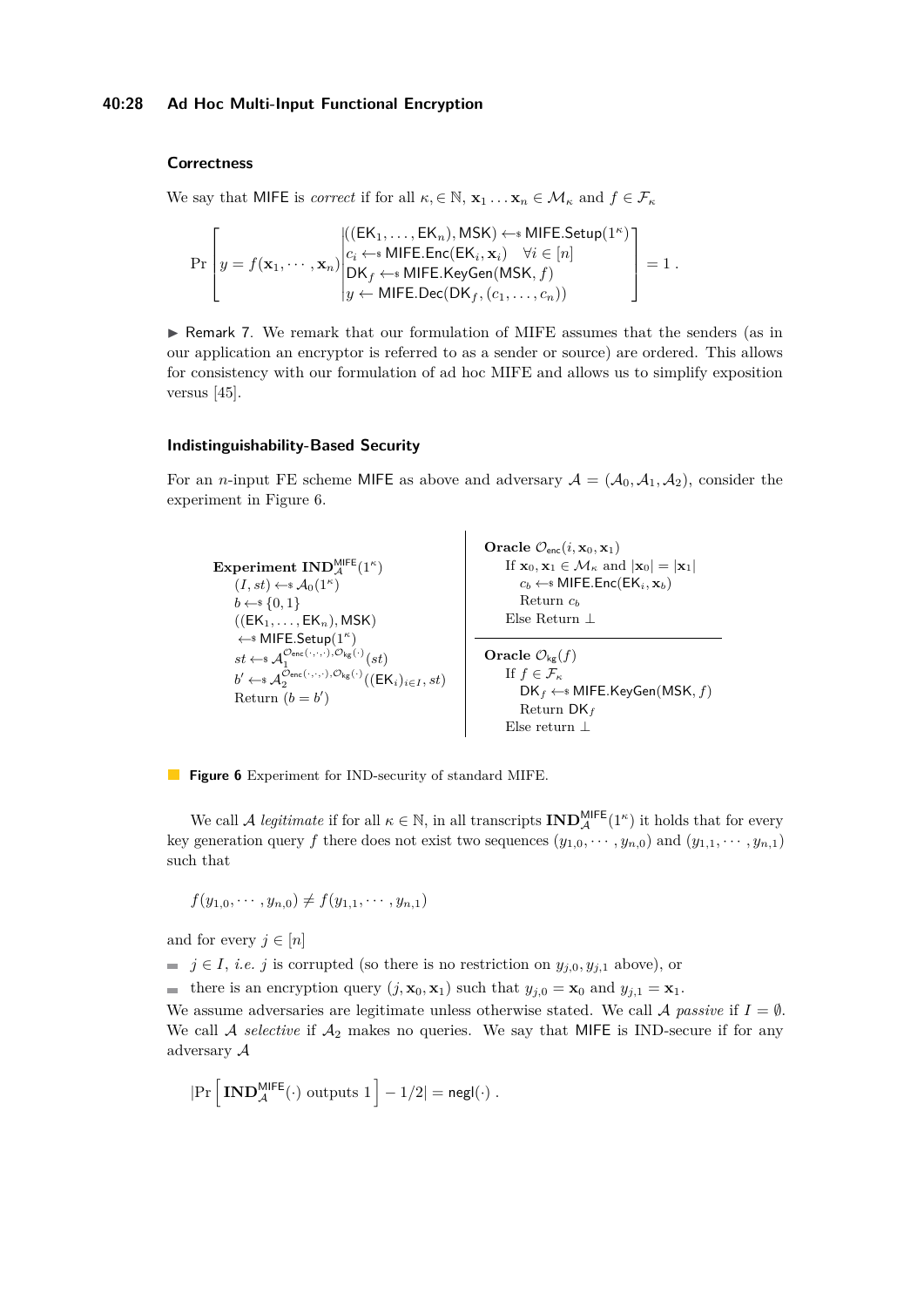## Correctness

We say that MIFE is *correct* if for all $\kappa, \in \mathbb{N}$, $\mathbf{x}_1 \dots \mathbf{x}_n \in \mathcal{M}_\kappa$ and $f \in \mathcal{F}_\kappa$

$$\Pr\left[ y = f(\mathbf{x}_1, \cdots, \mathbf{x}_n) \middle| \begin{array}{l} ((\mathsf{EK}_1, \dots, \mathsf{EK}_n), \mathsf{MSK}) \leftarrow\!\!\$\ \mathsf{MIFE.Setup}(1^\kappa) \\ c_i \leftarrow\!\!\$\ \mathsf{MIFE.Enc}(\mathsf{EK}_i, \mathbf{x}_i) \quad \forall i \in [n] \\ \mathsf{DK}_f \leftarrow\!\!\$\ \mathsf{MIFE.KeyGen}(\mathsf{MSK}, f) \\ y \leftarrow \mathsf{MIFE.Dec}(\mathsf{DK}_f, (c_1, \dots, c_n)) \end{array} \right] = 1 .$$

▶ Remark 7. We remark that our formulation of MIFE assumes that the senders (as in our application an encryptor is referred to as a sender or source) are ordered. This allows for consistency with our formulation of ad hoc MIFE and allows us to simplify exposition versus [45].

## Indistinguishability-Based Security

For an $n$-input FE scheme MIFE as above and adversary $\mathcal{A} = (\mathcal{A}_0, \mathcal{A}_1, \mathcal{A}_2)$, consider the experiment in Figure 6.

**Experiment** $\mathbf{IND}_{\mathcal{A}}^{\mathsf{MIFE}}(1^\kappa)$
- $(I, st) \leftarrow\!\!\$\ \mathcal{A}_0(1^\kappa)$
- $b \leftarrow\!\!\$\ \{0,1\}$
- $((\mathsf{EK}_1, \dots, \mathsf{EK}_n), \mathsf{MSK}) \leftarrow\!\!\$\ \mathsf{MIFE.Setup}(1^\kappa)$
- $st \leftarrow\!\!\$\ \mathcal{A}_1^{\mathcal{O}_{\mathsf{enc}}(\cdot,\cdot,\cdot), \mathcal{O}_{\mathsf{kg}}(\cdot)}(st)$
- $b' \leftarrow\!\!\$\ \mathcal{A}_2^{\mathcal{O}_{\mathsf{enc}}(\cdot,\cdot,\cdot), \mathcal{O}_{\mathsf{kg}}(\cdot)}((\mathsf{EK}_i)_{i \in I}, st)$
- Return $(b = b')$

**Oracle** $\mathcal{O}_{\mathsf{enc}}(i, \mathbf{x}_0, \mathbf{x}_1)$
- If $\mathbf{x}_0, \mathbf{x}_1 \in \mathcal{M}_\kappa$ and $|\mathbf{x}_0| = |\mathbf{x}_1|$
  - $c_b \leftarrow\!\!\$\ \mathsf{MIFE.Enc}(\mathsf{EK}_i, \mathbf{x}_b)$
  - Return $c_b$
- Else Return $\perp$

**Oracle** $\mathcal{O}_{\mathsf{kg}}(f)$
- If $f \in \mathcal{F}_\kappa$
  - $\mathsf{DK}_f \leftarrow\!\!\$\ \mathsf{MIFE.KeyGen}(\mathsf{MSK}, f)$
  - Return $\mathsf{DK}_f$
- Else return $\perp$

**Figure 6** Experiment for IND-security of standard MIFE.

We call $\mathcal{A}$ *legitimate* if for all $\kappa \in \mathbb{N}$, in all transcripts $\mathbf{IND}_{\mathcal{A}}^{\mathsf{MIFE}}(1^\kappa)$ it holds that for every key generation query $f$ there does not exist two sequences $(y_{1,0}, \cdots, y_{n,0})$ and $(y_{1,1}, \cdots, y_{n,1})$ such that

$$f(y_{1,0}, \cdots, y_{n,0}) \neq f(y_{1,1}, \cdots, y_{n,1})$$

and for every $j \in [n]$

- $j \in I$, *i.e.* $j$ is corrupted (so there is no restriction on $y_{j,0}, y_{j,1}$ above), or
- there is an encryption query $(j, \mathbf{x}_0, \mathbf{x}_1)$ such that $y_{j,0} = \mathbf{x}_0$ and $y_{j,1} = \mathbf{x}_1$.

We assume adversaries are legitimate unless otherwise stated. We call $\mathcal{A}$ *passive* if $I = \emptyset$. We call $\mathcal{A}$ *selective* if $\mathcal{A}_2$ makes no queries. We say that MIFE is IND-secure if for any adversary $\mathcal{A}$

$$\left|\Pr\left[\mathbf{IND}_{\mathcal{A}}^{\mathsf{MIFE}}(\cdot) \text{ outputs } 1\right] - 1/2\right| = \mathsf{negl}(\cdot) .$$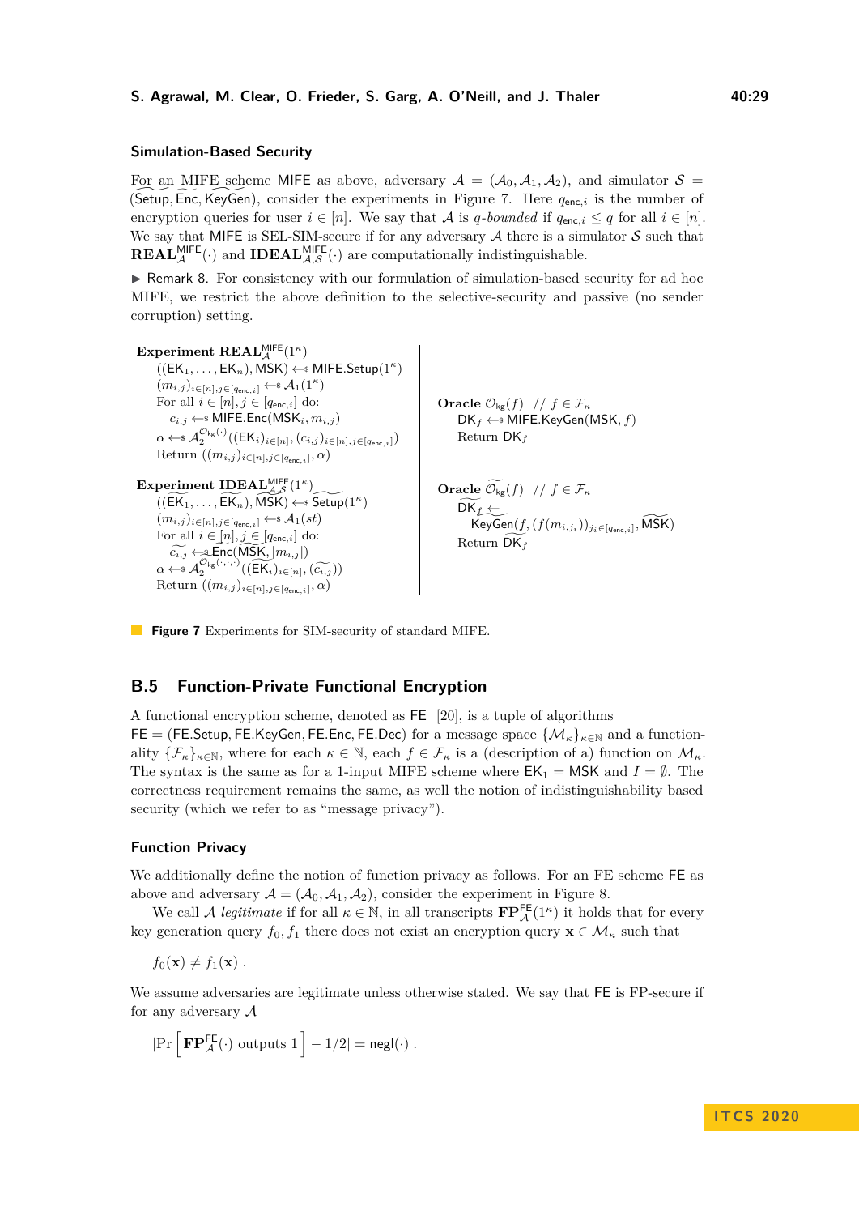### Simulation-Based Security

For an MIFE scheme MIFE as above, adversary $\mathcal{A} = (\mathcal{A}_0, \mathcal{A}_1, \mathcal{A}_2)$, and simulator $\mathcal{S} = (\widetilde{\mathsf{Setup}}, \widetilde{\mathsf{Enc}}, \widetilde{\mathsf{KeyGen}})$, consider the experiments in Figure 7. Here $q_{\mathsf{enc},i}$ is the number of encryption queries for user $i \in [n]$. We say that $\mathcal{A}$ is *q-bounded* if $q_{\mathsf{enc},i} \leq q$ for all $i \in [n]$. We say that MIFE is SEL-SIM-secure if for any adversary $\mathcal{A}$ there is a simulator $\mathcal{S}$ such that $\mathbf{REAL}^{\mathsf{MIFE}}_{\mathcal{A}}(\cdot)$ and $\mathbf{IDEAL}^{\mathsf{MIFE}}_{\mathcal{A},\mathcal{S}}(\cdot)$ are computationally indistinguishable.

▶ Remark 8. For consistency with our formulation of simulation-based security for ad hoc MIFE, we restrict the above definition to the selective-security and passive (no sender corruption) setting.

**Experiment** $\mathbf{REAL}^{\mathsf{MIFE}}_{\mathcal{A}}(1^\kappa)$
- $((\mathsf{EK}_1, \ldots, \mathsf{EK}_n), \mathsf{MSK}) \leftarrow\!\!\$\ \mathsf{MIFE.Setup}(1^\kappa)$
- $(m_{i,j})_{i\in[n], j\in[q_{\mathsf{enc},i}]} \leftarrow\!\!\$\ \mathcal{A}_1(1^\kappa)$
- For all $i \in [n], j \in [q_{\mathsf{enc},i}]$ do:
  - $c_{i,j} \leftarrow\!\!\$\ \mathsf{MIFE.Enc}(\mathsf{MSK}_i, m_{i,j})$
- $\alpha \leftarrow\!\!\$\ \mathcal{A}_2^{\mathcal{O}_{\mathsf{kg}}(\cdot)}((\mathsf{EK}_i)_{i\in[n]}, (c_{i,j})_{i\in[n], j\in[q_{\mathsf{enc},i}]})$
- Return $((m_{i,j})_{i\in[n], j\in[q_{\mathsf{enc},i}]}, \alpha)$

**Oracle** $\mathcal{O}_{\mathsf{kg}}(f)$ // $f \in \mathcal{F}_\kappa$
- $\mathsf{DK}_f \leftarrow\!\!\$\ \mathsf{MIFE.KeyGen}(\mathsf{MSK}, f)$
- Return $\mathsf{DK}_f$

**Experiment** $\mathbf{IDEAL}^{\mathsf{MIFE}}_{\mathcal{A},\mathcal{S}}(1^\kappa)$
- $((\widetilde{\mathsf{EK}}_1, \ldots, \widetilde{\mathsf{EK}}_n), \widetilde{\mathsf{MSK}}) \leftarrow\!\!\$\ \widetilde{\mathsf{Setup}}(1^\kappa)$
- $(m_{i,j})_{i\in[n], j\in[q_{\mathsf{enc},i}]} \leftarrow\!\!\$\ \mathcal{A}_1(st)$
- For all $i \in [n], j \in [q_{\mathsf{enc},i}]$ do:
  - $\widetilde{c_{i,j}} \leftarrow\!\!\$\ \widetilde{\mathsf{Enc}}(\widetilde{\mathsf{MSK}}, |m_{i,j}|)$
- $\alpha \leftarrow\!\!\$\ \mathcal{A}_2^{\widetilde{\mathcal{O}_{\mathsf{kg}}}(\cdot,\cdot,\cdot)}((\widetilde{\mathsf{EK}}_i)_{i\in[n]}, (\widetilde{c_{i,j}}))$
- Return $((m_{i,j})_{i\in[n], j\in[q_{\mathsf{enc},i}]}, \alpha)$

**Oracle** $\widetilde{\mathcal{O}_{\mathsf{kg}}}(f)$ // $f \in \mathcal{F}_\kappa$
- $\widetilde{\mathsf{DK}_f} \leftarrow \widetilde{\mathsf{KeyGen}}(f, (f(m_{i,j_i}))_{j_i\in[q_{\mathsf{enc},i}]}, \widetilde{\mathsf{MSK}})$
- Return $\widetilde{\mathsf{DK}_f}$

**Figure 7** Experiments for SIM-security of standard MIFE.

## B.5 Function-Private Functional Encryption

A functional encryption scheme, denoted as FE [20], is a tuple of algorithms $\mathsf{FE} = (\mathsf{FE.Setup}, \mathsf{FE.KeyGen}, \mathsf{FE.Enc}, \mathsf{FE.Dec})$ for a message space $\{\mathcal{M}_\kappa\}_{\kappa\in\mathbb{N}}$ and a functionality $\{\mathcal{F}_\kappa\}_{\kappa\in\mathbb{N}}$, where for each $\kappa \in \mathbb{N}$, each $f \in \mathcal{F}_\kappa$ is a (description of a) function on $\mathcal{M}_\kappa$. The syntax is the same as for a 1-input MIFE scheme where $\mathsf{EK}_1 = \mathsf{MSK}$ and $I = \emptyset$. The correctness requirement remains the same, as well the notion of indistinguishability based security (which we refer to as "message privacy").

### Function Privacy

We additionally define the notion of function privacy as follows. For an FE scheme FE as above and adversary $\mathcal{A} = (\mathcal{A}_0, \mathcal{A}_1, \mathcal{A}_2)$, consider the experiment in Figure 8.

We call $\mathcal{A}$ *legitimate* if for all $\kappa \in \mathbb{N}$, in all transcripts $\mathbf{FP}^{\mathsf{FE}}_{\mathcal{A}}(1^\kappa)$ it holds that for every key generation query $f_0, f_1$ there does not exist an encryption query $\mathbf{x} \in \mathcal{M}_\kappa$ such that

$$f_0(\mathbf{x}) \neq f_1(\mathbf{x}) \ .$$

We assume adversaries are legitimate unless otherwise stated. We say that FE is FP-secure if for any adversary $\mathcal{A}$

$$\left|\Pr\left[\mathbf{FP}^{\mathsf{FE}}_{\mathcal{A}}(\cdot) \text{ outputs } 1\right] - 1/2\right| = \mathsf{negl}(\cdot) \ .$$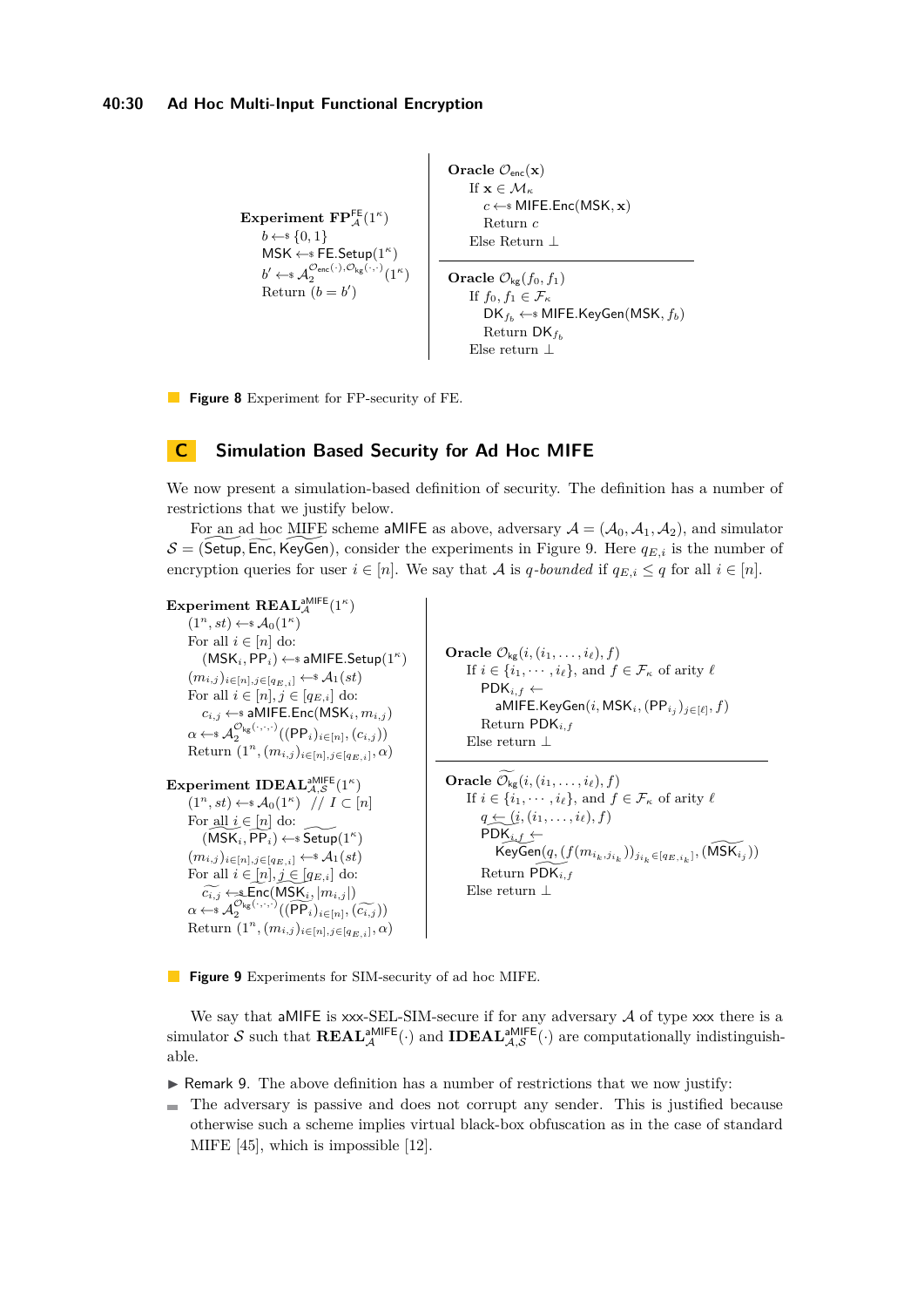**Experiment** $\mathbf{FP}^{\mathsf{FE}}_{\mathcal{A}}(1^\kappa)$

$b \leftarrow\!\!\$ \{0,1\}$
$\mathsf{MSK} \leftarrow\!\!\$ \mathsf{FE.Setup}(1^\kappa)$
$b' \leftarrow\!\!\$ \mathcal{A}_2^{\mathcal{O}_{\mathsf{enc}}(\cdot),\mathcal{O}_{\mathsf{kg}}(\cdot,\cdot)}(1^\kappa)$
Return $(b = b')$

**Oracle** $\mathcal{O}_{\mathsf{enc}}(\mathbf{x})$
If $\mathbf{x} \in \mathcal{M}_\kappa$
  $c \leftarrow\!\!\$ \mathsf{MIFE.Enc}(\mathsf{MSK}, \mathbf{x})$
  Return $c$
Else Return $\perp$

**Oracle** $\mathcal{O}_{\mathsf{kg}}(f_0, f_1)$
If $f_0, f_1 \in \mathcal{F}_\kappa$
  $\mathsf{DK}_{f_b} \leftarrow\!\!\$ \mathsf{MIFE.KeyGen}(\mathsf{MSK}, f_b)$
  Return $\mathsf{DK}_{f_b}$
Else return $\perp$

**Figure 8** Experiment for FP-security of FE.

# C Simulation Based Security for Ad Hoc MIFE

We now present a simulation-based definition of security. The definition has a number of restrictions that we justify below.

For an ad hoc MIFE scheme aMIFE as above, adversary $\mathcal{A} = (\mathcal{A}_0, \mathcal{A}_1, \mathcal{A}_2)$, and simulator $\mathcal{S} = (\widetilde{\mathsf{Setup}}, \widetilde{\mathsf{Enc}}, \widetilde{\mathsf{KeyGen}})$, consider the experiments in Figure 9. Here $q_{E,i}$ is the number of encryption queries for user $i \in [n]$. We say that $\mathcal{A}$ is $q$-*bounded* if $q_{E,i} \leq q$ for all $i \in [n]$.

**Experiment** $\mathbf{REAL}^{\mathsf{aMIFE}}_{\mathcal{A}}(1^\kappa)$

$(1^n, st) \leftarrow\!\!\$ \mathcal{A}_0(1^\kappa)$
For all $i \in [n]$ do:
  $(\mathsf{MSK}_i, \mathsf{PP}_i) \leftarrow\!\!\$ \mathsf{aMIFE.Setup}(1^\kappa)$
$(m_{i,j})_{i\in[n],j\in[q_{E,i}]} \leftarrow\!\!\$ \mathcal{A}_1(st)$
For all $i \in [n], j \in [q_{E,i}]$ do:
  $c_{i,j} \leftarrow\!\!\$ \mathsf{aMIFE.Enc}(\mathsf{MSK}_i, m_{i,j})$
$\alpha \leftarrow\!\!\$ \mathcal{A}_2^{\mathcal{O}_{\mathsf{kg}}(\cdot,\cdot,\cdot)}((\mathsf{PP}_i)_{i\in[n]}, (c_{i,j}))$
Return $(1^n, (m_{i,j})_{i\in[n],j\in[q_{E,i}]}, \alpha)$

**Experiment** $\mathbf{IDEAL}^{\mathsf{aMIFE}}_{\mathcal{A},\mathcal{S}}(1^\kappa)$

$(1^n, st) \leftarrow\!\!\$ \mathcal{A}_0(1^\kappa)$  // $I \subset [n]$
For all $i \in [n]$ do:
  $(\widetilde{\mathsf{MSK}}_i, \widetilde{\mathsf{PP}}_i) \leftarrow\!\!\$ \widetilde{\mathsf{Setup}}(1^\kappa)$
$(m_{i,j})_{i\in[n],j\in[q_{E,i}]} \leftarrow\!\!\$ \mathcal{A}_1(st)$
For all $i \in [n], j \in [q_{E,i}]$ do:
  $\widetilde{c_{i,j}} \leftarrow\!\!\$ \widetilde{\mathsf{Enc}}(\widetilde{\mathsf{MSK}}_i, |m_{i,j}|)$
$\alpha \leftarrow\!\!\$ \mathcal{A}_2^{\widetilde{\mathcal{O}_{\mathsf{kg}}}(\cdot,\cdot,\cdot)}((\widetilde{\mathsf{PP}}_i)_{i\in[n]}, (\widetilde{c_{i,j}}))$
Return $(1^n, (m_{i,j})_{i\in[n],j\in[q_{E,i}]}, \alpha)$

**Oracle** $\mathcal{O}_{\mathsf{kg}}(i, (i_1, \ldots, i_\ell), f)$
If $i \in \{i_1, \cdots, i_\ell\}$, and $f \in \mathcal{F}_\kappa$ of arity $\ell$
  $\mathsf{PDK}_{i,f} \leftarrow$
   $\mathsf{aMIFE.KeyGen}(i, \mathsf{MSK}_i, (\mathsf{PP}_{i_j})_{j\in[\ell]}, f)$
  Return $\mathsf{PDK}_{i,f}$
Else return $\perp$

**Oracle** $\widetilde{\mathcal{O}_{\mathsf{kg}}}(i, (i_1, \ldots, i_\ell), f)$
If $i \in \{i_1, \cdots, i_\ell\}$, and $f \in \mathcal{F}_\kappa$ of arity $\ell$
  $q \leftarrow (i, (i_1, \ldots, i_\ell), f)$
  $\widetilde{\mathsf{PDK}_{i,f}} \leftarrow$
   $\widetilde{\mathsf{KeyGen}}(q, (f(m_{i_k, j_{i_k}}))_{j_{i_k}\in[q_{E,i_k}]}, (\widetilde{\mathsf{MSK}}_{i_j}))$
  Return $\widetilde{\mathsf{PDK}}_{i,f}$
Else return $\perp$

**Figure 9** Experiments for SIM-security of ad hoc MIFE.

We say that aMIFE is xxx-SEL-SIM-secure if for any adversary $\mathcal{A}$ of type xxx there is a simulator $\mathcal{S}$ such that $\mathbf{REAL}^{\mathsf{aMIFE}}_{\mathcal{A}}(\cdot)$ and $\mathbf{IDEAL}^{\mathsf{aMIFE}}_{\mathcal{A},\mathcal{S}}(\cdot)$ are computationally indistinguishable.

▶ Remark 9. The above definition has a number of restrictions that we now justify:

- The adversary is passive and does not corrupt any sender. This is justified because otherwise such a scheme implies virtual black-box obfuscation as in the case of standard MIFE [45], which is impossible [12].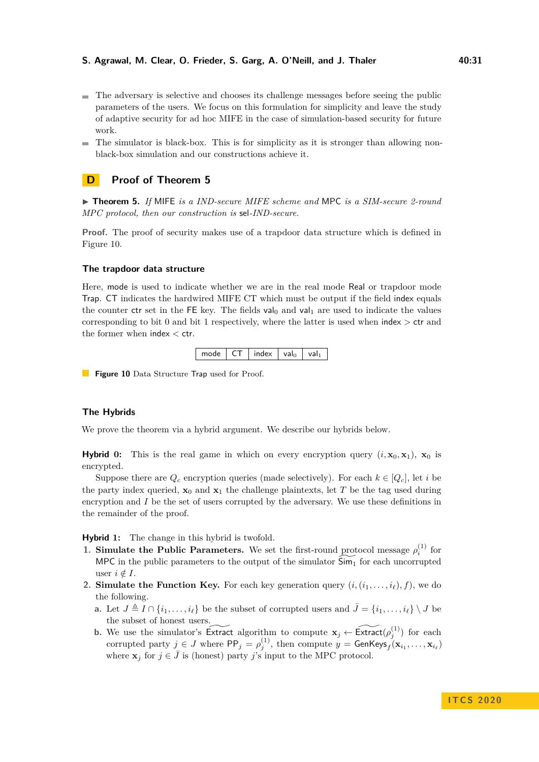- The adversary is selective and chooses its challenge messages before seeing the public parameters of the users. We focus on this formulation for simplicity and leave the study of adaptive security for ad hoc MIFE in the case of simulation-based security for future work.
- The simulator is black-box. This is for simplicity as it is stronger than allowing non-black-box simulation and our constructions achieve it.

# D Proof of Theorem 5

**▶ Theorem 5.** *If* MIFE *is a IND-secure MIFE scheme and* MPC *is a SIM-secure 2-round MPC protocol, then our construction is* sel-IND*-secure.*

**Proof.** The proof of security makes use of a trapdoor data structure which is defined in Figure 10.

### The trapdoor data structure

Here, mode is used to indicate whether we are in the real mode Real or trapdoor mode Trap. CT indicates the hardwired MIFE CT which must be output if the field index equals the counter ctr set in the FE key. The fields $\mathsf{val}_0$ and $\mathsf{val}_1$ are used to indicate the values corresponding to bit 0 and bit 1 respectively, where the latter is used when index $>$ ctr and the former when index $<$ ctr.

| mode | CT | index | $\mathsf{val}_0$ | $\mathsf{val}_1$ |
|---|---|---|---|---|

**Figure 10** Data Structure Trap used for Proof.

### The Hybrids

We prove the theorem via a hybrid argument. We describe our hybrids below.

**Hybrid 0:** This is the real game in which on every encryption query $(i, \mathbf{x}_0, \mathbf{x}_1)$, $\mathbf{x}_0$ is encrypted.

Suppose there are $Q_c$ encryption queries (made selectively). For each $k \in [Q_c]$, let $i$ be the party index queried, $\mathbf{x}_0$ and $\mathbf{x}_1$ the challenge plaintexts, let $T$ be the tag used during encryption and $I$ be the set of users corrupted by the adversary. We use these definitions in the remainder of the proof.

**Hybrid 1:** The change in this hybrid is twofold.

1. **Simulate the Public Parameters.** We set the first-round protocol message $\rho_i^{(1)}$ for MPC in the public parameters to the output of the simulator $\widetilde{\mathsf{Sim}}_1$ for each uncorrupted user $i \notin I$.
2. **Simulate the Function Key.** For each key generation query $(i, (i_1, \ldots, i_\ell), f)$, we do the following.
   a. Let $J \triangleq I \cap \{i_1, \ldots, i_\ell\}$ be the subset of corrupted users and $\bar{J} = \{i_1, \ldots, i_\ell\} \setminus J$ be the subset of honest users.
   b. We use the simulator's $\widetilde{\mathsf{Extract}}$ algorithm to compute $\mathbf{x}_j \leftarrow \widetilde{\mathsf{Extract}}(\rho_j^{(1)})$ for each corrupted party $j \in J$ where $\mathsf{PP}_j = \rho_j^{(1)}$, then compute $y = \mathsf{GenKeys}_f(\mathbf{x}_{i_1}, \ldots, \mathbf{x}_{i_\ell})$ where $\mathbf{x}_j$ for $j \in \bar{J}$ is (honest) party $j$'s input to the MPC protocol.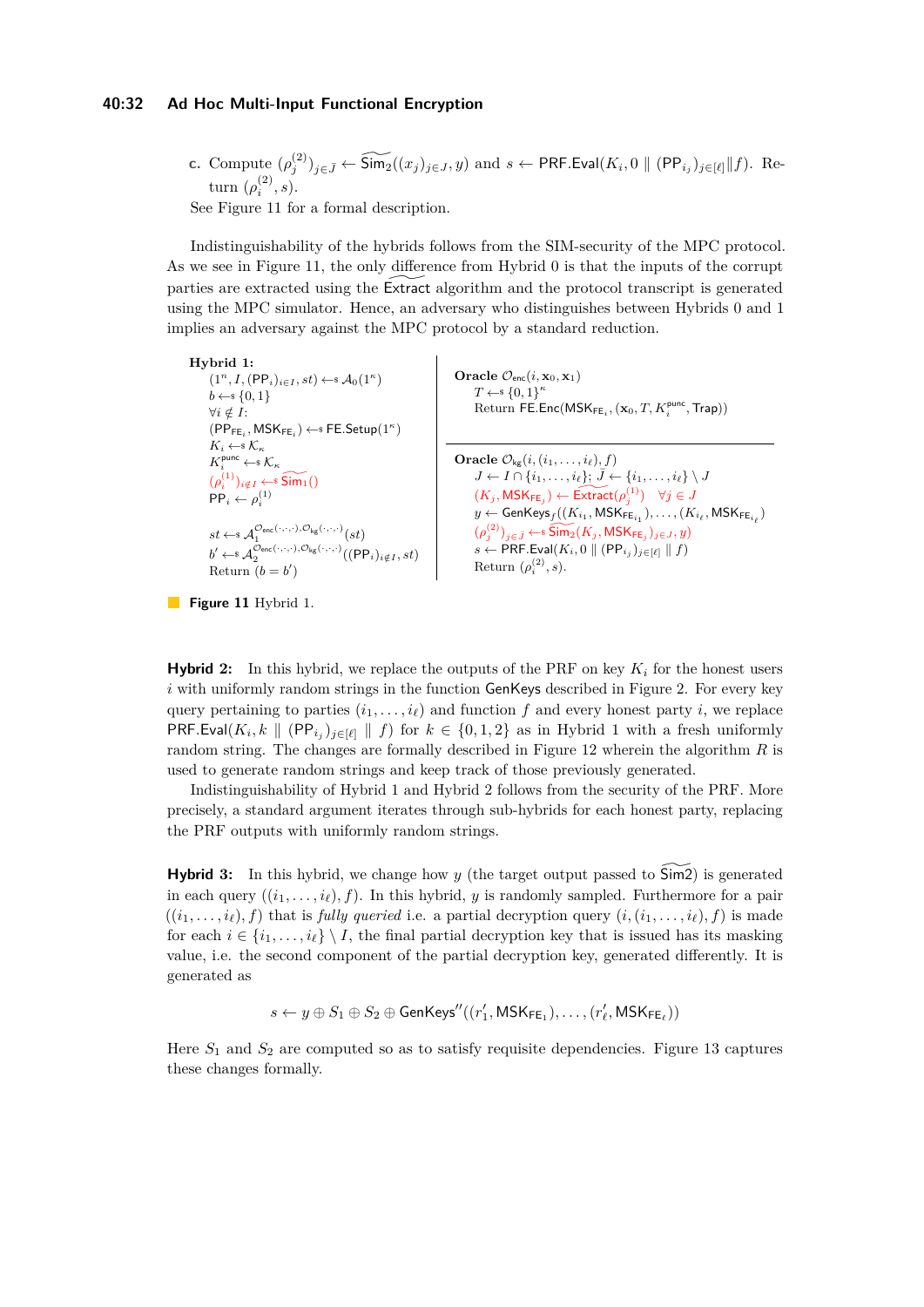**c.** Compute $(\rho_j^{(2)})_{j\in\bar{J}} \leftarrow \widetilde{\mathsf{Sim}}_2((x_j)_{j\in J}, y)$ and $s \leftarrow \mathsf{PRF.Eval}(K_i, 0 \parallel (\mathsf{PP}_{i_j})_{j\in[\ell]}\|f)$. Return $(\rho_i^{(2)}, s)$.

See Figure 11 for a formal description.

Indistinguishability of the hybrids follows from the SIM-security of the MPC protocol. As we see in Figure 11, the only difference from Hybrid 0 is that the inputs of the corrupt parties are extracted using the $\widetilde{\mathsf{Extract}}$ algorithm and the protocol transcript is generated using the MPC simulator. Hence, an adversary who distinguishes between Hybrids 0 and 1 implies an adversary against the MPC protocol by a standard reduction.

**Hybrid 1:**

$(1^n, I, (\mathsf{PP}_i)_{i\in I}, st) \leftarrow\$ \mathcal{A}_0(1^\kappa)$
$b \leftarrow\$ \{0,1\}$
$\forall i \notin I$:
$(\mathsf{PP}_{\mathsf{FE}_i}, \mathsf{MSK}_{\mathsf{FE}_i}) \leftarrow\$ \mathsf{FE.Setup}(1^\kappa)$
$K_i \leftarrow\$ \mathcal{K}_\kappa$
$K_i^{\mathsf{punc}} \leftarrow\$ \mathcal{K}_\kappa$
$(\rho_i^{(1)})_{i\notin I} \leftarrow\$ \widetilde{\mathsf{Sim}}_1()$
$\mathsf{PP}_i \leftarrow \rho_i^{(1)}$

$st \leftarrow\$ \mathcal{A}_1^{\mathcal{O}_{\mathsf{enc}}(\cdot,\cdot,\cdot),\mathcal{O}_{\mathsf{kg}}(\cdot,\cdot,\cdot)}(st)$
$b' \leftarrow\$ \mathcal{A}_2^{\mathcal{O}_{\mathsf{enc}}(\cdot,\cdot,\cdot),\mathcal{O}_{\mathsf{kg}}(\cdot,\cdot,\cdot)}((\mathsf{PP}_i)_{i\notin I}, st)$
Return $(b = b')$

**Oracle** $\mathcal{O}_{\mathsf{enc}}(i, \mathbf{x}_0, \mathbf{x}_1)$
$T \leftarrow\$ \{0,1\}^\kappa$
Return $\mathsf{FE.Enc}(\mathsf{MSK}_{\mathsf{FE}_i}, (\mathbf{x}_0, T, K_i^{\mathsf{punc}}, \mathsf{Trap}))$

**Oracle** $\mathcal{O}_{\mathsf{kg}}(i, (i_1, \ldots, i_\ell), f)$
$J \leftarrow I \cap \{i_1, \ldots, i_\ell\}$; $\bar{J} \leftarrow \{i_1, \ldots, i_\ell\} \setminus J$
$(K_j, \mathsf{MSK}_{\mathsf{FE}_j}) \leftarrow \widetilde{\mathsf{Extract}}(\rho_j^{(1)}) \quad \forall j \in J$
$y \leftarrow \mathsf{GenKeys}_f((K_{i_1}, \mathsf{MSK}_{\mathsf{FE}_{i_1}}), \ldots, (K_{i_\ell}, \mathsf{MSK}_{\mathsf{FE}_{i_\ell}})$
$(\rho_j^{(2)})_{j\in\bar{J}} \leftarrow\$ \widetilde{\mathsf{Sim}}_2(K_j, \mathsf{MSK}_{\mathsf{FE}_j})_{j\in J}, y)$
$s \leftarrow \mathsf{PRF.Eval}(K_i, 0 \parallel (\mathsf{PP}_{i_j})_{j\in[\ell]} \parallel f)$
Return $(\rho_i^{(2)}, s)$.

**Figure 11** Hybrid 1.

**Hybrid 2:** In this hybrid, we replace the outputs of the PRF on key $K_i$ for the honest users $i$ with uniformly random strings in the function $\mathsf{GenKeys}$ described in Figure 2. For every key query pertaining to parties $(i_1, \ldots, i_\ell)$ and function $f$ and every honest party $i$, we replace $\mathsf{PRF.Eval}(K_i, k \parallel (\mathsf{PP}_{i_j})_{j\in[\ell]} \parallel f)$ for $k \in \{0,1,2\}$ as in Hybrid 1 with a fresh uniformly random string. The changes are formally described in Figure 12 wherein the algorithm $R$ is used to generate random strings and keep track of those previously generated.

Indistinguishability of Hybrid 1 and Hybrid 2 follows from the security of the PRF. More precisely, a standard argument iterates through sub-hybrids for each honest party, replacing the PRF outputs with uniformly random strings.

**Hybrid 3:** In this hybrid, we change how $y$ (the target output passed to $\widetilde{\mathsf{Sim}}2$) is generated in each query $((i_1, \ldots, i_\ell), f)$. In this hybrid, $y$ is randomly sampled. Furthermore for a pair $((i_1, \ldots, i_\ell), f)$ that is *fully queried* i.e. a partial decryption query $(i, (i_1, \ldots, i_\ell), f)$ is made for each $i \in \{i_1, \ldots, i_\ell\} \setminus I$, the final partial decryption key that is issued has its masking value, i.e. the second component of the partial decryption key, generated differently. It is generated as

$$s \leftarrow y \oplus S_1 \oplus S_2 \oplus \mathsf{GenKeys}''((r'_1, \mathsf{MSK}_{\mathsf{FE}_1}), \ldots, (r'_\ell, \mathsf{MSK}_{\mathsf{FE}_\ell}))$$

Here $S_1$ and $S_2$ are computed so as to satisfy requisite dependencies. Figure 13 captures these changes formally.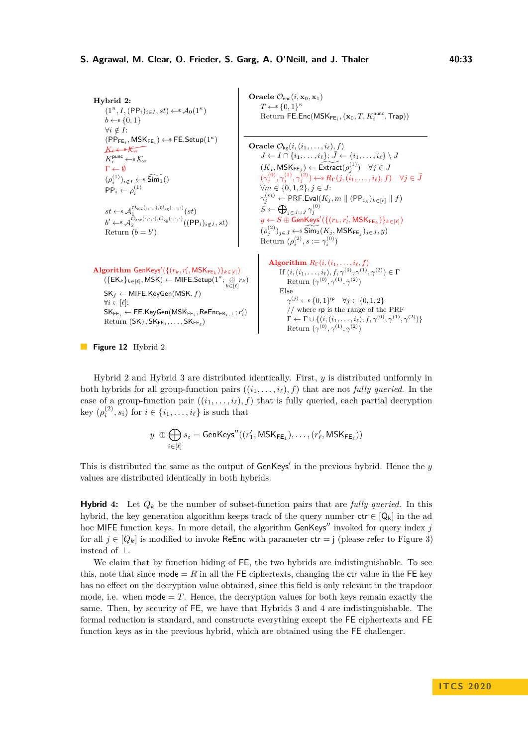**Hybrid 2:**

$(1^n, I, (\mathsf{PP}_i)_{i\in I}, st) \leftarrow\$ \mathcal{A}_0(1^\kappa)$
$b \leftarrow\$ \{0,1\}$
$\forall i \notin I$:
$(\mathsf{PP}_{\mathsf{FE}_i}, \mathsf{MSK}_{\mathsf{FE}_i}) \leftarrow\$ \mathsf{FE.Setup}(1^\kappa)$
~~$K_i \leftarrow\$ \mathcal{K}_\kappa$~~
$K_i^{\mathsf{punc}} \leftarrow\$ \mathcal{K}_\kappa$
$\Gamma \leftarrow \emptyset$
$(\rho_i^{(1)})_{i\notin I} \leftarrow\$ \widetilde{\mathsf{Sim}}_1()$
$\mathsf{PP}_i \leftarrow \rho_i^{(1)}$

$st \leftarrow\$ \mathcal{A}_1^{\mathcal{O}_{\mathsf{enc}}(\cdot,\cdot,\cdot),\mathcal{O}_{\mathsf{kg}}(\cdot,\cdot,\cdot)}(st)$
$b' \leftarrow\$ \mathcal{A}_2^{\mathcal{O}_{\mathsf{enc}}(\cdot,\cdot,\cdot),\mathcal{O}_{\mathsf{kg}}(\cdot,\cdot,\cdot)}((\mathsf{PP}_i)_{i\notin I}, st)$
Return $(b = b')$

**Oracle** $\mathcal{O}_{\mathsf{enc}}(i, \mathbf{x}_0, \mathbf{x}_1)$
$T \leftarrow\$ \{0,1\}^\kappa$
Return $\mathsf{FE.Enc}(\mathsf{MSK}_{\mathsf{FE}_i}, (\mathbf{x}_0, T, K_i^{\mathsf{punc}}, \mathsf{Trap}))$

**Oracle** $\mathcal{O}_{\mathsf{kg}}(i, (i_1, \ldots, i_\ell), f)$
$J \leftarrow I \cap \{i_1, \ldots, i_\ell\}$; $\bar{J} \leftarrow \{i_1, \ldots, i_\ell\} \setminus J$
$(K_j, \mathsf{MSK}_{\mathsf{FE}_j}) \leftarrow \widetilde{\mathsf{Extract}}(\rho_j^{(1)}) \quad \forall j \in J$
$(\gamma_j^{(0)}, \gamma_j^{(1)}, \gamma_j^{(2)}) \leftarrow\$ R_\Gamma(j, (i_1, \ldots, i_\ell), f) \quad \forall j \in \bar{J}$
$\forall m \in \{0,1,2\}, j \in J$:
$\gamma_j^{(m)} \leftarrow \mathsf{PRF.Eval}(K_j, m \,\|\, (\mathsf{PP}_{i_k})_{k\in[\ell]} \,\|\, f)$
$S \leftarrow \bigoplus_{j\in J\cup\bar{J}} \gamma_j^{(0)}$
$y \leftarrow S \oplus \mathsf{GenKeys}'(\{(r_k, r'_l, \mathsf{MSK}_{\mathsf{FE}_k})\}_{k\in[\ell]})$
$(\rho_j^{(2)})_{j\in\bar{J}} \leftarrow\$ \widetilde{\mathsf{Sim}}_2(K_j, \mathsf{MSK}_{\mathsf{FE}_j})_{j\in J}, y)$
Return $(\rho_i^{(2)}, s := \gamma_i^{(0)})$

**Algorithm** $\mathsf{GenKeys}'(\{(r_k, r'_l, \mathsf{MSK}_{\mathsf{FE}_k})\}_{k\in[\ell]})$
$(\{\mathsf{EK}_k\}_{k\in[\ell]}, \mathsf{MSK}) \leftarrow \mathsf{MIFE.Setup}(1^\kappa; \bigoplus_{k\in[\ell]} r_k)$
$\mathsf{SK}_f \leftarrow \mathsf{MIFE.KeyGen}(\mathsf{MSK}, f)$
$\forall i \in [\ell]$:
$\mathsf{SK}_{\mathsf{FE}_i} \leftarrow \mathsf{FE.KeyGen}(\mathsf{MSK}_{\mathsf{FE}_i}, \mathsf{ReEnc}_{\mathsf{EK}_i,\perp}; r'_i)$
Return $(\mathsf{SK}_f, \mathsf{SK}_{\mathsf{FE}_1}, \ldots, \mathsf{SK}_{\mathsf{FE}_\ell})$

**Algorithm** $R_\Gamma(i, (i_1, \ldots, i_\ell, f)$
If $(i, (i_1, \ldots, i_\ell), f, \gamma^{(0)}, \gamma^{(1)}, \gamma^{(2)}) \in \Gamma$
  Return $(\gamma^{(0)}, \gamma^{(1)}, \gamma^{(2)})$
Else
  $\gamma^{(j)} \leftarrow\$ \{0,1\}^{\mathsf{rp}} \quad \forall j \in \{0,1,2\}$
  // where $\mathsf{rp}$ is the range of the PRF
  $\Gamma \leftarrow \Gamma \cup \{(i, (i_1, \ldots, i_\ell), f, \gamma^{(0)}, \gamma^{(1)}, \gamma^{(2)})\}$
  Return $(\gamma^{(0)}, \gamma^{(1)}, \gamma^{(2)})$

**Figure 12** Hybrid 2.

Hybrid 2 and Hybrid 3 are distributed identically. First, $y$ is distributed uniformly in both hybrids for all group-function pairs $((i_1, \ldots, i_\ell), f)$ that are not *fully queried*. In the case of a group-function pair $((i_1, \ldots, i_\ell), f)$ that is fully queried, each partial decryption key $(\rho_i^{(2)}, s_i)$ for $i \in \{i_1, \ldots, i_\ell\}$ is such that

$$y \oplus \bigoplus_{i\in[\ell]} s_i = \mathsf{GenKeys}''((r'_1, \mathsf{MSK}_{\mathsf{FE}_1}), \ldots, (r'_\ell, \mathsf{MSK}_{\mathsf{FE}_\ell}))$$

This is distributed the same as the output of $\mathsf{GenKeys}'$ in the previous hybrid. Hence the $y$ values are distributed identically in both hybrids.

**Hybrid 4:** Let $Q_k$ be the number of subset-function pairs that are *fully queried*. In this hybrid, the key generation algorithm keeps track of the query number $\mathsf{ctr} \in [\mathsf{Q_k}]$ in the ad hoc MIFE function keys. In more detail, the algorithm $\mathsf{GenKeys}''$ invoked for query index $j$ for all $j \in [Q_k]$ is modified to invoke $\mathsf{ReEnc}$ with parameter $\mathsf{ctr} = \mathsf{j}$ (please refer to Figure 3) instead of $\perp$.

We claim that by function hiding of FE, the two hybrids are indistinguishable. To see this, note that since $\mathsf{mode} = R$ in all the FE ciphertexts, changing the $\mathsf{ctr}$ value in the FE key has no effect on the decryption value obtained, since this field is only relevant in the trapdoor mode, i.e. when $\mathsf{mode} = T$. Hence, the decryption values for both keys remain exactly the same. Then, by security of FE, we have that Hybrids 3 and 4 are indistinguishable. The formal reduction is standard, and constructs everything except the FE ciphertexts and FE function keys as in the previous hybrid, which are obtained using the FE challenger.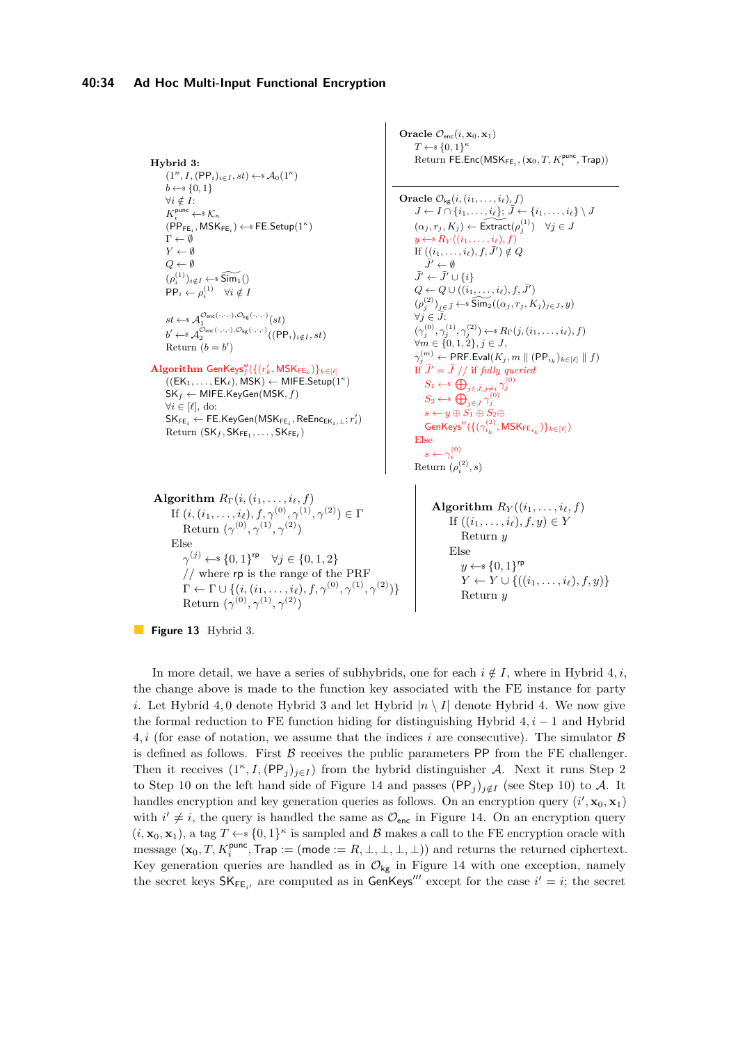**Hybrid 3:**

$(1^n, I, (\mathsf{PP}_i)_{i \in I}, st) \leftarrow\!\!\$\ \mathcal{A}_0(1^\kappa)$
$b \leftarrow\!\!\$\ \{0,1\}$
$\forall i \notin I$:
$K_i^{\mathsf{punc}} \leftarrow\!\!\$\ \mathcal{K}_\kappa$
$(\mathsf{PP}_{\mathsf{FE}_i}, \mathsf{MSK}_{\mathsf{FE}_i}) \leftarrow\!\!\$\ \mathsf{FE.Setup}(1^\kappa)$
$\Gamma \leftarrow \emptyset$
$Y \leftarrow \emptyset$
$Q \leftarrow \emptyset$
$(\rho_i^{(1)})_{i \notin I} \leftarrow\!\!\$\ \widetilde{\mathsf{Sim}_1}()$
$\mathsf{PP}_i \leftarrow \rho_i^{(1)} \quad \forall i \notin I$

$st \leftarrow\!\!\$\ \mathcal{A}_1^{\mathcal{O}_{\mathsf{enc}}(\cdot,\cdot,\cdot), \mathcal{O}_{\mathsf{kg}}(\cdot,\cdot,\cdot)}(st)$
$b' \leftarrow\!\!\$\ \mathcal{A}_2^{\mathcal{O}_{\mathsf{enc}}(\cdot,\cdot,\cdot), \mathcal{O}_{\mathsf{kg}}(\cdot,\cdot,\cdot)}((\mathsf{PP}_i)_{i \notin I}, st)$
Return $(b = b')$

**Algorithm** $\mathsf{GenKeys}_f''(\{(r'_k, \mathsf{MSK}_{\mathsf{FE}_k})\}_{k \in [\ell]})$
$((\mathsf{EK}_1, \ldots, \mathsf{EK}_\ell), \mathsf{MSK}) \leftarrow \mathsf{MIFE.Setup}(1^\kappa)$
$\mathsf{SK}_f \leftarrow \mathsf{MIFE.KeyGen}(\mathsf{MSK}, f)$
$\forall i \in [\ell]$, do:
$\mathsf{SK}_{\mathsf{FE}_i} \leftarrow \mathsf{FE.KeyGen}(\mathsf{MSK}_{\mathsf{FE}_i}, \mathsf{ReEnc}_{\mathsf{EK}_i, \perp}; r'_i)$
Return $(\mathsf{SK}_f, \mathsf{SK}_{\mathsf{FE}_1}, \ldots, \mathsf{SK}_{\mathsf{FE}_\ell})$

**Oracle** $\mathcal{O}_{\mathsf{enc}}(i, \mathbf{x}_0, \mathbf{x}_1)$
$T \leftarrow\!\!\$\ \{0,1\}^\kappa$
Return $\mathsf{FE.Enc}(\mathsf{MSK}_{\mathsf{FE}_i}, (\mathbf{x}_0, T, K_i^{\mathsf{punc}}, \mathsf{Trap}))$

**Oracle** $\mathcal{O}_{\mathsf{kg}}(i, (i_1, \ldots, i_\ell), f)$
$J \leftarrow I \cap \{i_1, \ldots, i_\ell\}$; $\bar{J} \leftarrow \{i_1, \ldots, i_\ell\} \setminus J$
$(\alpha_j, r_j, K_j) \leftarrow \mathsf{Extract}(\rho_j^{(1)}) \quad \forall j \in J$
$y \leftarrow\!\!\$\ R_Y((i_1, \ldots, i_\ell), f)$
If $((i_1, \ldots, i_\ell), f, \bar{J}') \notin Q$
$\bar{J}' \leftarrow \emptyset$
$\bar{J}' \leftarrow \bar{J}' \cup \{i\}$
$Q \leftarrow Q \cup ((i_1, \ldots, i_\ell), f, \bar{J}')$
$(\rho_j^{(2)})_{j \in \bar{J}} \leftarrow\!\!\$\ \widetilde{\mathsf{Sim}_2}((\alpha_j, r_j, K_j)_{j \in J}, y)$
$\forall j \in \bar{J}$:
$(\gamma_j^{(0)}, \gamma_j^{(1)}, \gamma_j^{(2)}) \leftarrow\!\!\$\ R_\Gamma(j, (i_1, \ldots, i_\ell), f)$
$\forall m \in \{0,1,2\}, j \in J$,
$\gamma_j^{(m)} \leftarrow \mathsf{PRF.Eval}(K_j, m \parallel (\mathsf{PP}_{i_k})_{k \in [\ell]} \parallel f)$
If $\bar{J}' = \bar{J}$ // if *fully queried*
$S_1 \leftarrow\!\!\$\ \bigoplus_{j \in \bar{J}, j \neq i} \gamma_j^{(0)}$
$S_2 \leftarrow\!\!\$\ \bigoplus_{j \in J} \gamma_j^{(0)}$
$s \leftarrow y \oplus S_1 \oplus S_2 \oplus$
$\mathsf{GenKeys}''(\{(\gamma_{i_k}^{(2)}, \mathsf{MSK}_{\mathsf{FE}_{i_k}})\}_{k \in [\ell]})$
Else
$s \leftarrow \gamma_i^{(0)}$
Return $(\rho_i^{(2)}, s)$

**Algorithm** $R_\Gamma(i, (i_1, \ldots, i_\ell, f)$
If $(i, (i_1, \ldots, i_\ell), f, \gamma^{(0)}, \gamma^{(1)}, \gamma^{(2)}) \in \Gamma$
Return $(\gamma^{(0)}, \gamma^{(1)}, \gamma^{(2)})$
Else
$\gamma^{(j)} \leftarrow\!\!\$\ \{0,1\}^{\mathsf{rp}} \quad \forall j \in \{0,1,2\}$
// where $\mathsf{rp}$ is the range of the PRF
$\Gamma \leftarrow \Gamma \cup \{(i, (i_1, \ldots, i_\ell), f, \gamma^{(0)}, \gamma^{(1)}, \gamma^{(2)})\}$
Return $(\gamma^{(0)}, \gamma^{(1)}, \gamma^{(2)})$

**Algorithm** $R_Y((i_1, \ldots, i_\ell, f)$
If $((i_1, \ldots, i_\ell), f, y) \in Y$
Return $y$
Else
$y \leftarrow\!\!\$\ \{0,1\}^{\mathsf{rp}}$
$Y \leftarrow Y \cup \{((i_1, \ldots, i_\ell), f, y)\}$
Return $y$

**Figure 13** Hybrid 3.

In more detail, we have a series of subhybrids, one for each $i \notin I$, where in Hybrid $4, i$, the change above is made to the function key associated with the FE instance for party $i$. Let Hybrid $4, 0$ denote Hybrid 3 and let Hybrid $|n \setminus I|$ denote Hybrid 4. We now give the formal reduction to FE function hiding for distinguishing Hybrid $4, i-1$ and Hybrid $4, i$ (for ease of notation, we assume that the indices $i$ are consecutive). The simulator $\mathcal{B}$ is defined as follows. First $\mathcal{B}$ receives the public parameters PP from the FE challenger. Then it receives $(1^\kappa, I, (\mathsf{PP}_j)_{j \in I})$ from the hybrid distinguisher $\mathcal{A}$. Next it runs Step 2 to Step 10 on the left hand side of Figure 14 and passes $(\mathsf{PP}_j)_{j \notin I}$ (see Step 10) to $\mathcal{A}$. It handles encryption and key generation queries as follows. On an encryption query $(i', \mathbf{x}_0, \mathbf{x}_1)$ with $i' \neq i$, the query is handled the same as $\mathcal{O}_{\mathsf{enc}}$ in Figure 14. On an encryption query $(i, \mathbf{x}_0, \mathbf{x}_1)$, a tag $T \leftarrow\!\!\$\ \{0,1\}^\kappa$ is sampled and $\mathcal{B}$ makes a call to the FE encryption oracle with message $(\mathbf{x}_0, T, K_i^{\mathsf{punc}}, \mathsf{Trap} := (\mathsf{mode} := R, \perp, \perp, \perp, \perp))$ and returns the returned ciphertext. Key generation queries are handled as in $\mathcal{O}_{\mathsf{kg}}$ in Figure 14 with one exception, namely the secret keys $\mathsf{SK}_{\mathsf{FE}_{i'}}$ are computed as in $\mathsf{GenKeys}'''$ except for the case $i' = i$; the secret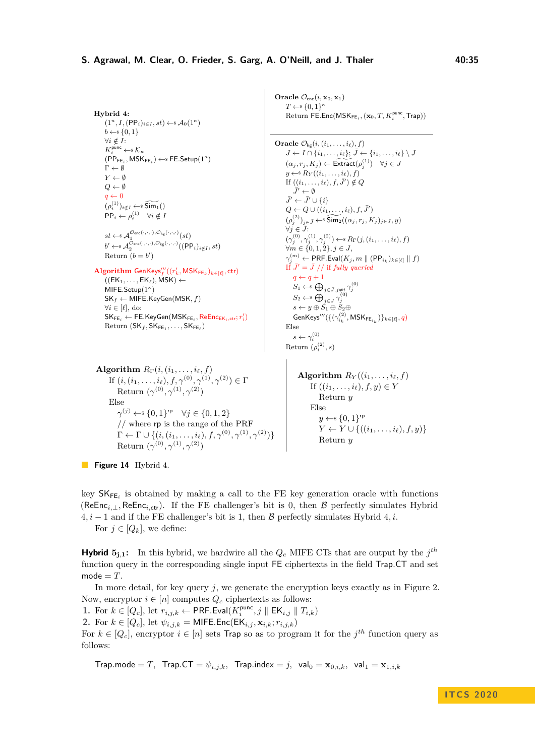**Hybrid 4:**

$(1^n, I, (\mathsf{PP}_i)_{i \in I}, st) \leftarrow\!\!\$\ \mathcal{A}_0(1^\kappa)$
$b \leftarrow\!\!\$\ \{0,1\}$
$\forall i \notin I$:
$K_i^{\mathsf{punc}} \leftarrow\!\!\$\ \mathcal{K}_\kappa$
$(\mathsf{PP}_{\mathsf{FE}_i}, \mathsf{MSK}_{\mathsf{FE}_i}) \leftarrow\!\!\$\ \mathsf{FE.Setup}(1^\kappa)$
$\Gamma \leftarrow \emptyset$
$Y \leftarrow \emptyset$
$Q \leftarrow \emptyset$
$q \leftarrow 0$
$(\rho_i^{(1)})_{i \notin I} \leftarrow\!\!\$\ \widetilde{\mathsf{Sim}_1}()$
$\mathsf{PP}_i \leftarrow \rho_i^{(1)} \quad \forall i \notin I$

$st \leftarrow\!\!\$\ \mathcal{A}_1^{\mathcal{O}_{\mathsf{enc}}(\cdot,\cdot,\cdot), \mathcal{O}_{\mathsf{kg}}(\cdot,\cdot,\cdot)}(st)$
$b' \leftarrow\!\!\$\ \mathcal{A}_2^{\mathcal{O}_{\mathsf{enc}}(\cdot,\cdot,\cdot), \mathcal{O}_{\mathsf{kg}}(\cdot,\cdot,\cdot)}((\mathsf{PP}_i)_{i \notin I}, st)$
Return $(b = b')$

**Algorithm** $\mathsf{GenKeys}_f'''((r_k', \mathsf{MSK}_{\mathsf{FE}_k})_{k \in [\ell]}, \mathsf{ctr})$
$((\mathsf{EK}_1, \ldots, \mathsf{EK}_\ell), \mathsf{MSK}) \leftarrow \mathsf{MIFE.Setup}(1^\kappa)$
$\mathsf{SK}_f \leftarrow \mathsf{MIFE.KeyGen}(\mathsf{MSK}, f)$
$\forall i \in [\ell]$, do:
$\mathsf{SK}_{\mathsf{FE}_i} \leftarrow \mathsf{FE.KeyGen}(\mathsf{MSK}_{\mathsf{FE}_i}, \mathsf{ReEnc}_{\mathsf{EK}_i, \mathsf{ctr}}; r_i')$
Return $(\mathsf{SK}_f, \mathsf{SK}_{\mathsf{FE}_1}, \ldots, \mathsf{SK}_{\mathsf{FE}_\ell})$

**Oracle** $\mathcal{O}_{\mathsf{enc}}(i, \mathbf{x}_0, \mathbf{x}_1)$
$T \leftarrow\!\!\$\ \{0,1\}^\kappa$
Return $\mathsf{FE.Enc}(\mathsf{MSK}_{\mathsf{FE}_i}, (\mathbf{x}_0, T, K_i^{\mathsf{punc}}, \mathsf{Trap}))$

**Oracle** $\mathcal{O}_{\mathsf{kg}}(i, (i_1, \ldots, i_\ell), f)$
$J \leftarrow I \cap \{i_1, \ldots, i_\ell\}$; $\bar{J} \leftarrow \{i_1, \ldots, i_\ell\} \setminus J$
$(\alpha_j, r_j, K_j) \leftarrow \widetilde{\mathsf{Extract}}(\rho_j^{(1)}) \quad \forall j \in J$
$y \leftarrow\!\!\$\ R_Y((i_1, \ldots, i_\ell), f)$
If $((i_1, \ldots, i_\ell), f, \bar{J}') \notin Q$
$\bar{J}' \leftarrow \emptyset$
$\bar{J}' \leftarrow \bar{J}' \cup \{i\}$
$Q \leftarrow Q \cup ((i_1, \ldots, i_\ell), f, \bar{J}')$
$(\rho_i^{(2)})_{i \in \bar{J}} \leftarrow\!\!\$\ \widetilde{\mathsf{Sim}_2}((\alpha_j, r_j, K_j)_{j \in J}, y)$
$\forall j \in J$:
$(\gamma_j^{(0)}, \gamma_j^{(1)}, \gamma_j^{(2)}) \leftarrow\!\!\$\ R_\Gamma(j, (i_1, \ldots, i_\ell), f)$
$\forall m \in \{0,1,2\}, j \in J$,
$\gamma_j^{(m)} \leftarrow \mathsf{PRF.Eval}(K_j, m \parallel (\mathsf{PP}_{i_k})_{k \in [\ell]} \parallel f)$
If $\bar{J}' = \bar{J}$ // *if fully queried*
$q \leftarrow q + 1$
$S_1 \leftarrow\!\!\$\ \bigoplus_{j \in J, j \neq i} \gamma_j^{(0)}$
$S_2 \leftarrow\!\!\$\ \bigoplus_{j \in J} \gamma_j^{(0)}$
$s \leftarrow y \oplus S_1 \oplus S_2 \oplus \mathsf{GenKeys}'''(\{(\gamma_{i_k}^{(2)}, \mathsf{MSK}_{\mathsf{FE}_{i_k}})\}_{k \in [\ell]}, q)$
Else
$s \leftarrow \gamma_i^{(0)}$
Return $(\rho_i^{(2)}, s)$

**Algorithm** $R_\Gamma(i, (i_1, \ldots, i_\ell), f)$
If $(i, (i_1, \ldots, i_\ell), f, \gamma^{(0)}, \gamma^{(1)}, \gamma^{(2)}) \in \Gamma$
Return $(\gamma^{(0)}, \gamma^{(1)}, \gamma^{(2)})$
Else
$\gamma^{(j)} \leftarrow\!\!\$\ \{0,1\}^{\mathsf{rp}} \quad \forall j \in \{0,1,2\}$
// where $\mathsf{rp}$ is the range of the PRF
$\Gamma \leftarrow \Gamma \cup \{(i, (i_1, \ldots, i_\ell), f, \gamma^{(0)}, \gamma^{(1)}, \gamma^{(2)})\}$
Return $(\gamma^{(0)}, \gamma^{(1)}, \gamma^{(2)})$

**Algorithm** $R_Y((i_1, \ldots, i_\ell), f)$
If $((i_1, \ldots, i_\ell), f, y) \in Y$
Return $y$
Else
$y \leftarrow\!\!\$\ \{0,1\}^{\mathsf{rp}}$
$Y \leftarrow Y \cup \{((i_1, \ldots, i_\ell), f, y)\}$
Return $y$

**Figure 14** Hybrid 4.

key $\mathsf{SK}_{\mathsf{FE}_i}$ is obtained by making a call to the FE key generation oracle with functions $(\mathsf{ReEnc}_{i,\perp}, \mathsf{ReEnc}_{i,\mathsf{ctr}})$. If the FE challenger's bit is 0, then $\mathcal{B}$ perfectly simulates Hybrid $4, i-1$ and if the FE challenger's bit is 1, then $\mathcal{B}$ perfectly simulates Hybrid $4, i$.

For $j \in [Q_k]$, we define:

**Hybrid $5_{j,1}$:** In this hybrid, we hardwire all the $Q_c$ MIFE CTs that are output by the $j^{th}$ function query in the corresponding single input FE ciphertexts in the field $\mathsf{Trap.CT}$ and set $\mathsf{mode} = T$.

In more detail, for key query $j$, we generate the encryption keys exactly as in Figure 2. Now, encryptor $i \in [n]$ computes $Q_c$ ciphertexts as follows:

1. For $k \in [Q_c]$, let $r_{i,j,k} \leftarrow \mathsf{PRF.Eval}(K_i^{\mathsf{punc}}, j \parallel \mathsf{EK}_{i,j} \parallel T_{i,k})$
2. For $k \in [Q_c]$, let $\psi_{i,j,k} = \mathsf{MIFE.Enc}(\mathsf{EK}_{i,j}, \mathbf{x}_{i,k}; r_{i,j,k})$

For $k \in [Q_c]$, encryptor $i \in [n]$ sets $\mathsf{Trap}$ so as to program it for the $j^{th}$ function query as follows:

$$\mathsf{Trap.mode} = T, \quad \mathsf{Trap.CT} = \psi_{i,j,k}, \quad \mathsf{Trap.index} = j, \quad \mathsf{val}_0 = \mathbf{x}_{0,i,k}, \quad \mathsf{val}_1 = \mathbf{x}_{1,i,k}$$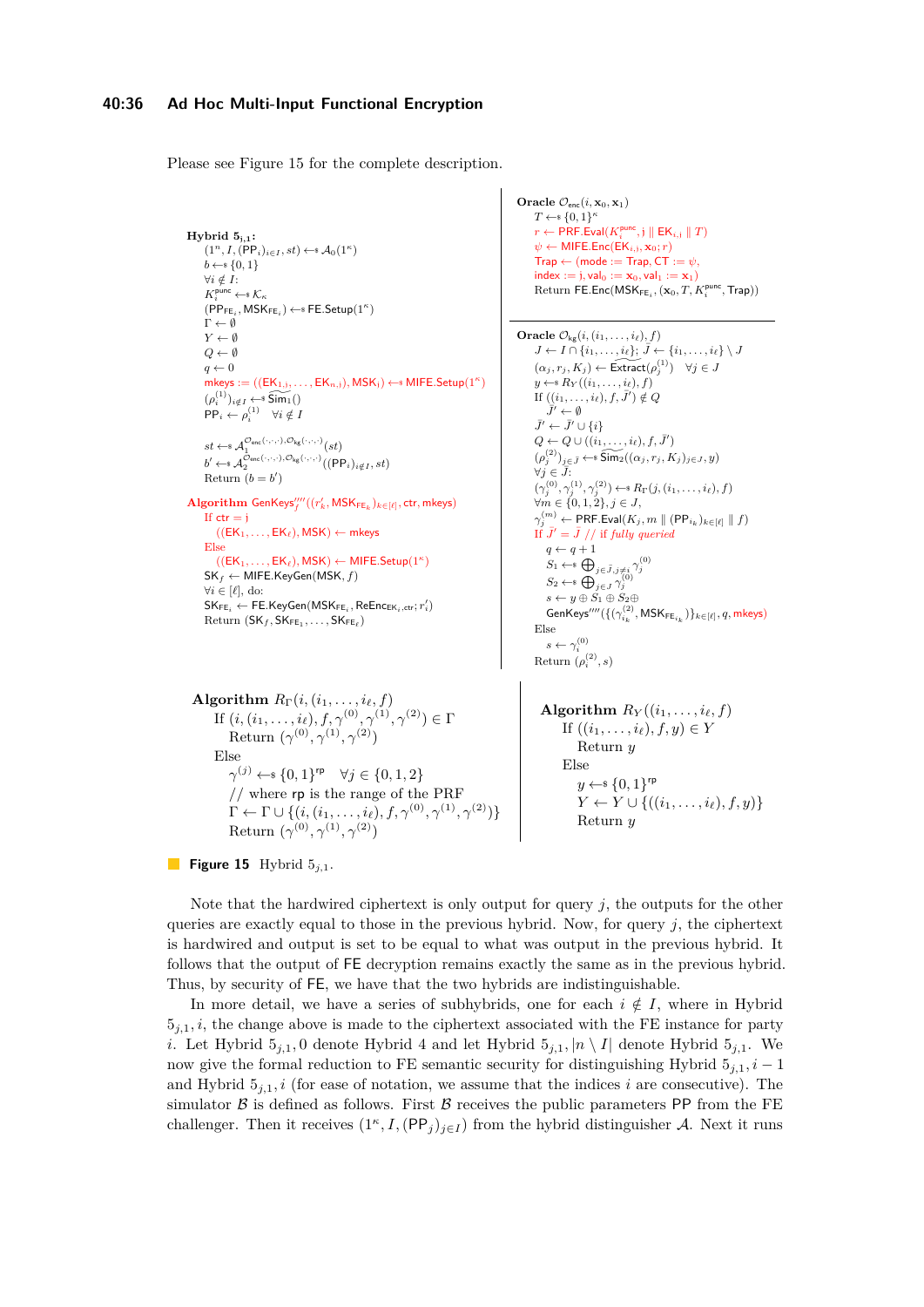Please see Figure 15 for the complete description.

```
Hybrid 5_{j,1}:
  (1^n, I, (PP_i)_{i∈I}, st) ←$ A_0(1^κ)
  b ←$ {0,1}
  ∀i ∉ I:
    K_i^punc ←$ K_κ
    (PP_{FE_i}, MSK_{FE_i}) ←$ FE.Setup(1^κ)
  Γ ← ∅
  Y ← ∅
  Q ← ∅
  q ← 0
  mkeys := ((EK_{1,j}, ..., EK_{n,j}), MSK_j) ←$ MIFE.Setup(1^κ)
  (ρ_i^(1))_{i∉I} ←$ Sim~_1()
  PP_i ← ρ_i^(1)   ∀i ∉ I

  st ←$ A_1^{O_enc(·,·,·), O_kg(·,·)}(st)
  b' ←$ A_2^{O_enc(·,·,·), O_kg(·,·)}((PP_i)_{i∉I}, st)
  Return (b = b')

Algorithm GenKeys'''_f((r'_k, MSK_{FE_k})_{k∈[ℓ]}, ctr, mkeys)
  If ctr = j
    ((EK_1, ..., EK_ℓ), MSK) ← mkeys
  Else
    ((EK_1, ..., EK_ℓ), MSK) ← MIFE.Setup(1^κ)
  SK_f ← MIFE.KeyGen(MSK, f)
  ∀i ∈ [ℓ], do:
    SK_{FE_i} ← FE.KeyGen(MSK_{FE_i}, ReEnc_{EK_i,ctr}; r'_i)
  Return (SK_f, SK_{FE_1}, ..., SK_{FE_ℓ})
```

```
Oracle O_enc(i, x_0, x_1)
  T ←$ {0,1}^κ
  r ← PRF.Eval(K_i^punc, j || EK_{i,j} || T)
  ψ ← MIFE.Enc(EK_{i,j}, x_0; r)
  Trap ← (mode := Trap, CT := ψ,
    index := j, val_0 := x_0, val_1 := x_1)
  Return FE.Enc(MSK_{FE_i}, (x_0, T, K_i^punc, Trap))

Oracle O_kg(i, (i_1, ..., i_ℓ), f)
  J ← I ∩ {i_1, ..., i_ℓ}; J̄ ← {i_1, ..., i_ℓ} \ J
  (α_j, r_j, K_j) ← Extract~(ρ_j^(1))   ∀j ∈ J
  y ←$ R_Y((i_1, ..., i_ℓ), f)
  If ((i_1, ..., i_ℓ), f, J̄') ∉ Q
    J̄' ← ∅
  J̄' ← J̄' ∪ {i}
  Q ← Q ∪ ((i_1, ..., i_ℓ), f, J̄')
  (ρ_j^(2))_{j∈J̄} ←$ Sim~_2((α_j, r_j, K_j)_{j∈J}, y)
  ∀j ∈ J̄:
    (γ_j^(0), γ_j^(1), γ_j^(2)) ←$ R_Γ(j, (i_1, ..., i_ℓ), f)
  ∀m ∈ {0,1,2}, j ∈ J,
    γ_j^(m) ← PRF.Eval(K_j, m || (PP_{i_k})_{k∈[ℓ]} || f)
  If J̄' = J̄ // if fully queried
    q ← q + 1
    S_1 ←$ ⊕_{j∈J̄, j≠i} γ_j^(0)
    S_2 ←$ ⊕_{j∈J} γ_j^(0)
    s ← y ⊕ S_1 ⊕ S_2 ⊕
    GenKeys'''({(γ_{i_k}^(2), MSK_{FE_{i_k}})}_{k∈[ℓ]}, q, mkeys)
  Else
    s ← γ_i^(0)
  Return (ρ_i^(2), s)
```

```
Algorithm R_Γ(i, (i_1, ..., i_ℓ), f)
  If (i, (i_1, ..., i_ℓ), f, γ^(0), γ^(1), γ^(2)) ∈ Γ
    Return (γ^(0), γ^(1), γ^(2))
  Else
    γ^(j) ←$ {0,1}^rp   ∀j ∈ {0,1,2}
    // where rp is the range of the PRF
    Γ ← Γ ∪ {(i, (i_1, ..., i_ℓ), f, γ^(0), γ^(1), γ^(2))}
    Return (γ^(0), γ^(1), γ^(2))

Algorithm R_Y((i_1, ..., i_ℓ), f)
  If ((i_1, ..., i_ℓ), f, y) ∈ Y
    Return y
  Else
    y ←$ {0,1}^rp
    Y ← Y ∪ {((i_1, ..., i_ℓ), f, y)}
    Return y
```

**Figure 15** Hybrid $5_{j,1}$.

Note that the hardwired ciphertext is only output for query $j$, the outputs for the other queries are exactly equal to those in the previous hybrid. Now, for query $j$, the ciphertext is hardwired and output is set to be equal to what was output in the previous hybrid. It follows that the output of FE decryption remains exactly the same as in the previous hybrid. Thus, by security of FE, we have that the two hybrids are indistinguishable.

In more detail, we have a series of subhybrids, one for each $i \notin I$, where in Hybrid $5_{j,1}, i$, the change above is made to the ciphertext associated with the FE instance for party $i$. Let Hybrid $5_{j,1}, 0$ denote Hybrid 4 and let Hybrid $5_{j,1}, |n \setminus I|$ denote Hybrid $5_{j,1}$. We now give the formal reduction to FE semantic security for distinguishing Hybrid $5_{j,1}, i-1$ and Hybrid $5_{j,1}, i$ (for ease of notation, we assume that the indices $i$ are consecutive). The simulator $\mathcal{B}$ is defined as follows. First $\mathcal{B}$ receives the public parameters PP from the FE challenger. Then it receives $(1^\kappa, I, (\mathsf{PP}_j)_{j\in I})$ from the hybrid distinguisher $\mathcal{A}$. Next it runs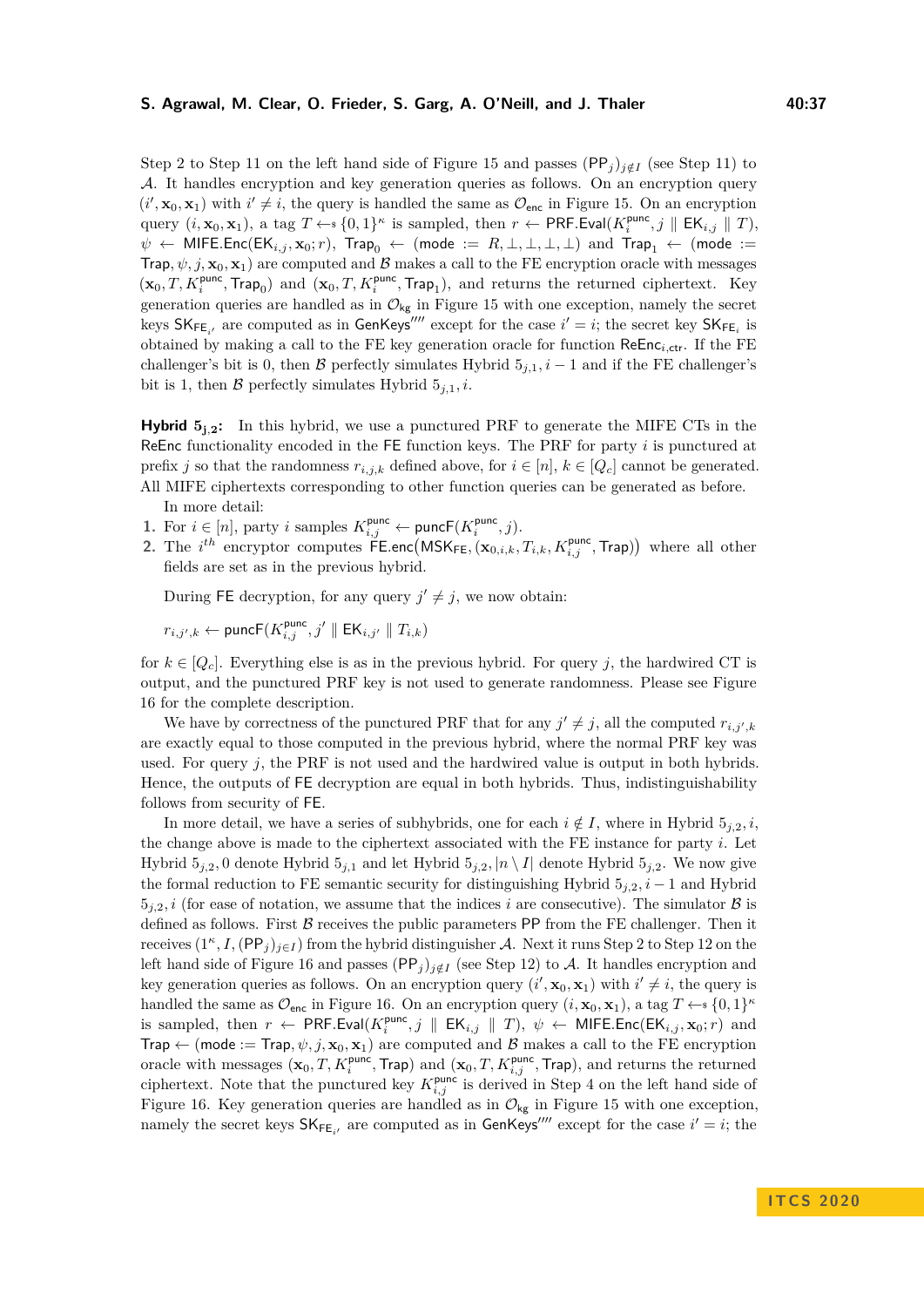Step 2 to Step 11 on the left hand side of Figure 15 and passes $(\mathsf{PP}_j)_{j \notin I}$ (see Step 11) to $\mathcal{A}$. It handles encryption and key generation queries as follows. On an encryption query $(i', \mathbf{x}_0, \mathbf{x}_1)$ with $i' \neq i$, the query is handled the same as $\mathcal{O}_{\mathsf{enc}}$ in Figure 15. On an encryption query $(i, \mathbf{x}_0, \mathbf{x}_1)$, a tag $T \leftarrow\!\!\$ \{0,1\}^\kappa$ is sampled, then $r \leftarrow \mathsf{PRF.Eval}(K_i^{\mathsf{punc}}, j \parallel \mathsf{EK}_{i,j} \parallel T)$, $\psi \leftarrow \mathsf{MIFE.Enc}(\mathsf{EK}_{i,j}, \mathbf{x}_0; r)$, $\mathsf{Trap}_0 \leftarrow (\mathsf{mode} := R, \bot, \bot, \bot, \bot)$ and $\mathsf{Trap}_1 \leftarrow (\mathsf{mode} := \mathsf{Trap}, \psi, j, \mathbf{x}_0, \mathbf{x}_1)$ are computed and $\mathcal{B}$ makes a call to the FE encryption oracle with messages $(\mathbf{x}_0, T, K_i^{\mathsf{punc}}, \mathsf{Trap}_0)$ and $(\mathbf{x}_0, T, K_i^{\mathsf{punc}}, \mathsf{Trap}_1)$, and returns the returned ciphertext. Key generation queries are handled as in $\mathcal{O}_{\mathsf{kg}}$ in Figure 15 with one exception, namely the secret keys $\mathsf{SK}_{\mathsf{FE}_{i'}}$ are computed as in $\mathsf{GenKeys}''''$ except for the case $i' = i$; the secret key $\mathsf{SK}_{\mathsf{FE}_i}$ is obtained by making a call to the FE key generation oracle for function $\mathsf{ReEnc}_{i,\mathsf{ctr}}$. If the FE challenger's bit is 0, then $\mathcal{B}$ perfectly simulates Hybrid $5_{j,1}, i-1$ and if the FE challenger's bit is 1, then $\mathcal{B}$ perfectly simulates Hybrid $5_{j,1}, i$.

**Hybrid $5_{j,2}$:** In this hybrid, we use a punctured PRF to generate the MIFE CTs in the $\mathsf{ReEnc}$ functionality encoded in the $\mathsf{FE}$ function keys. The PRF for party $i$ is punctured at prefix $j$ so that the randomness $r_{i,j,k}$ defined above, for $i \in [n]$, $k \in [Q_c]$ cannot be generated. All MIFE ciphertexts corresponding to other function queries can be generated as before.

In more detail:

1. For $i \in [n]$, party $i$ samples $K_{i,j}^{\mathsf{punc}} \leftarrow \mathsf{puncF}(K_i^{\mathsf{punc}}, j)$.
2. The $i^{th}$ encryptor computes $\mathsf{FE.enc}\big(\mathsf{MSK}_{\mathsf{FE}}, (\mathbf{x}_{0,i,k}, T_{i,k}, K_{i,j}^{\mathsf{punc}}, \mathsf{Trap})\big)$ where all other fields are set as in the previous hybrid.

During $\mathsf{FE}$ decryption, for any query $j' \neq j$, we now obtain:

$$r_{i,j',k} \leftarrow \mathsf{puncF}(K_{i,j}^{\mathsf{punc}}, j' \parallel \mathsf{EK}_{i,j'} \parallel T_{i,k})$$

for $k \in [Q_c]$. Everything else is as in the previous hybrid. For query $j$, the hardwired CT is output, and the punctured PRF key is not used to generate randomness. Please see Figure 16 for the complete description.

We have by correctness of the punctured PRF that for any $j' \neq j$, all the computed $r_{i,j',k}$ are exactly equal to those computed in the previous hybrid, where the normal PRF key was used. For query $j$, the PRF is not used and the hardwired value is output in both hybrids. Hence, the outputs of $\mathsf{FE}$ decryption are equal in both hybrids. Thus, indistinguishability follows from security of $\mathsf{FE}$.

In more detail, we have a series of subhybrids, one for each $i \notin I$, where in Hybrid $5_{j,2}, i$, the change above is made to the ciphertext associated with the FE instance for party $i$. Let Hybrid $5_{j,2}, 0$ denote Hybrid $5_{j,1}$ and let Hybrid $5_{j,2}, |n \setminus I|$ denote Hybrid $5_{j,2}$. We now give the formal reduction to FE semantic security for distinguishing Hybrid $5_{j,2}, i-1$ and Hybrid $5_{j,2}, i$ (for ease of notation, we assume that the indices $i$ are consecutive). The simulator $\mathcal{B}$ is defined as follows. First $\mathcal{B}$ receives the public parameters $\mathsf{PP}$ from the FE challenger. Then it receives $(1^\kappa, I, (\mathsf{PP}_j)_{j \in I})$ from the hybrid distinguisher $\mathcal{A}$. Next it runs Step 2 to Step 12 on the left hand side of Figure 16 and passes $(\mathsf{PP}_j)_{j \notin I}$ (see Step 12) to $\mathcal{A}$. It handles encryption and key generation queries as follows. On an encryption query $(i', \mathbf{x}_0, \mathbf{x}_1)$ with $i' \neq i$, the query is handled the same as $\mathcal{O}_{\mathsf{enc}}$ in Figure 16. On an encryption query $(i, \mathbf{x}_0, \mathbf{x}_1)$, a tag $T \leftarrow\!\!\$ \{0,1\}^\kappa$ is sampled, then $r \leftarrow \mathsf{PRF.Eval}(K_i^{\mathsf{punc}}, j \parallel \mathsf{EK}_{i,j} \parallel T)$, $\psi \leftarrow \mathsf{MIFE.Enc}(\mathsf{EK}_{i,j}, \mathbf{x}_0; r)$ and $\mathsf{Trap} \leftarrow (\mathsf{mode} := \mathsf{Trap}, \psi, j, \mathbf{x}_0, \mathbf{x}_1)$ are computed and $\mathcal{B}$ makes a call to the FE encryption oracle with messages $(\mathbf{x}_0, T, K_i^{\mathsf{punc}}, \mathsf{Trap})$ and $(\mathbf{x}_0, T, K_{i,j}^{\mathsf{punc}}, \mathsf{Trap})$, and returns the returned ciphertext. Note that the punctured key $K_{i,j}^{\mathsf{punc}}$ is derived in Step 4 on the left hand side of Figure 16. Key generation queries are handled as in $\mathcal{O}_{\mathsf{kg}}$ in Figure 15 with one exception, namely the secret keys $\mathsf{SK}_{\mathsf{FE}_{i'}}$ are computed as in $\mathsf{GenKeys}''''$ except for the case $i' = i$; the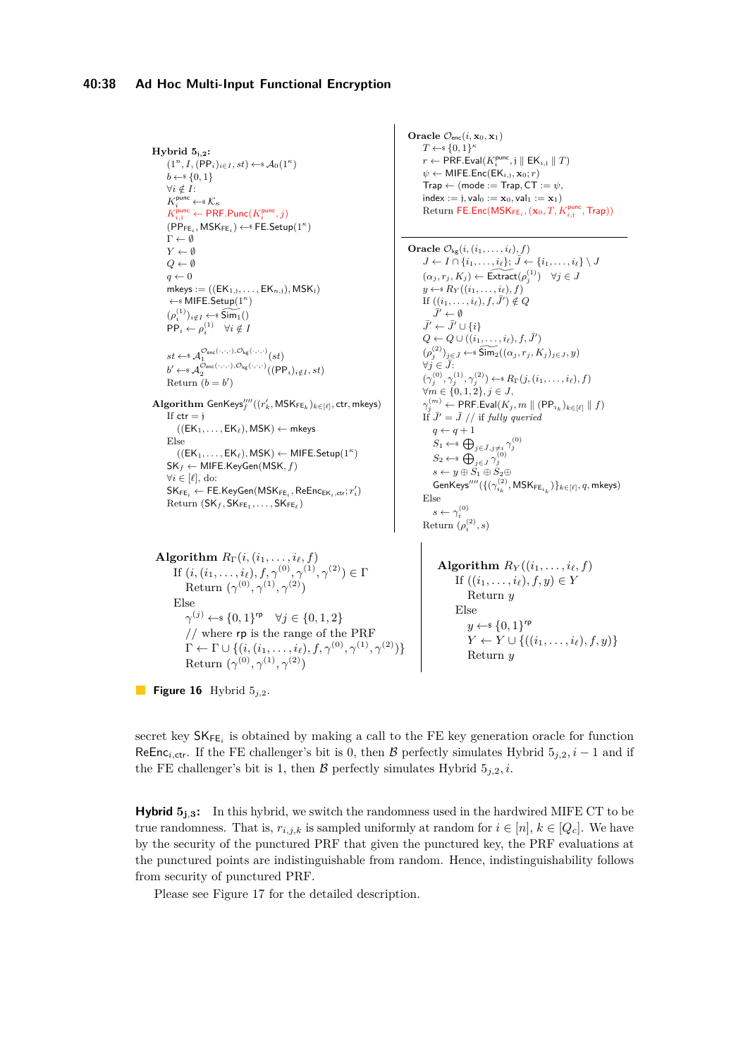**Hybrid $5_{j,2}$:**

```
(1^n, I, (PP_i)_{i∈I}, st) ←$ A_0(1^κ)
b ←$ {0,1}
∀i ∉ I:
  K_i^punc ←$ K_κ
  K_{i,j}^punc ← PRF.Punc(K_i^punc, j)
  (PP_FE_i, MSK_FE_i) ←$ FE.Setup(1^κ)
Γ ← ∅
Y ← ∅
Q ← ∅
q ← 0
mkeys := ((EK_{1,j}, ..., EK_{n,j}), MSK_j)
  ←$ MIFE.Setup(1^κ)
(ρ_i^(1))_{i∉I} ←$ ~Sim_1()
PP_i ← ρ_i^(1)   ∀i ∉ I

st ←$ A_1^{O_enc(·,·,·), O_kg(·,·,·)}(st)
b' ←$ A_2^{O_enc(·,·,·), O_kg(·,·,·)}((PP_i)_{i∈I}, st)
Return (b = b')
```

**Algorithm** GenKeys$_f''''((r'_k, \mathsf{MSK}_{\mathsf{FE}_k})_{k\in[\ell]}, \mathsf{ctr}, \mathsf{mkeys})$

```
If ctr = j
  ((EK_1, ..., EK_ℓ), MSK) ← mkeys
Else
  ((EK_1, ..., EK_ℓ), MSK) ← MIFE.Setup(1^κ)
SK_f ← MIFE.KeyGen(MSK, f)
∀i ∈ [ℓ], do:
SK_FE_i ← FE.KeyGen(MSK_FE_i, ReEnc_{EK_i,ctr}; r'_i)
Return (SK_f, SK_FE_1, ..., SK_FE_ℓ)
```

**Oracle** $\mathcal{O}_{\mathsf{enc}}(i, \mathbf{x}_0, \mathbf{x}_1)$

```
T ←$ {0,1}^κ
r ← PRF.Eval(K_i^punc, j || EK_{i,j} || T)
ψ ← MIFE.Enc(EK_{i,j}, x_0; r)
Trap ← (mode := Trap, CT := ψ,
index := j, val_0 := x_0, val_1 := x_1)
Return FE.Enc(MSK_FE_i, (x_0, T, K_{i,j}^punc, Trap))
```

**Oracle** $\mathcal{O}_{\mathsf{kg}}(i, (i_1, \ldots, i_\ell), f)$

```
J ← I ∩ {i_1, ..., i_ℓ};  J̄ ← {i_1, ..., i_ℓ} \ J
(α_j, r_j, K_j) ← ~Extract(ρ_j^(1))   ∀j ∈ J
y ←$ R_Y((i_1, ..., i_ℓ), f)
If ((i_1, ..., i_ℓ), f, J̄') ∉ Q
  J̄' ← ∅
J̄' ← J̄' ∪ {i}
Q ← Q ∪ ((i_1, ..., i_ℓ), f, J̄')
(ρ_j^(2))_{j∈J} ←$ ~Sim_2((α_j, r_j, K_j)_{j∈J}, y)
∀j ∈ J̄:
(γ_j^(0), γ_j^(1), γ_j^(2)) ←$ R_Γ(j, (i_1, ..., i_ℓ), f)
∀m ∈ {0,1,2}, j ∈ J,
γ_j^(m) ← PRF.Eval(K_j, m || (PP_{i_k})_{k∈[ℓ]} || f)
If J̄' = J̄ // if fully queried
  q ← q + 1
  S_1 ←$ ⊕_{j∈J̄, j≠i} γ_j^(0)
  S_2 ←$ ⊕_{j∈J} γ_j^(0)
  s ← y ⊕ S_1 ⊕ S_2 ⊕
  GenKeys''''({(γ_{i_k}^(2), MSK_FE_{i_k})}_{k∈[ℓ]}, q, mkeys)
Else
  s ← γ_i^(0)
Return (ρ_i^(2), s)
```

**Algorithm** $R_\Gamma(i, (i_1, \ldots, i_\ell), f)$

```
If (i, (i_1, ..., i_ℓ), f, γ^(0), γ^(1), γ^(2)) ∈ Γ
  Return (γ^(0), γ^(1), γ^(2))
Else
  γ^(j) ←$ {0,1}^rp   ∀j ∈ {0,1,2}
  // where rp is the range of the PRF
  Γ ← Γ ∪ {(i, (i_1, ..., i_ℓ), f, γ^(0), γ^(1), γ^(2))}
  Return (γ^(0), γ^(1), γ^(2))
```

**Algorithm** $R_Y((i_1, \ldots, i_\ell), f)$

```
If ((i_1, ..., i_ℓ), f, y) ∈ Y
  Return y
Else
  y ←$ {0,1}^rp
  Y ← Y ∪ {((i_1, ..., i_ℓ), f, y)}
  Return y
```

**Figure 16** Hybrid $5_{j,2}$.

secret key $\mathsf{SK}_{\mathsf{FE}_i}$ is obtained by making a call to the FE key generation oracle for function $\mathsf{ReEnc}_{i,\mathsf{ctr}}$. If the FE challenger's bit is 0, then $\mathcal{B}$ perfectly simulates Hybrid $5_{j,2}, i-1$ and if the FE challenger's bit is 1, then $\mathcal{B}$ perfectly simulates Hybrid $5_{j,2}, i$.

**Hybrid $5_{j,3}$:** In this hybrid, we switch the randomness used in the hardwired MIFE CT to be true randomness. That is, $r_{i,j,k}$ is sampled uniformly at random for $i \in [n]$, $k \in [Q_c]$. We have by the security of the punctured PRF that given the punctured key, the PRF evaluations at the punctured points are indistinguishable from random. Hence, indistinguishability follows from security of punctured PRF.

Please see Figure 17 for the detailed description.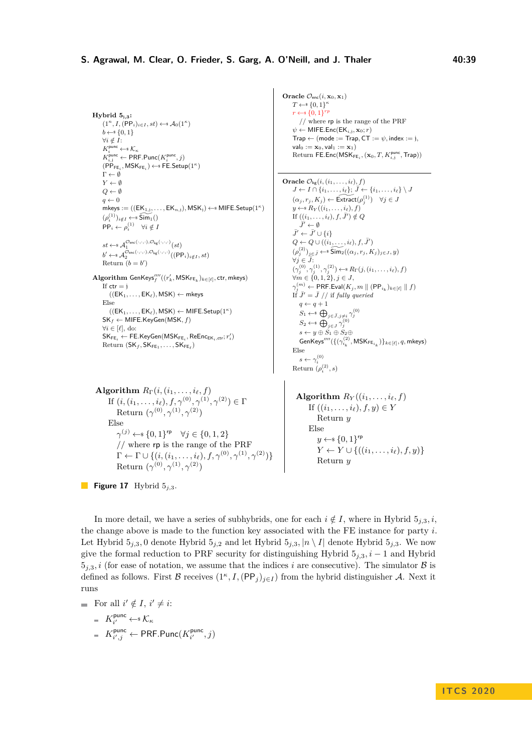**Hybrid $5_{j,3}$:**

$(1^n, I, (\mathsf{PP}_i)_{i \in I}, st) \leftarrow\$ \mathcal{A}_0(1^\kappa)$
$b \leftarrow\$ \{0,1\}$
$\forall i \notin I$:
$K_i^{\mathsf{punc}} \leftarrow\$ \mathcal{K}_\kappa$
$K_{i,j}^{\mathsf{punc}} \leftarrow \mathsf{PRF.Punc}(K_i^{\mathsf{punc}}, j)$
$(\mathsf{PP}_{\mathsf{FE}_i}, \mathsf{MSK}_{\mathsf{FE}_i}) \leftarrow\$ \mathsf{FE.Setup}(1^\kappa)$
$\Gamma \leftarrow \emptyset$
$Y \leftarrow \emptyset$
$Q \leftarrow \emptyset$
$q \leftarrow 0$
$\mathsf{mkeys} := ((\mathsf{EK}_{1,\mathsf{j}}, \ldots, \mathsf{EK}_{n,\mathsf{j}}), \mathsf{MSK}_\mathsf{j}) \leftarrow\$ \mathsf{MIFE.Setup}(1^\kappa)$
$(\rho_i^{(1)})_{i \notin I} \leftarrow\$ \widetilde{\mathsf{Sim}_1}()$
$\mathsf{PP}_i \leftarrow \rho_i^{(1)} \quad \forall i \notin I$

$st \leftarrow\$ \mathcal{A}_1^{\mathcal{O}_{\mathsf{enc}}(\cdot,\cdot,\cdot), \mathcal{O}_{\mathsf{kg}}(\cdot,\cdot,\cdot)}(st)$
$b' \leftarrow\$ \mathcal{A}_2^{\mathcal{O}_{\mathsf{enc}}(\cdot,\cdot,\cdot), \mathcal{O}_{\mathsf{kg}}(\cdot,\cdot,\cdot)}((\mathsf{PP}_i)_{i \notin I}, st)$
Return $(b = b')$

**Algorithm** $\mathsf{GenKeys}_f''''((r'_k, \mathsf{MSK}_{\mathsf{FE}_k})_{k \in [\ell]}, \mathsf{ctr}, \mathsf{mkeys})$

If $\mathsf{ctr} = \mathsf{j}$
  $((\mathsf{EK}_1, \ldots, \mathsf{EK}_\ell), \mathsf{MSK}) \leftarrow \mathsf{mkeys}$
Else
  $((\mathsf{EK}_1, \ldots, \mathsf{EK}_\ell), \mathsf{MSK}) \leftarrow \mathsf{MIFE.Setup}(1^\kappa)$
$\mathsf{SK}_f \leftarrow \mathsf{MIFE.KeyGen}(\mathsf{MSK}, f)$
$\forall i \in [\ell]$, do:
$\mathsf{SK}_{\mathsf{FE}_i} \leftarrow \mathsf{FE.KeyGen}(\mathsf{MSK}_{\mathsf{FE}_i}, \mathsf{ReEnc}_{\mathsf{EK}_i,\mathsf{ctr}}; r'_i)$
Return $(\mathsf{SK}_f, \mathsf{SK}_{\mathsf{FE}_1}, \ldots, \mathsf{SK}_{\mathsf{FE}_\ell})$

**Oracle** $\mathcal{O}_{\mathsf{enc}}(i, \mathbf{x}_0, \mathbf{x}_1)$

$T \leftarrow\$ \{0,1\}^\kappa$
$r \leftarrow\$ \{0,1\}^{rp}$
  // where rp is the range of the PRF
$\psi \leftarrow \mathsf{MIFE.Enc}(\mathsf{EK}_{i,\mathsf{j}}, \mathbf{x}_0; r)$
$\mathsf{Trap} \leftarrow (\mathsf{mode} := \mathsf{Trap}, \mathsf{CT} := \psi, \mathsf{index} := \mathsf{j},$
$\mathsf{val}_0 := \mathbf{x}_0, \mathsf{val}_1 := \mathbf{x}_1)$
Return $\mathsf{FE.Enc}(\mathsf{MSK}_{\mathsf{FE}_i}, (\mathbf{x}_0, T, K_{i,\mathsf{j}}^{\mathsf{punc}}, \mathsf{Trap}))$

**Oracle** $\mathcal{O}_{\mathsf{kg}}(i, (i_1, \ldots, i_\ell), f)$

$J \leftarrow I \cap \{i_1, \ldots, i_\ell\}$; $\bar{J} \leftarrow \{i_1, \ldots, i_\ell\} \setminus J$
$(\alpha_j, r_j, K_j) \leftarrow \mathsf{Extract}(\rho_j^{(1)}) \quad \forall j \in J$
$y \leftarrow\$ R_Y((i_1, \ldots, i_\ell), f)$
If $((i_1, \ldots, i_\ell), f, \bar{J}') \notin Q$
  $\bar{J}' \leftarrow \emptyset$
$\bar{J}' \leftarrow \bar{J}' \cup \{i\}$
$Q \leftarrow Q \cup ((i_1, \ldots, i_\ell), f, \bar{J}')$
$(\rho_j^{(2)})_{j \in \bar{J}} \leftarrow\$ \widetilde{\mathsf{Sim}_2}((\alpha_j, r_j, K_j)_{j \in J}, y)$
$\forall j \in \bar{J}$:
$(\gamma_j^{(0)}, \gamma_j^{(1)}, \gamma_j^{(2)}) \leftarrow\$ R_\Gamma(j, (i_1, \ldots, i_\ell), f)$
$\forall m \in \{0,1,2\}, j \in J$,
$\gamma_j^{(m)} \leftarrow \mathsf{PRF.Eval}(K_j, m \parallel (\mathsf{PP}_{i_k})_{k \in [\ell]} \parallel f)$
If $\bar{J}' = \bar{J}$ // *if fully queried*
  $q \leftarrow q + 1$
  $S_1 \leftarrow\$ \bigoplus_{j \in \bar{J}, j \neq i} \gamma_j^{(0)}$
  $S_2 \leftarrow\$ \bigoplus_{j \in J} \gamma_j^{(0)}$
  $s \leftarrow y \oplus S_1 \oplus S_2 \oplus$
  $\mathsf{GenKeys}''''(\{(\gamma_{i_k}^{(2)}, \mathsf{MSK}_{\mathsf{FE}_{i_k}})\}_{k \in [\ell]}, q, \mathsf{mkeys})$
Else
  $s \leftarrow \gamma_i^{(0)}$
Return $(\rho_i^{(2)}, s)$

**Algorithm** $R_\Gamma(i, (i_1, \ldots, i_\ell), f)$

If $(i, (i_1, \ldots, i_\ell), f, \gamma^{(0)}, \gamma^{(1)}, \gamma^{(2)}) \in \Gamma$
  Return $(\gamma^{(0)}, \gamma^{(1)}, \gamma^{(2)})$
Else
  $\gamma^{(j)} \leftarrow\$ \{0,1\}^{\mathsf{rp}} \quad \forall j \in \{0,1,2\}$
  // where $\mathsf{rp}$ is the range of the PRF
  $\Gamma \leftarrow \Gamma \cup \{(i, (i_1, \ldots, i_\ell), f, \gamma^{(0)}, \gamma^{(1)}, \gamma^{(2)})\}$
  Return $(\gamma^{(0)}, \gamma^{(1)}, \gamma^{(2)})$

**Algorithm** $R_Y((i_1, \ldots, i_\ell), f)$

If $((i_1, \ldots, i_\ell), f, y) \in Y$
  Return $y$
Else
  $y \leftarrow\$ \{0,1\}^{\mathsf{rp}}$
  $Y \leftarrow Y \cup \{((i_1, \ldots, i_\ell), f, y)\}$
  Return $y$

**Figure 17** Hybrid $5_{j,3}$.

In more detail, we have a series of subhybrids, one for each $i \notin I$, where in Hybrid $5_{j,3}, i$, the change above is made to the function key associated with the FE instance for party $i$. Let Hybrid $5_{j,3}, 0$ denote Hybrid $5_{j,2}$ and let Hybrid $5_{j,3}, |n \setminus I|$ denote Hybrid $5_{j,3}$. We now give the formal reduction to PRF security for distinguishing Hybrid $5_{j,3}, i-1$ and Hybrid $5_{j,3}, i$ (for ease of notation, we assume that the indices $i$ are consecutive). The simulator $\mathcal{B}$ is defined as follows. First $\mathcal{B}$ receives $(1^\kappa, I, (\mathsf{PP}_j)_{j \in I})$ from the hybrid distinguisher $\mathcal{A}$. Next it runs

- For all $i' \notin I$, $i' \neq i$:
  - $K_{i'}^{\mathsf{punc}} \leftarrow\$ \mathcal{K}_\kappa$
  - $K_{i',j}^{\mathsf{punc}} \leftarrow \mathsf{PRF.Punc}(K_{i'}^{\mathsf{punc}}, j)$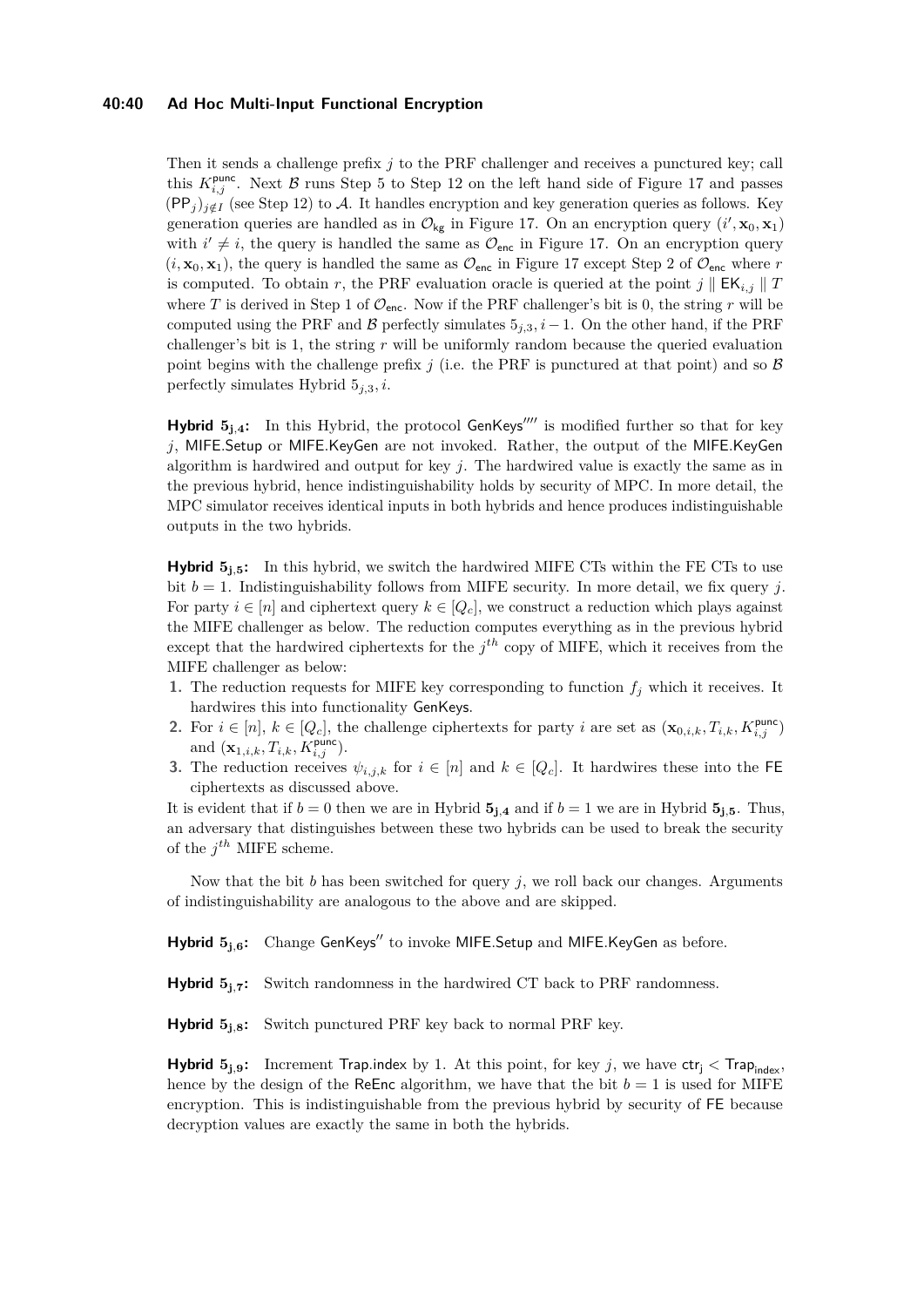Then it sends a challenge prefix $j$ to the PRF challenger and receives a punctured key; call this $K_{i,j}^{\mathsf{punc}}$. Next $\mathcal{B}$ runs Step 5 to Step 12 on the left hand side of Figure 17 and passes $(\mathsf{PP}_j)_{j \notin I}$ (see Step 12) to $\mathcal{A}$. It handles encryption and key generation queries as follows. Key generation queries are handled as in $\mathcal{O}_{\mathsf{kg}}$ in Figure 17. On an encryption query $(i', \mathbf{x}_0, \mathbf{x}_1)$ with $i' \neq i$, the query is handled the same as $\mathcal{O}_{\mathsf{enc}}$ in Figure 17. On an encryption query $(i, \mathbf{x}_0, \mathbf{x}_1)$, the query is handled the same as $\mathcal{O}_{\mathsf{enc}}$ in Figure 17 except Step 2 of $\mathcal{O}_{\mathsf{enc}}$ where $r$ is computed. To obtain $r$, the PRF evaluation oracle is queried at the point $j \parallel \mathsf{EK}_{i,j} \parallel T$ where $T$ is derived in Step 1 of $\mathcal{O}_{\mathsf{enc}}$. Now if the PRF challenger's bit is 0, the string $r$ will be computed using the PRF and $\mathcal{B}$ perfectly simulates $5_{j,3}, i-1$. On the other hand, if the PRF challenger's bit is 1, the string $r$ will be uniformly random because the queried evaluation point begins with the challenge prefix $j$ (i.e. the PRF is punctured at that point) and so $\mathcal{B}$ perfectly simulates Hybrid $5_{j,3}, i$.

**Hybrid $5_{j,4}$:** In this Hybrid, the protocol $\mathsf{GenKeys}''''$ is modified further so that for key $j$, $\mathsf{MIFE.Setup}$ or $\mathsf{MIFE.KeyGen}$ are not invoked. Rather, the output of the $\mathsf{MIFE.KeyGen}$ algorithm is hardwired and output for key $j$. The hardwired value is exactly the same as in the previous hybrid, hence indistinguishability holds by security of MPC. In more detail, the MPC simulator receives identical inputs in both hybrids and hence produces indistinguishable outputs in the two hybrids.

**Hybrid $5_{j,5}$:** In this hybrid, we switch the hardwired MIFE CTs within the FE CTs to use bit $b = 1$. Indistinguishability follows from MIFE security. In more detail, we fix query $j$. For party $i \in [n]$ and ciphertext query $k \in [Q_c]$, we construct a reduction which plays against the MIFE challenger as below. The reduction computes everything as in the previous hybrid except that the hardwired ciphertexts for the $j^{th}$ copy of MIFE, which it receives from the MIFE challenger as below:

1. The reduction requests for MIFE key corresponding to function $f_j$ which it receives. It hardwires this into functionality $\mathsf{GenKeys}$.
2. For $i \in [n]$, $k \in [Q_c]$, the challenge ciphertexts for party $i$ are set as $(\mathbf{x}_{0,i,k}, T_{i,k}, K_{i,j}^{\mathsf{punc}})$ and $(\mathbf{x}_{1,i,k}, T_{i,k}, K_{i,j}^{\mathsf{punc}})$.
3. The reduction receives $\psi_{i,j,k}$ for $i \in [n]$ and $k \in [Q_c]$. It hardwires these into the $\mathsf{FE}$ ciphertexts as discussed above.

It is evident that if $b = 0$ then we are in Hybrid $\mathbf{5_{j,4}}$ and if $b = 1$ we are in Hybrid $\mathbf{5_{j,5}}$. Thus, an adversary that distinguishes between these two hybrids can be used to break the security of the $j^{th}$ MIFE scheme.

Now that the bit $b$ has been switched for query $j$, we roll back our changes. Arguments of indistinguishability are analogous to the above and are skipped.

**Hybrid $5_{j,6}$:** Change $\mathsf{GenKeys}''$ to invoke $\mathsf{MIFE.Setup}$ and $\mathsf{MIFE.KeyGen}$ as before.

**Hybrid $5_{j,7}$:** Switch randomness in the hardwired CT back to PRF randomness.

**Hybrid $5_{j,8}$:** Switch punctured PRF key back to normal PRF key.

**Hybrid $5_{j,9}$:** Increment $\mathsf{Trap.index}$ by 1. At this point, for key $j$, we have $\mathsf{ctr_j} < \mathsf{Trap_{index}}$, hence by the design of the $\mathsf{ReEnc}$ algorithm, we have that the bit $b = 1$ is used for MIFE encryption. This is indistinguishable from the previous hybrid by security of $\mathsf{FE}$ because decryption values are exactly the same in both the hybrids.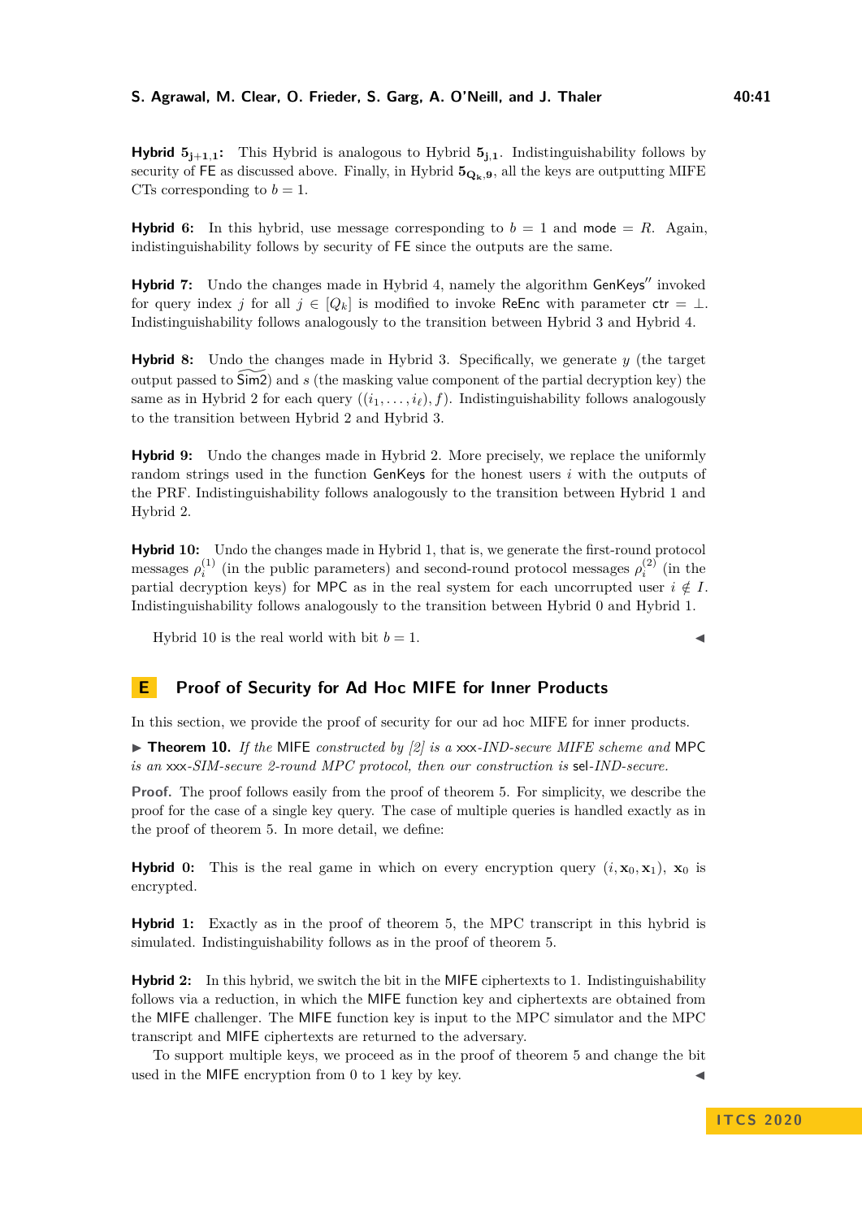**Hybrid $5_{j+1,1}$:** This Hybrid is analogous to Hybrid $5_{j,1}$. Indistinguishability follows by security of FE as discussed above. Finally, in Hybrid $5_{Q_k,9}$, all the keys are outputting MIFE CTs corresponding to $b = 1$.

**Hybrid 6:** In this hybrid, use message corresponding to $b = 1$ and mode $= R$. Again, indistinguishability follows by security of FE since the outputs are the same.

**Hybrid 7:** Undo the changes made in Hybrid 4, namely the algorithm GenKeys′′ invoked for query index $j$ for all $j \in [Q_k]$ is modified to invoke ReEnc with parameter ctr $= \perp$. Indistinguishability follows analogously to the transition between Hybrid 3 and Hybrid 4.

**Hybrid 8:** Undo the changes made in Hybrid 3. Specifically, we generate $y$ (the target output passed to $\widetilde{\mathsf{Sim2}}$) and $s$ (the masking value component of the partial decryption key) the same as in Hybrid 2 for each query $((i_1, \ldots, i_\ell), f)$. Indistinguishability follows analogously to the transition between Hybrid 2 and Hybrid 3.

**Hybrid 9:** Undo the changes made in Hybrid 2. More precisely, we replace the uniformly random strings used in the function GenKeys for the honest users $i$ with the outputs of the PRF. Indistinguishability follows analogously to the transition between Hybrid 1 and Hybrid 2.

**Hybrid 10:** Undo the changes made in Hybrid 1, that is, we generate the first-round protocol messages $\rho_i^{(1)}$ (in the public parameters) and second-round protocol messages $\rho_i^{(2)}$ (in the partial decryption keys) for MPC as in the real system for each uncorrupted user $i \notin I$. Indistinguishability follows analogously to the transition between Hybrid 0 and Hybrid 1.

Hybrid 10 is the real world with bit $b = 1$. ◀

# E Proof of Security for Ad Hoc MIFE for Inner Products

In this section, we provide the proof of security for our ad hoc MIFE for inner products.

▶ **Theorem 10.** *If the* MIFE *constructed by [2] is a* xxx*-IND-secure MIFE scheme and* MPC *is an* xxx*-SIM-secure 2-round MPC protocol, then our construction is* sel*-IND-secure.*

**Proof.** The proof follows easily from the proof of theorem 5. For simplicity, we describe the proof for the case of a single key query. The case of multiple queries is handled exactly as in the proof of theorem 5. In more detail, we define:

**Hybrid 0:** This is the real game in which on every encryption query $(i, \mathbf{x}_0, \mathbf{x}_1)$, $\mathbf{x}_0$ is encrypted.

**Hybrid 1:** Exactly as in the proof of theorem 5, the MPC transcript in this hybrid is simulated. Indistinguishability follows as in the proof of theorem 5.

**Hybrid 2:** In this hybrid, we switch the bit in the MIFE ciphertexts to 1. Indistinguishability follows via a reduction, in which the MIFE function key and ciphertexts are obtained from the MIFE challenger. The MIFE function key is input to the MPC simulator and the MPC transcript and MIFE ciphertexts are returned to the adversary.

To support multiple keys, we proceed as in the proof of theorem 5 and change the bit used in the MIFE encryption from 0 to 1 key by key. ◀